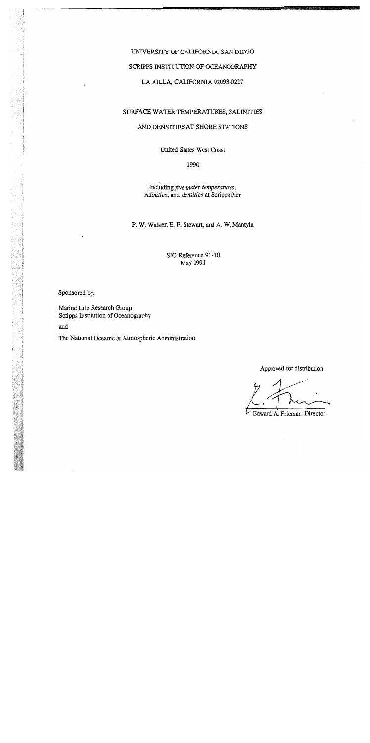UNIVERSITY OF CALIFORNIA, SAN DIEGO

SCRIPPS INSTITUTION OF OCEANOGRAPHY

LA JOLLA, CALIFORNIA 92093-0227

# SURFACE WATER TEMPERATURES, SALINITIES AND DENSITIES AT SHORE STATIONS

United States West Coast

1990

Including *five-meter temperatures, salinities*, and *densities* at Scripps Pier

P. W. Walker, E. F. Stewart, and A. W. Mantyla

SIO Reference 91-10
May 1991

Sponsored by:

Marine Life Research Group
Scripps Institution of Oceanography

and

The National Oceanic & Atmospheric Administration

Approved for distribution:

Edward A. Frieman, Director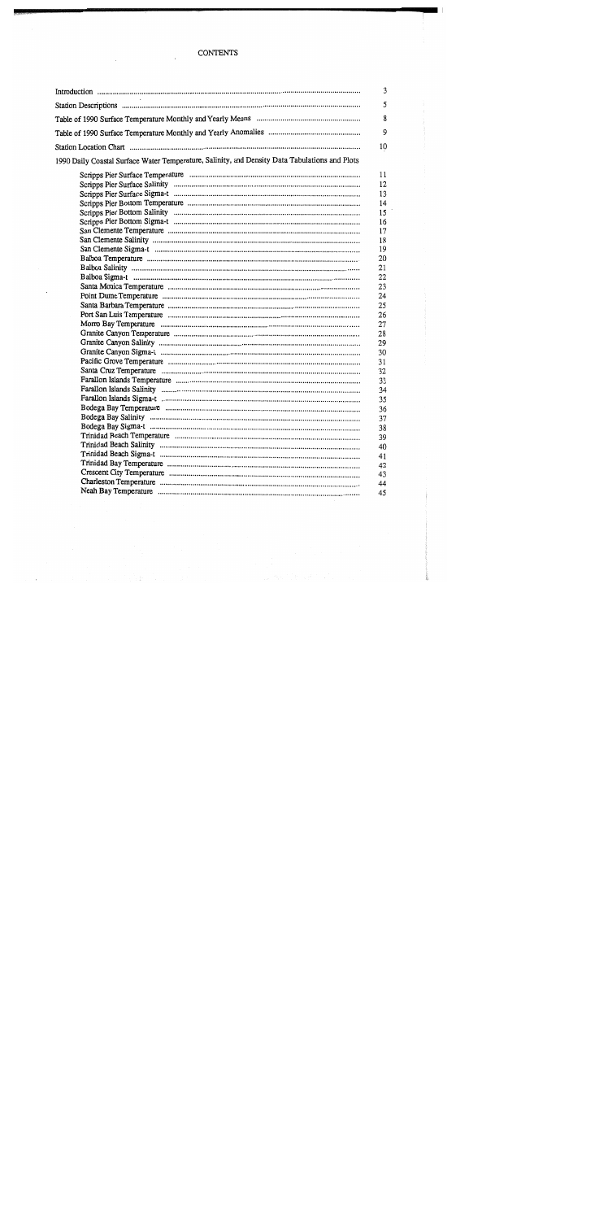# CONTENTS

| | |
|---|---|
| Introduction | 3 |
| Station Descriptions | 5 |
| Table of 1990 Surface Temperature Monthly and Yearly Means | 8 |
| Table of 1990 Surface Temperature Monthly and Yearly Anomalies | 9 |
| Station Location Chart | 10 |
| 1990 Daily Coastal Surface Water Temperature, Salinity, and Density Data Tabulations and Plots | |
| Scripps Pier Surface Temperature | 11 |
| Scripps Pier Surface Salinity | 12 |
| Scripps Pier Surface Sigma-t | 13 |
| Scripps Pier Bottom Temperature | 14 |
| Scripps Pier Bottom Salinity | 15 |
| Scripps Pier Bottom Sigma-t | 16 |
| San Clemente Temperature | 17 |
| San Clemente Salinity | 18 |
| San Clemente Sigma-t | 19 |
| Balboa Temperature | 20 |
| Balboa Salinity | 21 |
| Balboa Sigma-t | 22 |
| Santa Monica Temperature | 23 |
| Point Dume Temperature | 24 |
| Santa Barbara Temperature | 25 |
| Port San Luis Temperature | 26 |
| Morro Bay Temperature | 27 |
| Granite Canyon Temperature | 28 |
| Granite Canyon Salinity | 29 |
| Granite Canyon Sigma-t | 30 |
| Pacific Grove Temperature | 31 |
| Santa Cruz Temperature | 32 |
| Farallon Islands Temperature | 33 |
| Farallon Islands Salinity | 34 |
| Farallon Islands Sigma-t | 35 |
| Bodega Bay Temperature | 36 |
| Bodega Bay Salinity | 37 |
| Bodega Bay Sigma-t | 38 |
| Trinidad Beach Temperature | 39 |
| Trinidad Beach Salinity | 40 |
| Trinidad Beach Sigma-t | 41 |
| Trinidad Bay Temperature | 42 |
| Crescent City Temperature | 43 |
| Charleston Temperature | 44 |
| Neah Bay Temperature | 45 |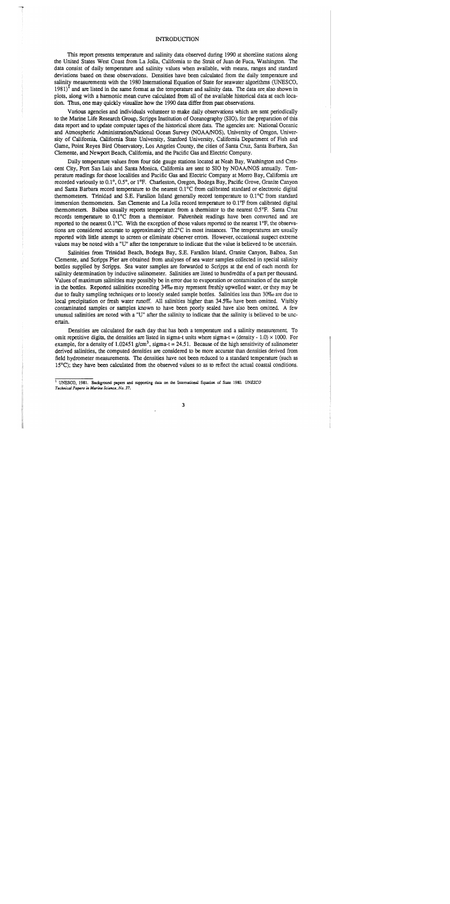# INTRODUCTION

This report presents temperature and salinity data observed during 1990 at shoreline stations along the United States West Coast from La Jolla, California to the Strait of Juan de Fuca, Washington. The data consist of daily temperature and salinity values when available, with means, ranges and standard deviations based on these observations. Densities have been calculated from the daily temperature and salinity measurements with the 1980 International Equation of State for seawater algorithms (UNESCO, 1981)[1] and are listed in the same format as the temperature and salinity data. The data are also shown in plots, along with a harmonic mean curve calculated from all of the available historical data at each location. Thus, one may quickly visualize how the 1990 data differ from past observations.

Various agencies and individuals volunteer to make daily observations which are sent periodically to the Marine Life Research Group, Scripps Institution of Oceanography (SIO), for the preparation of this data report and to update computer tapes of the historical shore data. The agencies are: National Oceanic and Atmospheric Administration/National Ocean Survey (NOAA/NOS), University of Oregon, University of California, California State University, Stanford University, California Department of Fish and Game, Point Reyes Bird Observatory, Los Angeles County, the cities of Santa Cruz, Santa Barbara, San Clemente, and Newport Beach, California, and the Pacific Gas and Electric Company.

Daily temperature values from four tide gauge stations located at Neah Bay, Washington and Crescent City, Port San Luis and Santa Monica, California are sent to SIO by NOAA/NOS annually. Temperature readings for those localities and Pacific Gas and Electric Company at Morro Bay, California are recorded variously to 0.1°, 0.5°, or 1°F. Charleston, Oregon, Bodega Bay, Pacific Grove, Granite Canyon and Santa Barbara record temperature to the nearest 0.1°C from calibrated standard or electronic digital thermometers. Trinidad and S.E. Farallon Island generally record temperature to 0.1°C from standard immersion thermometers. San Clemente and La Jolla record temperature to 0.1°F from calibrated digital thermometers. Balboa usually reports temperature from a thermistor to the nearest 0.5°F. Santa Cruz records temperature to 0.1°C from a thermistor. Fahrenheit readings have been converted and are reported to the nearest 0.1°C. With the exception of those values reported to the nearest 1°F, the observations are considered accurate to approximately ±0.2°C in most instances. The temperatures are usually reported with little attempt to screen or eliminate observer errors. However, occasional suspect extreme values may be noted with a "U" after the temperature to indicate that the value is believed to be uncertain.

Salinities from Trinidad Beach, Bodega Bay, S.E. Farallon Island, Granite Canyon, Balboa, San Clemente, and Scripps Pier are obtained from analyses of sea water samples collected in special salinity bottles supplied by Scripps. Sea water samples are forwarded to Scripps at the end of each month for salinity determination by inductive salinometer. Salinities are listed to hundredths of a part per thousand. Values of maximum salinities may possibly be in error due to evaporation or contamination of the sample in the bottles. Reported salinities exceeding 34‰ may represent freshly upwelled water, or they may be due to faulty sampling techniques or to loosely sealed sample bottles. Salinities less than 30‰ are due to local precipitation or fresh water runoff. All salinities higher than 34.5‰ have been omitted. Visibly contaminated samples or samples known to have been poorly sealed have also been omitted. A few unusual salinities are noted with a "U" after the salinity to indicate that the salinity is believed to be uncertain.

Densities are calculated for each day that has both a temperature and a salinity measurement. To omit repetitive digits, the densities are listed in sigma-t units where sigma-t = (density - 1.0) × 1000. For example, for a density of 1.02451 g/cm$^3$, sigma-t = 24.51. Because of the high sensitivity of salinometer derived salinities, the computed densities are considered to be more accurate than densities derived from field hydrometer measurements. The densities have not been reduced to a standard temperature (such as 15°C); they have been calculated from the observed values so as to reflect the actual coastal conditions.

---

[1] UNESCO, 1981. Background papers and supporting data on the International Equation of State 1980. *UNESCO Technical Papers in Marine Science, No. 37.*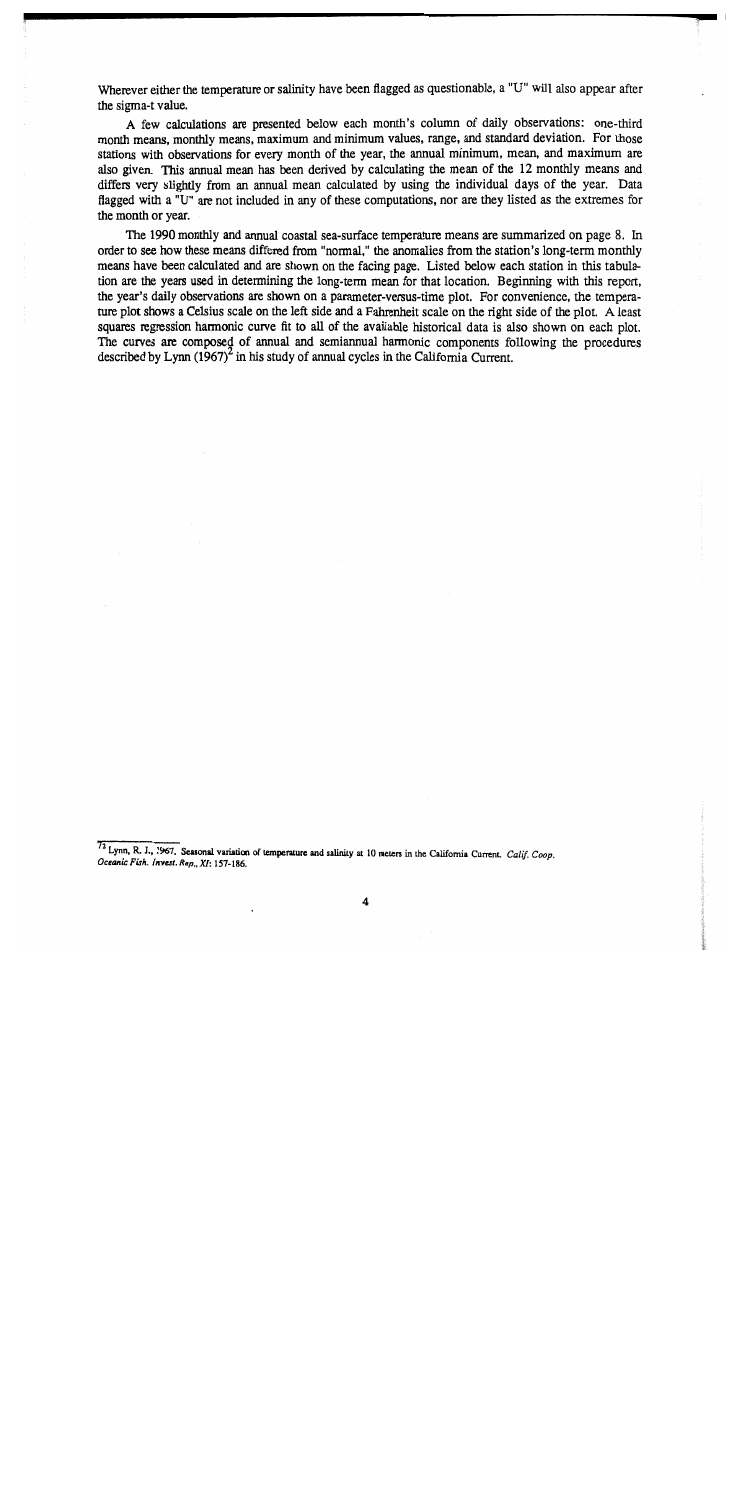Wherever either the temperature or salinity have been flagged as questionable, a "U" will also appear after the sigma-t value.

A few calculations are presented below each month's column of daily observations: one-third month means, monthly means, maximum and minimum values, range, and standard deviation. For those stations with observations for every month of the year, the annual minimum, mean, and maximum are also given. This annual mean has been derived by calculating the mean of the 12 monthly means and differs very slightly from an annual mean calculated by using the individual days of the year. Data flagged with a "U" are not included in any of these computations, nor are they listed as the extremes for the month or year.

The 1990 monthly and annual coastal sea-surface temperature means are summarized on page 8. In order to see how these means differed from "normal," the anomalies from the station's long-term monthly means have been calculated and are shown on the facing page. Listed below each station in this tabulation are the years used in determining the long-term mean for that location. Beginning with this report, the year's daily observations are shown on a parameter-versus-time plot. For convenience, the temperature plot shows a Celsius scale on the left side and a Fahrenheit scale on the right side of the plot. A least squares regression harmonic curve fit to all of the available historical data is also shown on each plot. The curves are composed of annual and semiannual harmonic components following the procedures described by Lynn (1967)[2] in his study of annual cycles in the California Current.

---

[2] Lynn, R. J., 1967. Seasonal variation of temperature and salinity at 10 meters in the California Current. *Calif. Coop. Oceanic Fish. Invest. Rep., XI*: 157-186.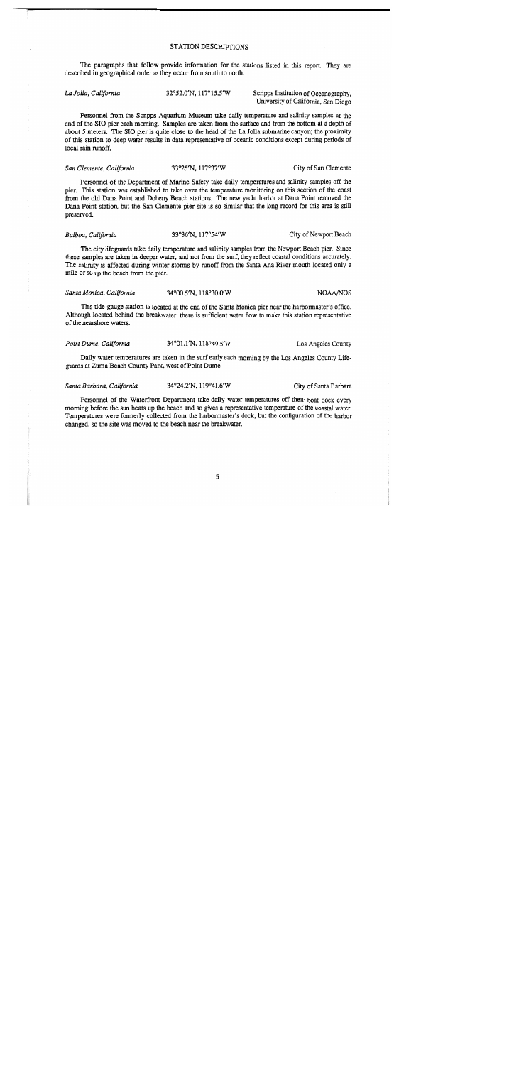## STATION DESCRIPTIONS

The paragraphs that follow provide information for the stations listed in this report. They are described in geographical order as they occur from south to north.

*La Jolla, California* 32°52.0′N, 117°15.5′W Scripps Institution of Oceanography, University of California, San Diego

Personnel from the Scripps Aquarium Museum take daily temperature and salinity samples at the end of the SIO pier each morning. Samples are taken from the surface and from the bottom at a depth of about 5 meters. The SIO pier is quite close to the head of the La Jolla submarine canyon; the proximity of this station to deep water results in data representative of oceanic conditions except during periods of local rain runoff.

*San Clemente, California* 33°25′N, 117°37′W City of San Clemente

Personnel of the Department of Marine Safety take daily temperatures and salinity samples off the pier. This station was established to take over the temperature monitoring on this section of the coast from the old Dana Point and Doheny Beach stations. The new yacht harbor at Dana Point removed the Dana Point station, but the San Clemente pier site is so similar that the long record for this area is still preserved.

*Balboa, California* 33°36′N, 117°54′W City of Newport Beach

The city lifeguards take daily temperature and salinity samples from the Newport Beach pier. Since these samples are taken in deeper water, and not from the surf, they reflect coastal conditions accurately. The salinity is affected during winter storms by runoff from the Santa Ana River mouth located only a mile or so up the beach from the pier.

*Santa Monica, California* 34°00.5′N, 118°30.0′W NOAA/NOS

This tide-gauge station is located at the end of the Santa Monica pier near the harbormaster's office. Although located behind the breakwater, there is sufficient water flow to make this station representative of the nearshore waters.

*Point Dume, California* 34°01.1′N, 118°49.5′W Los Angeles County

Daily water temperatures are taken in the surf early each morning by the Los Angeles County Lifeguards at Zuma Beach County Park, west of Point Dume

*Santa Barbara, California* 34°24.2′N, 119°41.6′W City of Santa Barbara

Personnel of the Waterfront Department take daily water temperatures off their boat dock every morning before the sun heats up the beach and so gives a representative temperature of the coastal water. Temperatures were formerly collected from the harbormaster's dock, but the configuration of the harbor changed, so the site was moved to the beach near the breakwater.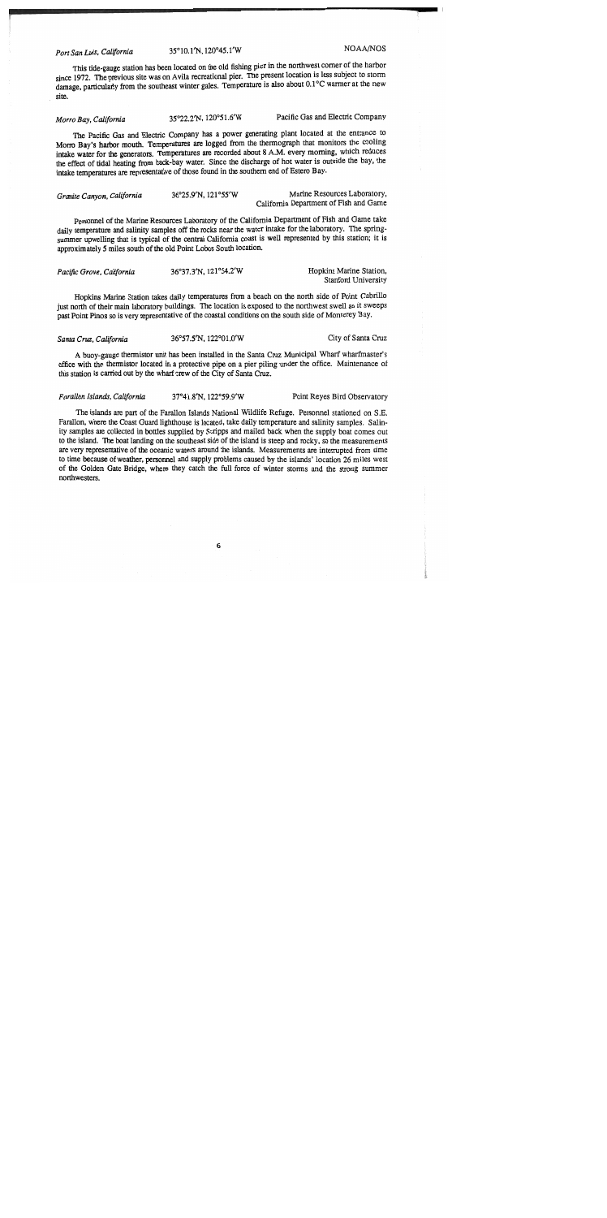*Port San Luis, California* 35°10.1′N, 120°45.1′W NOAA/NOS

This tide-gauge station has been located on the old fishing pier in the northwest corner of the harbor since 1972. The previous site was on Avila recreational pier. The present location is less subject to storm damage, particularly from the southeast winter gales. Temperature is also about 0.1°C warmer at the new site.

*Morro Bay, California* 35°22.2′N, 120°51.6′W Pacific Gas and Electric Company

The Pacific Gas and Electric Company has a power generating plant located at the entrance to Morro Bay's harbor mouth. Temperatures are logged from the thermograph that monitors the cooling intake water for the generators. Temperatures are recorded about 8 A.M. every morning, which reduces the effect of tidal heating from back-bay water. Since the discharge of hot water is outside the bay, the intake temperatures are representative of those found in the southern end of Estero Bay.

*Granite Canyon, California* 36°25.9′N, 121°55′W Marine Resources Laboratory, California Department of Fish and Game

Personnel of the Marine Resources Laboratory of the California Department of Fish and Game take daily temperature and salinity samples off the rocks near the water intake for the laboratory. The spring-summer upwelling that is typical of the central California coast is well represented by this station; it is approximately 5 miles south of the old Point Lobos South location.

*Pacific Grove, California* 36°37.3′N, 121°54.2′W Hopkins Marine Station, Stanford University

Hopkins Marine Station takes daily temperatures from a beach on the north side of Point Cabrillo just north of their main laboratory buildings. The location is exposed to the northwest swell as it sweeps past Point Pinos so is very representative of the coastal conditions on the south side of Monterey Bay.

*Santa Cruz, California* 36°57.5′N, 122°01.0′W City of Santa Cruz

A buoy-gauge thermistor unit has been installed in the Santa Cruz Municipal Wharf wharfmaster's office with the thermistor located in a protective pipe on a pier piling under the office. Maintenance of this station is carried out by the wharf crew of the City of Santa Cruz.

*Farallon Islands, California* 37°41.8′N, 122°59.9′W Point Reyes Bird Observatory

The islands are part of the Farallon Islands National Wildlife Refuge. Personnel stationed on S.E. Farallon, where the Coast Guard lighthouse is located, take daily temperature and salinity samples. Salinity samples are collected in bottles supplied by Scripps and mailed back when the supply boat comes out to the island. The boat landing on the southeast side of the island is steep and rocky, so the measurements are very representative of the oceanic waters around the islands. Measurements are interrupted from time to time because of weather, personnel and supply problems caused by the islands' location 26 miles west of the Golden Gate Bridge, where they catch the full force of winter storms and the strong summer northwesters.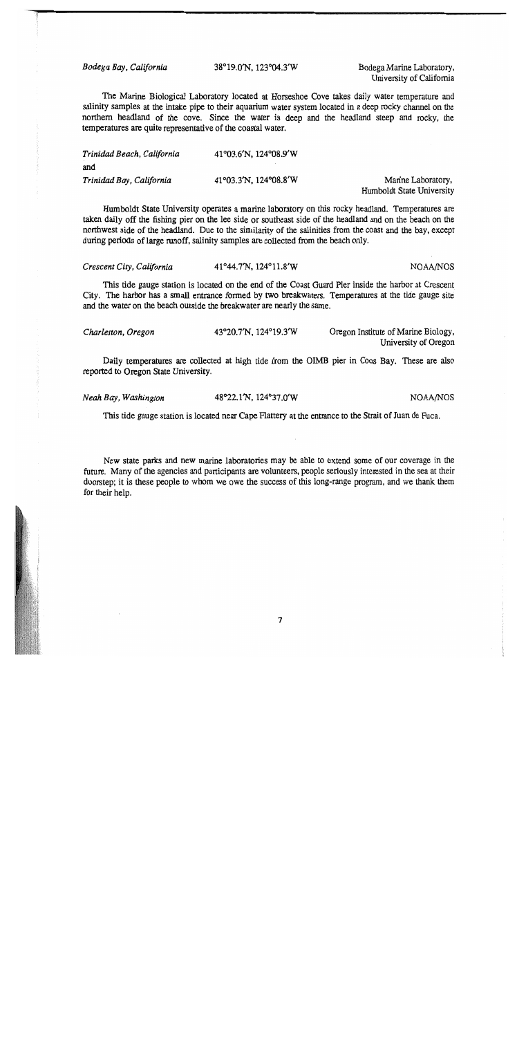*Bodega Bay, California* 38°19.0'N, 123°04.3'W Bodega Marine Laboratory, University of California

The Marine Biological Laboratory located at Horseshoe Cove takes daily water temperature and salinity samples at the intake pipe to their aquarium water system located in a deep rocky channel on the northern headland of the cove. Since the water is deep and the headland steep and rocky, the temperatures are quite representative of the coastal water.

*Trinidad Beach, California* 41°03.6'N, 124°08.9'W

and

*Trinidad Bay, California* 41°03.3'N, 124°08.8'W Marine Laboratory, Humboldt State University

Humboldt State University operates a marine laboratory on this rocky headland. Temperatures are taken daily off the fishing pier on the lee side or southeast side of the headland and on the beach on the northwest side of the headland. Due to the similarity of the salinities from the coast and the bay, except during periods of large runoff, salinity samples are collected from the beach only.

*Crescent City, California* 41°44.7'N, 124°11.8'W NOAA/NOS

This tide gauge station is located on the end of the Coast Guard Pier inside the harbor at Crescent City. The harbor has a small entrance formed by two breakwaters. Temperatures at the tide gauge site and the water on the beach outside the breakwater are nearly the same.

*Charleston, Oregon* 43°20.7'N, 124°19.3'W Oregon Institute of Marine Biology, University of Oregon

Daily temperatures are collected at high tide from the OIMB pier in Coos Bay. These are also reported to Oregon State University.

*Neah Bay, Washington* 48°22.1'N, 124°37.0'W NOAA/NOS

This tide gauge station is located near Cape Flattery at the entrance to the Strait of Juan de Fuca.

New state parks and new marine laboratories may be able to extend some of our coverage in the future. Many of the agencies and participants are volunteers, people seriously interested in the sea at their doorstep; it is these people to whom we owe the success of this long-range program, and we thank them for their help.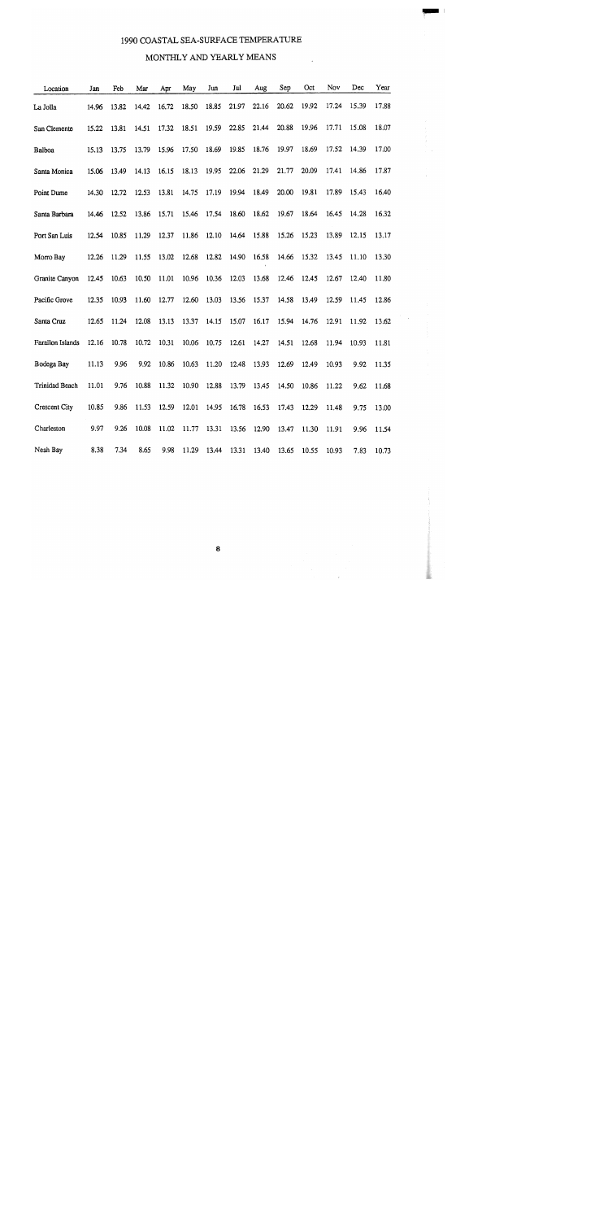# 1990 COASTAL SEA-SURFACE TEMPERATURE

## MONTHLY AND YEARLY MEANS

| Location | Jan | Feb | Mar | Apr | May | Jun | Jul | Aug | Sep | Oct | Nov | Dec | Year |
|---|---|---|---|---|---|---|---|---|---|---|---|---|---|
| La Jolla | 14.96 | 13.82 | 14.42 | 16.72 | 18.50 | 18.85 | 21.97 | 22.16 | 20.62 | 19.92 | 17.24 | 15.39 | 17.88 |
| San Clemente | 15.22 | 13.81 | 14.51 | 17.32 | 18.51 | 19.59 | 22.85 | 21.44 | 20.88 | 19.96 | 17.71 | 15.08 | 18.07 |
| Balboa | 15.13 | 13.75 | 13.79 | 15.96 | 17.50 | 18.69 | 19.85 | 18.76 | 19.97 | 18.69 | 17.52 | 14.39 | 17.00 |
| Santa Monica | 15.06 | 13.49 | 14.13 | 16.15 | 18.13 | 19.95 | 22.06 | 21.29 | 21.77 | 20.09 | 17.41 | 14.86 | 17.87 |
| Point Dume | 14.30 | 12.72 | 12.53 | 13.81 | 14.75 | 17.19 | 19.94 | 18.49 | 20.00 | 19.81 | 17.89 | 15.43 | 16.40 |
| Santa Barbara | 14.46 | 12.52 | 13.86 | 15.71 | 15.46 | 17.54 | 18.60 | 18.62 | 19.67 | 18.64 | 16.45 | 14.28 | 16.32 |
| Port San Luis | 12.54 | 10.85 | 11.29 | 12.37 | 11.86 | 12.10 | 14.64 | 15.88 | 15.26 | 15.23 | 13.89 | 12.15 | 13.17 |
| Morro Bay | 12.26 | 11.29 | 11.55 | 13.02 | 12.68 | 12.82 | 14.90 | 16.58 | 14.66 | 15.32 | 13.45 | 11.10 | 13.30 |
| Granite Canyon | 12.45 | 10.63 | 10.50 | 11.01 | 10.96 | 10.36 | 12.03 | 13.68 | 12.46 | 12.45 | 12.67 | 12.40 | 11.80 |
| Pacific Grove | 12.35 | 10.93 | 11.60 | 12.77 | 12.60 | 13.03 | 13.56 | 15.37 | 14.58 | 13.49 | 12.59 | 11.45 | 12.86 |
| Santa Cruz | 12.65 | 11.24 | 12.08 | 13.13 | 13.37 | 14.15 | 15.07 | 16.17 | 15.94 | 14.76 | 12.91 | 11.92 | 13.62 |
| Farallon Islands | 12.16 | 10.78 | 10.72 | 10.31 | 10.06 | 10.75 | 12.61 | 14.27 | 14.51 | 12.68 | 11.94 | 10.93 | 11.81 |
| Bodega Bay | 11.13 | 9.96 | 9.92 | 10.86 | 10.63 | 11.20 | 12.48 | 13.93 | 12.69 | 12.49 | 10.93 | 9.92 | 11.35 |
| Trinidad Beach | 11.01 | 9.76 | 10.88 | 11.32 | 10.90 | 12.88 | 13.79 | 13.45 | 14.50 | 10.86 | 11.22 | 9.62 | 11.68 |
| Crescent City | 10.85 | 9.86 | 11.53 | 12.59 | 12.01 | 14.95 | 16.78 | 16.53 | 17.43 | 12.29 | 11.48 | 9.75 | 13.00 |
| Charleston | 9.97 | 9.26 | 10.08 | 11.02 | 11.77 | 13.31 | 13.56 | 12.90 | 13.47 | 11.30 | 11.91 | 9.96 | 11.54 |
| Neah Bay | 8.38 | 7.34 | 8.65 | 9.98 | 11.29 | 13.44 | 13.31 | 13.40 | 13.65 | 10.55 | 10.93 | 7.83 | 10.73 |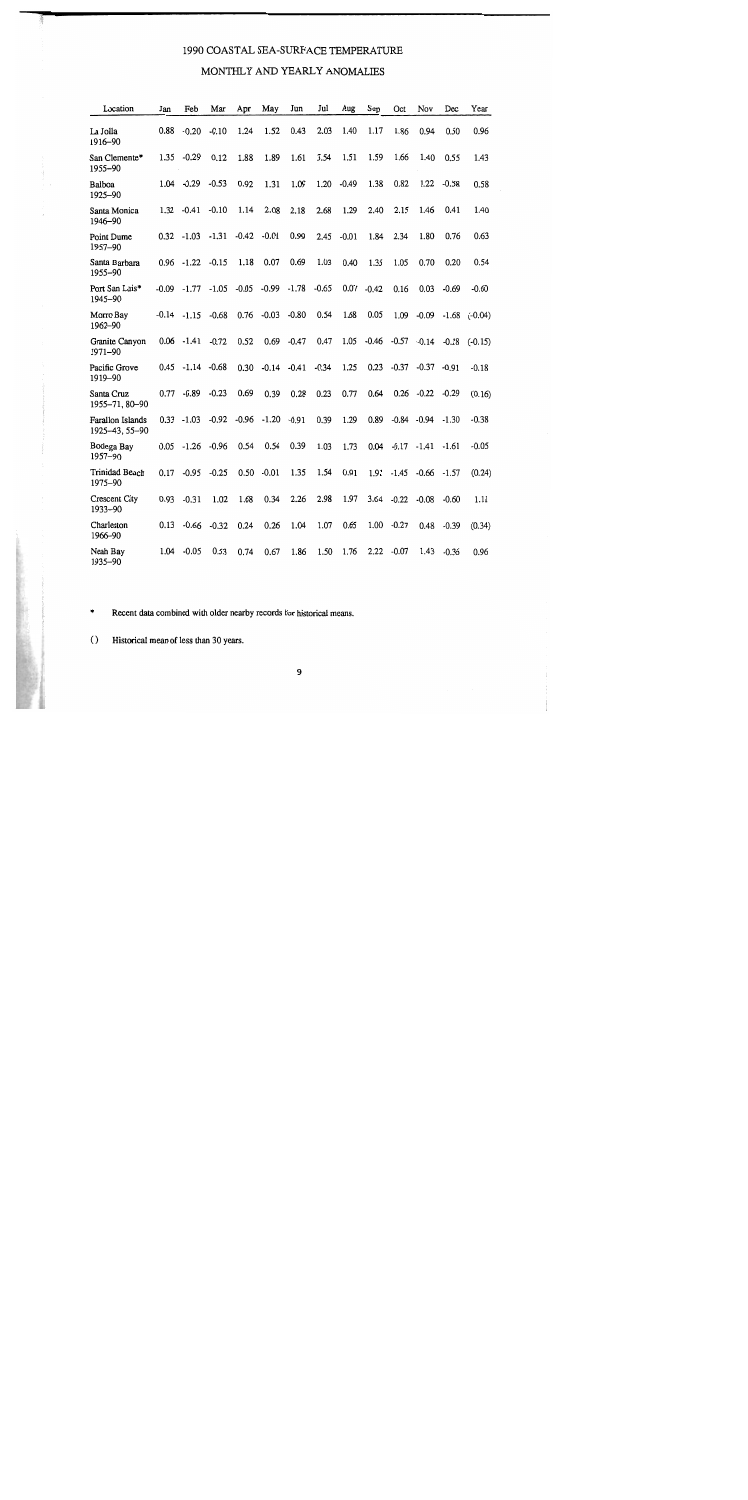# 1990 COASTAL SEA-SURFACE TEMPERATURE

## MONTHLY AND YEARLY ANOMALIES

| Location | Jan | Feb | Mar | Apr | May | Jun | Jul | Aug | Sep | Oct | Nov | Dec | Year |
|---|---|---|---|---|---|---|---|---|---|---|---|---|---|
| La Jolla 1916–90 | 0.88 | -0.20 | -0.10 | 1.24 | 1.52 | 0.43 | 2.03 | 1.40 | 1.17 | 1.86 | 0.94 | 0.50 | 0.96 |
| San Clemente* 1955–90 | 1.35 | -0.29 | 0.12 | 1.88 | 1.89 | 1.61 | 3.54 | 1.51 | 1.59 | 1.66 | 1.40 | 0.55 | 1.43 |
| Balboa 1925–90 | 1.04 | -0.29 | -0.53 | 0.92 | 1.31 | 1.09 | 1.20 | -0.49 | 1.38 | 0.82 | 1.22 | -0.58 | 0.58 |
| Santa Monica 1946–90 | 1.32 | -0.41 | -0.10 | 1.14 | 2.08 | 2.18 | 2.68 | 1.29 | 2.40 | 2.15 | 1.46 | 0.41 | 1.40 |
| Point Dume 1957–90 | 0.32 | -1.03 | -1.31 | -0.42 | -0.01 | 0.99 | 2.45 | -0.01 | 1.84 | 2.34 | 1.80 | 0.76 | 0.63 |
| Santa Barbara 1955–90 | 0.96 | -1.22 | -0.15 | 1.18 | 0.07 | 0.69 | 1.03 | 0.40 | 1.35 | 1.05 | 0.70 | 0.20 | 0.54 |
| Port San Luis* 1945–90 | -0.09 | -1.77 | -1.05 | -0.05 | -0.99 | -1.78 | -0.65 | 0.07 | -0.42 | 0.16 | 0.03 | -0.69 | -0.60 |
| Morro Bay 1962–90 | -0.14 | -1.15 | -0.68 | 0.76 | -0.03 | -0.80 | 0.54 | 1.68 | 0.05 | 1.09 | -0.09 | -1.68 | (-0.04) |
| Granite Canyon 1971–90 | 0.06 | -1.41 | -0.72 | 0.52 | 0.69 | -0.47 | 0.47 | 1.05 | -0.46 | -0.57 | -0.14 | -0.28 | (-0.15) |
| Pacific Grove 1919–90 | 0.45 | -1.14 | -0.68 | 0.30 | -0.14 | -0.41 | -0.34 | 1.25 | 0.23 | -0.37 | -0.37 | -0.91 | -0.18 |
| Santa Cruz 1955–71, 80–90 | 0.77 | -0.89 | -0.23 | 0.69 | 0.39 | 0.28 | 0.23 | 0.77 | 0.64 | 0.26 | -0.22 | -0.29 | (0.16) |
| Farallon Islands 1925–43, 55–90 | 0.33 | -1.03 | -0.92 | -0.96 | -1.20 | -0.91 | 0.39 | 1.29 | 0.89 | -0.84 | -0.94 | -1.30 | -0.38 |
| Bodega Bay 1957–90 | 0.05 | -1.26 | -0.96 | 0.54 | 0.54 | 0.39 | 1.03 | 1.73 | 0.04 | -0.17 | -1.41 | -1.61 | -0.05 |
| Trinidad Beach 1975–90 | 0.17 | -0.95 | -0.25 | 0.50 | -0.01 | 1.35 | 1.54 | 0.91 | 1.92 | -1.45 | -0.66 | -1.57 | (0.24) |
| Crescent City 1933–90 | 0.93 | -0.31 | 1.02 | 1.68 | 0.34 | 2.26 | 2.98 | 1.97 | 3.64 | -0.22 | -0.08 | -0.60 | 1.11 |
| Charleston 1966–90 | 0.13 | -0.66 | -0.32 | 0.24 | 0.26 | 1.04 | 1.07 | 0.65 | 1.00 | -0.27 | 0.48 | -0.39 | (0.34) |
| Neah Bay 1935–90 | 1.04 | -0.05 | 0.53 | 0.74 | 0.67 | 1.86 | 1.50 | 1.76 | 2.22 | -0.07 | 1.43 | -0.36 | 0.96 |

\* Recent data combined with older nearby records for historical means.

() Historical mean of less than 30 years.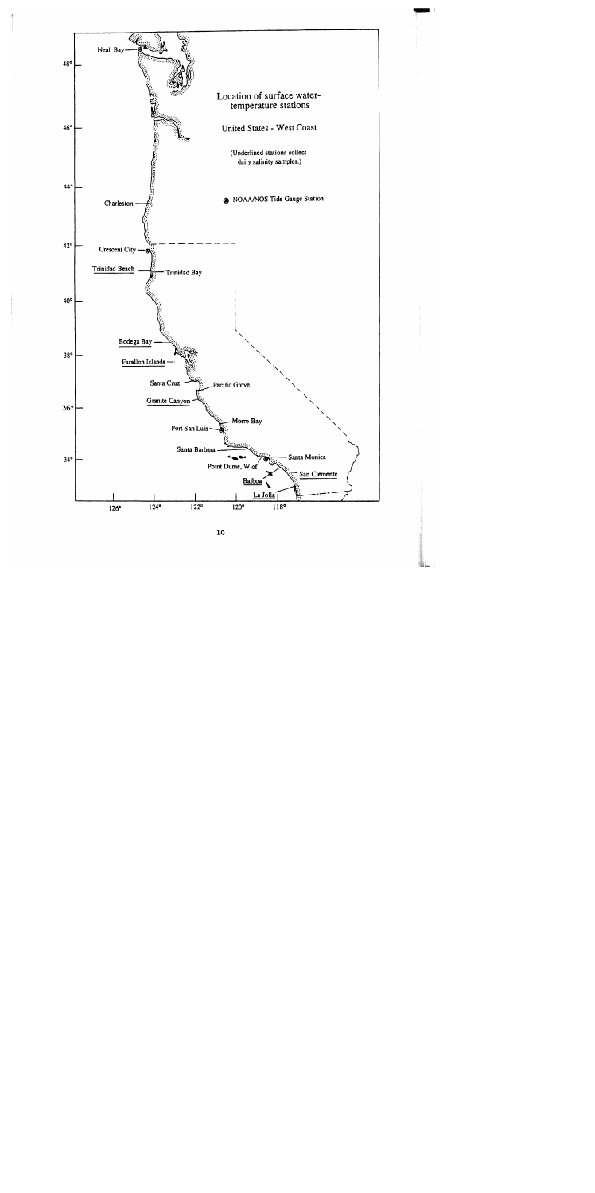Location of surface water-temperature stations

United States - West Coast

(Underlined stations collect daily salinity samples.)

◉ NOAA/NOS Tide Gauge Station

Neah Bay

Charleston

Crescent City

Trinidad Beach

Trinidad Bay

Bodega Bay

Farallon Islands

Santa Cruz

Pacific Grove

Granite Canyon

Morro Bay

Port San Luis

Santa Barbara

Santa Monica

Point Dume, W of

San Clemente

Balboa

La Jolla

48°, 46°, 44°, 42°, 40°, 38°, 36°, 34°

126°, 124°, 122°, 120°, 118°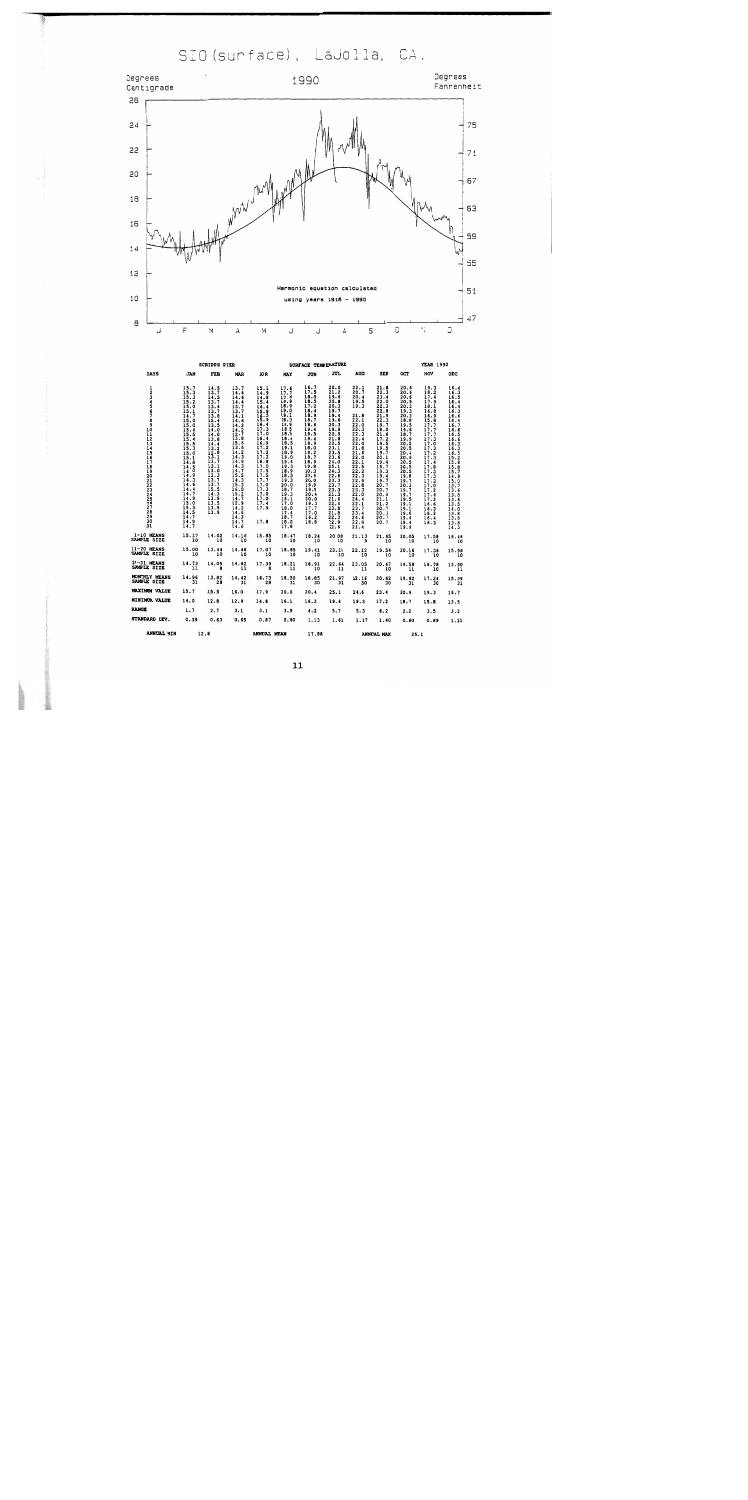# SIO(surface), LaJolla, CA.

**1990**

Degrees Centigrade (left axis: 8–26) / Degrees Fahrenheit (right axis: 47–75)

J F M A M J J A S O N D

Harmonic equation calculated using years 1916 – 1990

| | SCRIPPS PIER | | | | SURFACE TEMPERATURE | | | | | | YEAR 1990 | |
|---|---|---|---|---|---|---|---|---|---|---|---|---|
| DAYS | JAN | FEB | MAR | APR | MAY | JUN | JUL | AUG | SEP | OCT | NOV | DEC |
| 1 | 15.7 | 14.5 | 13.7 | 15.1 | 17.6 | 16.7 | 20.8 | 22.1 | 21.8 | 20.6 | 19.3 | 16.4 |
| 2 | 15.3 | 13.7 | 14.4 | 14.9 | 17.7 | 17.5 | 21.2 | 20.7 | 22.2 | 20.6 | 18.2 | 16.3 |
| 3 | 15.3 | 14.2 | 14.4 | 14.5 | 17.9 | 18.5 | 19.6 | 20.4 | 23.4 | 20.6 | 17.4 | 16.5 |
| 4 | 15.2 | 13.7 | 14.4 | 14.4 | 18.9 | 18.5 | 18.8 | 19.5 | 22.8 | 20.9 | 17.7 | 16.4 |
| 5 | 15.0 | 14.4 | 13.7 | 15.4 | 18.9 | 17.2 | 20.2 | 19.3 | 22.3 | 20.1 | 18.1 | 16.4 |
| 6 | 15.1 | 13.7 | 13.7 | 14.4 | 19.0 | 18.4 | 19.7 | | 22.8 | 19.3 | 18.8 | 16.3 |
| 7 | 14.1 | 13.6 | 14.1 | 14.8 | 19.1 | 18.9 | 19.6 | 21.8 | 21.9 | 20.3 | 16.9 | 16.6 |
| 8 | 15.3 | 13.5 | 14.4 | 14.9 | 19.1 | 19.7 | 19.6 | 22.1 | 20.2 | 19.8 | 16.9 | 16.3 |
| 9 | 15.0 | 14.0 | 14.2 | 16.4 | 19.2 | 18.6 | 20.3 | 22.0 | 19.5 | 19.5 | 17.7 | 16.7 |
| 10 | 15.6 | 13.6 | 13.7 | 17.2 | 19.9 | 19.5 | 18.8 | 22.3 | 18.6 | 18.6 | 17.7 | 16.6 |
| 11 | 15.2 | 14.6 | 15.0 | 17.0 | 18.5 | 19.6 | 20.5 | 22.3 | 19.4 | 18.7 | 17.3 | 16.1 |
| 12 | 15.4 | 14.4 | 15.0 | 16.4 | 18.5 | 19.9 | 21.8 | 22.4 | 17.2 | 19.9 | 17.0 | 16.1 |
| 13 | 15.4 | 14.2 | 15.6 | 16.9 | 18.4 | 20.0 | 23.1 | 22.0 | 18.5 | 20.2 | 17.0 | 16.3 |
| 14 | 15.6 | 14.8 | 15.0 | 17.2 | 18.9 | 18.6 | 23.5 | 21.8 | 19.5 | 20.5 | 17.2 | 16.0 |
| 15 | 15.3 | 13.7 | 14.2 | 17.2 | 19.5 | 19.7 | 23.5 | 21.9 | 19.7 | 20.1 | 17.3 | 16.2 |
| 16 | 15.0 | 13.7 | 14.3 | 17.3 | 19.1 | 19.5 | 23.8 | 22.0 | 20.1 | 20.4 | 17.6 | 15.8 |
| 17 | 15.1 | 13.1 | 14.5 | 16.8 | 18.9 | 19.6 | 24.0 | 22.1 | 19.4 | 20.2 | 17.0 | 15.7 |
| 18 | 14.8 | 13.0 | 14.3 | 17.0 | 19.0 | 20.4 | 24.1 | 22.0 | 19.7 | 20.5 | 17.0 | 14.9 |
| 19 | 14.5 | 13.2 | 13.7 | 17.3 | 19.6 | 19.1 | 24.3 | 22.2 | 19.3 | 20.5 | 17.2 | 15.0 |
| 20 | 14.9 | 13.7 | 15.5 | 17.5 | 19.0 | 19.6 | 23.6 | 22.3 | 19.4 | 19.8 | 17.3 | 15.0 |
| 21 | 14.3 | 12.7 | 14.3 | 17.7 | 18.9 | 19.9 | 23.3 | 22.9 | 19.7 | 19.7 | 17.2 | 15.2 |
| 22 | 14.9 | 13.7 | 15.3 | 17.0 | 19.2 | 20.4 | 23.7 | 22.8 | 20.7 | 20.4 | 17.0 | 14.4 |
| 23 | 14.4 | 13.5 | 15.0 | 17.3 | 20.0 | 20.0 | 23.3 | 22.3 | 20.7 | 19.3 | 17.1 | 13.3 |
| 24 | 14.4 | 14.3 | 15.2 | 17.0 | 19.7 | 19.3 | 21.3 | 22.0 | 20.9 | 19.7 | 17.2 | 13.3 |
| 25 | 14.7 | 13.5 | 14.7 | 17.3 | 19.2 | 19.2 | 21.8 | 24.4 | 21.1 | 19.1 | 16.6 | 13.4 |
| 26 | 14.8 | 13.5 | 13.9 | 17.0 | 18.1 | 17.7 | 22.4 | 23.1 | 21.3 | 18.5 | 16.3 | 14.0 |
| 27 | 15.0 | 13.9 | 14.2 | 17.4 | 17.0 | 17.0 | 23.8 | 23.7 | 20.7 | 19.1 | 16.3 | 15.4 |
| 28 | 15.3 | 13.5 | 14.5 | 17.9 | 18.0 | 17.5 | 21.8 | 23.4 | 20.3 | 19.1 | 16.4 | 15.0 |
| 29 | 14.5 | | 14.3 | | 17.1 | 19.2 | 22.3 | 24.6 | 20.7 | 18.8 | 16.3 | 13.9 |
| 30 | 14.7 | | 14.7 | 17.8 | 18.7 | 18.9 | 22.9 | 22.4 | 20.7 | 19.4 | | 13.5 |
| 31 | 14.7 | | 14.6 | | 18.0 | | 21.4 | 23.4 | | 19.4 | | 13.5 |
| 1–10 MEANS | 15.17 | 14.02 | 14.16 | 15.85 | 18.47 | 18.24 | 20.08 | 21.13 | 21.65 | 20.05 | 17.58 | 16.46 |
| SAMPLE SIZE | 10 | 10 | 10 | 10 | 10 | 10 | 10 | 9 | 10 | 10 | 10 | 10 |
| 11–20 MEANS | 15.00 | 13.64 | 14.46 | 17.07 | 18.88 | 19.41 | 23.11 | 22.12 | 19.54 | 20.16 | 17.26 | 15.96 |
| SAMPLE SIZE | 10 | 10 | 10 | 10 | 10 | 10 | 10 | 10 | 10 | 10 | 10 | 10 |
| 21–31 MEANS | 14.73 | 14.05 | 14.62 | 17.35 | 18.21 | 18.91 | 22.64 | 23.05 | 20.47 | 19.58 | 16.78 | 13.00 |
| SAMPLE SIZE | 11 | 8 | 11 | 8 | 11 | 10 | 11 | 11 | 10 | 11 | 10 | 11 |
| MONTHLY MEANS | 14.96 | 13.82 | 14.42 | 16.73 | 18.50 | 18.85 | 21.97 | 22.16 | 20.62 | 19.92 | 17.24 | 15.39 |
| SAMPLE SIZE | 31 | 28 | 31 | 28 | 31 | 30 | 31 | 30 | 30 | 31 | 30 | 31 |
| MAXIMUM VALUE | 15.7 | 15.5 | 16.0 | 17.9 | 20.0 | 20.4 | 25.1 | 24.6 | 23.4 | 20.9 | 19.3 | 16.7 |
| MINIMUM VALUE | 14.0 | 12.8 | 12.9 | 14.8 | 16.1 | 16.2 | 19.4 | 19.3 | 17.2 | 18.7 | 15.8 | 13.5 |
| RANGE | 1.7 | 2.7 | 3.1 | 3.1 | 3.9 | 4.2 | 5.7 | 5.3 | 6.2 | 2.2 | 3.5 | 3.2 |
| STANDARD DEV. | 0.39 | 0.63 | 0.65 | 0.87 | 0.80 | 1.13 | 1.61 | 1.17 | 1.40 | 0.60 | 0.89 | 1.21 |

ANNUAL MIN 12.8 ANNUAL MEAN 17.88 ANNUAL MAX 25.1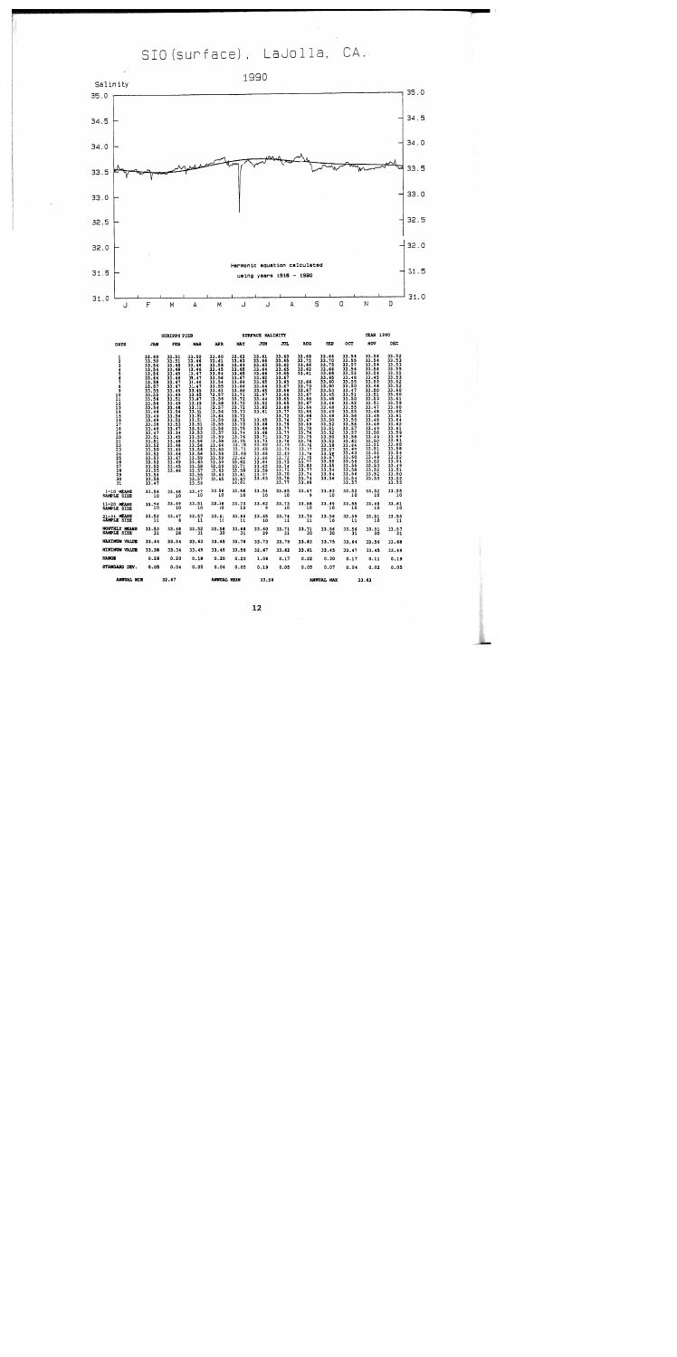# SIO (surface), LaJolla, CA.

## 1990

Salinity

Harmonic equation calculated using years 1916 - 1990

| | SCRIPPS PIER | | | | | SURFACE SALINITY | | | | | YEAR 1990 | |
|---|---|---|---|---|---|---|---|---|---|---|---|---|
| DAYS | JAN | FEB | MAR | APR | MAY | JUN | JUL | AUG | SEP | OCT | NOV | DEC |
| 1 | 33.60 | 33.51 | 33.50 | 33.60 | 33.63 | 33.61 | 33.63 | 33.68 | 33.68 | 33.54 | 33.54 | 33.53 |
| 2 | 33.50 | 33.51 | 33.46 | 33.61 | 33.65 | 33.62 | 33.65 | 33.72 | 33.70 | 33.55 | 33.54 | 33.53 |
| 3 | 33.54 | 33.48 | 33.46 | 33.58 | 33.64 | 33.63 | 33.62 | 33.66 | 33.75 | 33.57 | 33.54 | 33.53 |
| 4 | 33.54 | 33.48 | 33.46 | 33.45 | 33.68 | 33.64 | 33.65 | 33.62 | 33.66 | 33.56 | 33.54 | 33.55 |
| 5 | 33.54 | 33.45 | 33.47 | 33.54 | 33.68 | 33.64 | 33.65 | 33.61 | 33.68 | 33.50 | 33.54 | 33.55 |
| 6 | 33.64 | 33.46 | 33.47 | 33.56 | 33.67 | 33.62 | 33.67 | | 33.65 | 33.46 | 33.45 | 33.53 |
| 7 | 33.58 | 33.47 | 33.46 | 33.54 | 33.64 | 33.65 | 33.65 | 33.66 | 33.60 | 33.50 | 33.53 | 33.52 |
| 8 | 33.57 | 33.47 | 33.46 | 33.55 | 33.66 | 33.64 | 33.67 | 33.73 | 33.60 | 33.50 | 33.48 | 33.52 |
| 9 | 33.55 | 33.45 | 33.45 | 33.61 | 33.66 | 33.65 | 33.68 | 33.67 | 33.53 | 33.47 | 33.50 | 33.60 |
| 10 | 33.55 | 33.49 | 33.47 | 33.57 | 33.71 | 33.67 | 33.66 | 33.67 | 33.45 | 33.51 | 33.51 | 33.60 |
| 11 | 33.54 | 33.51 | 33.49 | 33.56 | 33.72 | 33.66 | 33.65 | 33.66 | 33.48 | 33.50 | 33.53 | 33.61 |
| 12 | 33.54 | 33.49 | 33.51 | 33.58 | 33.73 | 33.62 | 33.65 | 33.67 | 33.46 | 33.52 | 33.51 | 33.59 |
| 13 | 33.54 | 33.48 | 33.51 | 33.57 | 33.72 | 32.67 | 33.68 | 33.64 | 33.48 | 33.55 | 33.47 | 33.60 |
| 14 | 33.49 | 33.54 | 33.51 | 33.56 | 33.73 | | 33.77 | 33.66 | 33.49 | 33.55 | 33.48 | 33.60 |
| 15 | 33.49 | 33.54 | 33.51 | 33.64 | 33.72 | 33.66 | 33.72 | 33.64 | 33.48 | 33.56 | 33.48 | 33.61 |
| 16 | 33.49 | 33.53 | 33.53 | 33.59 | 33.72 | 33.66 | 33.74 | 33.67 | 33.50 | 33.55 | 33.48 | 33.64 |
| 17 | 33.38 | 33.47 | 33.53 | 33.55 | 33.75 | 33.65 | 33.79 | 33.69 | 33.52 | 33.57 | 33.49 | 33.62 |
| 18 | 33.46 | 33.34 | 33.53 | 33.56 | 33.75 | 33.68 | 33.77 | 33.70 | 33.51 | 33.57 | 33.50 | 33.61 |
| 19 | 33.47 | 33.45 | 33.56 | 33.57 | 33.74 | 33.71 | 33.71 | 33.74 | 33.52 | 33.58 | 33.49 | 33.59 |
| 20 | 33.51 | 33.48 | 33.56 | 33.59 | 33.76 | 33.71 | 33.74 | 33.75 | 33.50 | 33.62 | 33.50 | 33.57 |
| 21 | 33.51 | 33.48 | 33.56 | 33.58 | 33.75 | 33.69 | 33.73 | 33.74 | 33.52 | 33.64 | 33.51 | 33.61 |
| 22 | 33.52 | 33.45 | 33.56 | 33.64 | 33.78 | 33.68 | 33.76 | 33.76 | 33.58 | 33.60 | 33.51 | 33.58 |
| 23 | 33.50 | 33.47 | 33.59 | 33.60 | 33.71 | 33.66 | 33.79 | 33.77 | 33.57 | 33.63 | 33.51 | 33.59 |
| 24 | 33.52 | 33.46 | 33.60 | 33.59 | 33.68 | 33.64 | 33.74 | 33.76 | 33.58 | 33.60 | 33.49 | 33.54 |
| 25 | 33.53 | 33.47 | 33.58 | 33.59 | 33.64 | 33.68 | 33.69 | 33.77 | 33.57 | 33.56 | 33.52 | 33.52 |
| 26 | 33.52 | 33.49 | 33.57 | 33.59 | 33.62 | 33.62 | 33.72 | 33.83 | 33.55 | 33.58 | 33.53 | 33.51 |
| 27 | 33.53 | 33.48 | 33.55 | 33.62 | 33.71 | 33.58 | 33.73 | 33.73 | 33.55 | 33.56 | 33.52 | 33.49 |
| 28 | 33.55 | 33.46 | 33.57 | 33.63 | 33.58 | 33.59 | 33.74 | 33.77 | 33.54 | 33.54 | 33.52 | 33.51 |
| 29 | 33.54 | | 33.59 | 33.65 | 33.61 | 33.63 | 33.70 | 33.74 | 33.54 | 33.54 | 33.52 | 33.50 |
| 30 | 33.58 | | 33.57 | 33.63 | 33.63 | 33.61 | 33.78 | 33.74 | 33.56 | 33.53 | 33.53 | 33.52 |
| 31 | 33.47 | | 33.59 | | 33.61 | | 33.77 | 33.68 | | 33.57 | | 33.55 |
| 1-10 MEANS | 33.56 | 33.48 | 33.47 | 33.56 | 33.66 | 33.64 | 33.65 | 33.67 | 33.63 | 33.52 | 33.52 | 33.55 |
| SAMPLE SIZE | 10 | 10 | 10 | 10 | 10 | 10 | 10 | 9 | 10 | 10 | 10 | 10 |
| 11-20 MEANS | 33.50 | 33.49 | 33.51 | 33.58 | 33.73 | 33.62 | 33.73 | 33.68 | 33.49 | 33.55 | 33.49 | 33.61 |
| SAMPLE SIZE | 10 | 10 | 10 | 10 | 10 | 9 | 10 | 10 | 10 | 10 | 10 | 10 |
| 21-31 MEANS | 33.52 | 33.47 | 33.57 | 33.61 | 33.66 | 33.65 | 33.74 | 33.74 | 33.56 | 33.59 | 33.51 | 33.55 |
| SAMPLE SIZE | 11 | 8 | 11 | 10 | 11 | 10 | 11 | 11 | 10 | 11 | 10 | 11 |
| MONTHLY MEANS | 33.53 | 33.48 | 33.52 | 33.58 | 33.68 | 33.60 | 33.71 | 33.71 | 33.56 | 33.56 | 33.51 | 33.57 |
| SAMPLE SIZE | 31 | 28 | 31 | 30 | 31 | 29 | 31 | 30 | 30 | 31 | 30 | 31 |
| MAXIMUM VALUE | 33.64 | 33.54 | 33.63 | 33.65 | 33.78 | 33.73 | 33.79 | 33.83 | 33.75 | 33.64 | 33.56 | 33.68 |
| MINIMUM VALUE | 33.38 | 33.34 | 33.45 | 33.45 | 33.58 | 32.67 | 33.62 | 33.61 | 33.45 | 33.47 | 33.45 | 33.49 |
| RANGE | 0.26 | 0.20 | 0.18 | 0.20 | 0.20 | 1.06 | 0.17 | 0.22 | 0.30 | 0.17 | 0.11 | 0.19 |
| STANDARD DEV. | 0.05 | 0.04 | 0.05 | 0.04 | 0.05 | 0.19 | 0.05 | 0.05 | 0.07 | 0.04 | 0.02 | 0.05 |

ANNUAL MIN 32.67 ANNUAL MEAN 33.59 ANNUAL MAX 33.83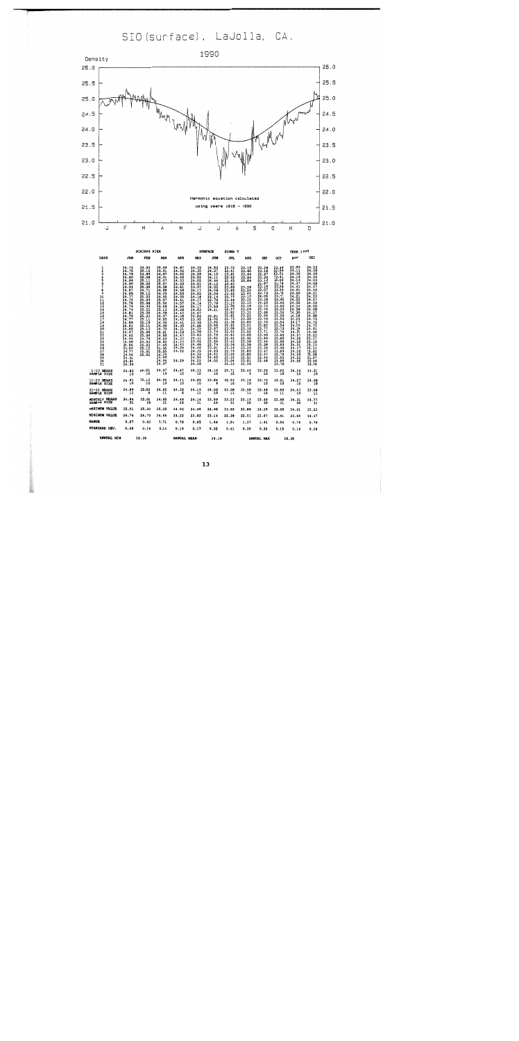# SIO (surface), LaJolla, CA.

## 1990

Density

Harmonic equation calculated using years 1916 - 1990

| | SCRIPPS PIER | | | | SURFACE | | SIGMA T | | | | YEAR 1990 | |
|---|---|---|---|---|---|---|---|---|---|---|---|---|
| DAYS | JAN | FEB | MAR | APR | MAY | JUN | JUL | AUG | SEP | OCT | NOV | DEC |
| 1 | 24.74 | 24.93 | 25.08 | 24.87 | 24.22 | 24.32 | 23.72 | 23.19 | 23.26 | 23.48 | 23.85 | 24.52 |
| 2 | 24.75 | 25.10 | 24.91 | 24.92 | 24.20 | 24.37 | 23.41 | 22.80 | 23.18 | 22.50 | 24.13 | 24.58 |
| 3 | 24.78 | 24.85 | 24.87 | 24.92 | 24.28 | 24.10 | 23.81 | 22.64 | 22.87 | 23.01 | 24.30 | 24.50 |
| 4 | 24.80 | 25.08 | 24.91 | 24.69 | 24.02 | 24.11 | 23.52 | 23.66 | 23.20 | 23.42 | 24.19 | 24.54 |
| 5 | 24.86 | 25.11 | 25.07 | 24.53 | 24.02 | 24.44 | 23.65 | 23.88 | 23.12 | 22.68 | 24.13 | 24.54 |
| 6 | 24.90 | 25.06 | 25.07 | 24.69 | 24.01 | 24.12 | 23.85 | | 22.87 | 21.78 | 24.37 | 24.55 |
| 7 | 24.84 | 25.06 | 24.98 | 24.65 | 23.97 | 24.02 | 23.88 | 23.26 | 23.18 | 22.55 | 24.41 | 24.47 |
| 8 | 24.87 | 24.71 | 24.88 | 24.66 | 24.17 | 24.06 | 23.85 | 23.20 | 23.07 | 22.53 | 24.41 | 24.52 |
| 9 | 24.85 | 25.12 | 24.95 | 24.59 | 24.02 | 24.09 | 23.60 | 22.61 | 22.72 | 23.71 | 24.20 | 24.51 |
| 10 | 24.77 | 25.02 | 24.96 | 24.35 | 24.18 | 24.14 | 23.77 | 23.17 | 24.09 | 23.71 | 24.21 | 24.53 |
| 11 | 24.75 | 25.04 | 25.07 | 24.41 | 24.17 | 23.70 | 23.46 | 23.12 | 23.18 | 22.90 | 24.22 | 24.57 |
| 12 | 24.78 | 25.06 | 25.06 | 24.07 | 24.14 | 23.79 | 23.24 | 23.10 | 24.29 | 23.46 | 24.38 | 24.53 |
| 13 | 24.74 | 24.93 | 24.98 | 24.44 | 24.17 | 23.99 | 23.50 | 23.19 | 23.73 | 22.60 | 24.34 | 24.60 |
| 14 | 24.74 | 25.22 | 25.12 | 24.26 | 24.03 | 24.21 | 23.37 | 23.24 | 23.74 | 23.53 | 24.28 | 24.60 |
| 15 | 24.81 | 25.30 | 24.95 | 24.42 | 24.07 | | 22.80 | 23.21 | 22.68 | 23.36 | 24.30 | 24.67 |
| 16 | 24.79 | 25.22 | 24.97 | 24.39 | 24.04 | 23.81 | 22.85 | 23.21 | 23.55 | 23.59 | 24.28 | 24.88 |
| 17 | 24.77 | 25.11 | 24.85 | 24.45 | 23.95 | 24.02 | 22.73 | 23.20 | 23.79 | 23.53 | 23.23 | 24.73 |
| 18 | 24.89 | 25.19 | 24.95 | 24.41 | 23.99 | 23.62 | 22.36 | 23.09 | 23.70 | 23.34 | 24.17 | 24.72 |
| 19 | 24.81 | 25.11 | 24.98 | 24.30 | 24.08 | 23.69 | 22.65 | 23.11 | 23.80 | 22.78 | 24.34 | 24.73 |
| 20 | 24.85 | 25.13 | 24.79 | 24.31 | 24.02 | 23.87 | 23.08 | 23.19 | 22.57 | 22.73 | 24.18 | 24.91 |
| 21 | 24.57 | 25.08 | 25.01 | 24.26 | 23.99 | 23.79 | 22.91 | 23.02 | 23.71 | 23.75 | 24.31 | 24.90 |
| 22 | 24.92 | 25.06 | 24.89 | 24.47 | 23.83 | 23.75 | 22.81 | 23.05 | 23.40 | 23.65 | 24.31 | 25.22 |
| 23 | 24.94 | 24.78 | 24.66 | 24.37 | 24.11 | 23.82 | 22.91 | 22.92 | 23.49 | 23.80 | 24.32 | 25.17 |
| 24 | 24.90 | 24.94 | 24.85 | 24.40 | 23.94 | 23.64 | 23.42 | 23.28 | 23.44 | 23.83 | 24.28 | 25.10 |
| 25 | 24.86 | 25.22 | 25.00 | 24.42 | 24.40 | 23.74 | 23.16 | 23.08 | 23.38 | 23.90 | 24.31 | 25.13 |
| 26 | 24.83 | 25.13 | 25.30 | 24.54 | 24.46 | 23.91 | 23.14 | 23.25 | 23.34 | 23.83 | 24.47 | 25.14 |
| 27 | 24.77 | 25.01 | 25.05 | 24.32 | 24.29 | 24.29 | 22.75 | 22.85 | 23.47 | 23.78 | 24.38 | 25.02 |
| 28 | 24.96 | 25.02 | 24.33 | | 24.32 | 24.43 | 23.05 | 22.89 | 23.57 | 23.82 | 24.58 | 25.08 |
| 29 | 24.91 | | 25.08 | | 24.04 | 24.00 | 23.11 | 22.51 | 23.46 | 23.80 | 24.32 | 25.07 |
| 30 | 24.81 | | 24.96 | 24.29 | 24.32 | 24.03 | 23.04 | 23.01 | 23.48 | 23.78 | 24.35 | 25.09 |
| 31 | 24.86 | | 24.97 | | 24.28 | | 23.12 | 23.16 | | 23.78 | | 25.00 |
| 1-10 MEANS | 24.83 | 25.01 | 24.97 | 24.67 | 24.13 | 24.10 | 23.71 | 23.44 | 23.26 | 23.02 | 24.24 | 24.51 |
| SAMPLE SIZE | 10 | 10 | 10 | 10 | 10 | 10 | 10 | 9 | 10 | 10 | 10 | 10 |
| 11-20 MEANS | 24.81 | 25.13 | 24.96 | 24.41 | 24.08 | 23.84 | 22.92 | 23.19 | 23.73 | 23.61 | 24.27 | 24.68 |
| SAMPLE SIZE | 10 | 10 | 10 | 10 | 10 | 9 | 10 | 10 | 10 | 10 | 10 | 10 |
| 21-31 MEANS | 24.86 | 25.00 | 24.85 | 24.35 | 24.19 | 24.00 | 23.08 | 23.08 | 23.48 | 23.83 | 24.43 | 25.08 |
| SAMPLE SIZE | 11 | 8 | 11 | 8 | 11 | 10 | 11 | 11 | 10 | 11 | 10 | 11 |
| MONTHLY MEANS | 24.84 | 25.01 | 24.93 | 24.46 | 24.14 | 23.99 | 23.22 | 23.19 | 23.49 | 23.48 | 24.31 | 24.77 |
| SAMPLE SIZE | 31 | 28 | 31 | 28 | 31 | 29 | 31 | 30 | 30 | 31 | 30 | 31 |
| MAXIMUM VALUE | 25.01 | 25.30 | 25.35 | 24.92 | 24.48 | 24.60 | 23.89 | 23.88 | 24.29 | 23.95 | 24.61 | 25.22 |
| MINIMUM VALUE | 24.74 | 24.70 | 24.64 | 24.22 | 23.83 | 23.14 | 22.36 | 22.51 | 22.87 | 22.41 | 23.85 | 24.47 |
| RANGE | 0.27 | 0.60 | 0.71 | 0.70 | 0.65 | 1.46 | 1.53 | 1.37 | 1.41 | 1.54 | 0.76 | 0.76 |
| STANDARD DEV. | 0.08 | 0.14 | 0.14 | 0.19 | 0.17 | 0.32 | 0.41 | 0.30 | 0.32 | 0.35 | 0.16 | 0.26 |

ANNUAL MIN 22.36 ANNUAL MEAN 24.18 ANNUAL MAX 25.35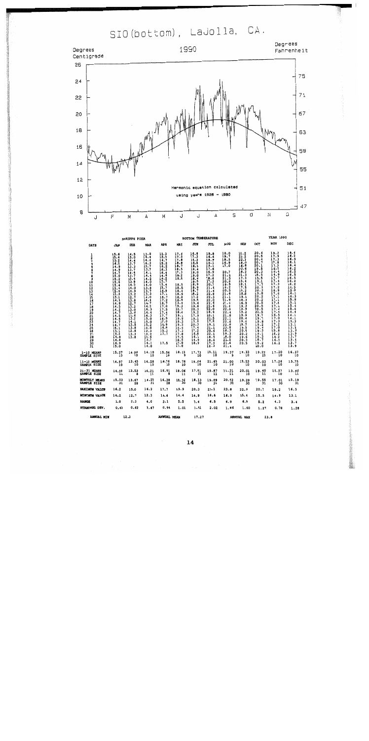# SIO (bottom), LaJolla, CA.

## 1990

Degrees Centigrade / Degrees Fahrenheit

Harmonic equation calculated using years 1926 – 1990

J F M A M J J A S O N D

| | SCRIPPS PIER | | | | BOTTOM TEMPERATURE | | | | | | YEAR 1990 | |
|---|---|---|---|---|---|---|---|---|---|---|---|---|
| DAYS | JAN | FEB | MAR | APR | MAY | JUN | JUL | AUG | SEP | OCT | NOV | DEC |
| 1 | 15.6 | 14.5 | 13.8 | 15.3 | 17.6 | 16.8 | 19.8 | 18.0 | 21.2 | 20.6 | 19.2 | 16.4 |
| 2 | 15.4 | 15.0 | 14.4 | 15.5 | 17.5 | 17.3 | 16.6 | 19.7 | 22.2 | 20.5 | 17.9 | 16.2 |
| 3 | 15.2 | 14.4 | 14.4 | 14.7 | 17.8 | 16.3 | 18.9 | 18.5 | 22.3 | 20.4 | 17.3 | 16.3 |
| 4 | 14.3 | 13.7 | 14.4 | 15.2 | 18.8 | 15.5 | 19.1 | 16.9 | 18.0 | 20.7 | 17.8 | 16.1 |
| 5 | 14.9 | 13.7 | 13.7 | 16.2 | 18.7 | 16.5 | 19.1 | 17.0 | 16.8 | 20.1 | 17.8 | 16.4 |
| 6 | 14.9 | 13.7 | 13.7 | 16.3 | 18.5 | 16.4 | 17.6 | | 20.6 | 19.5 | 16.4 | 16.2 |
| 7 | 14.7 | 14.4 | 14.1 | 16.4 | 17.3 | 19.0 | 16.9 | 20.7 | 18.2 | 20.3 | 16.4 | 16.5 |
| 8 | 15.0 | 13.7 | 14.4 | 16.4 | 18.2 | 19.0 | 17.2 | 21.2 | 21.3 | 15.5 | 14.9 | 16.5 |
| 9 | 15.2 | 13.4 | 14.2 | 16.2 | 18.5 | 18.4 | 18.6 | 21.5 | 17.3 | 15.5 | 17.7 | 16.3 |
| 10 | 15.6 | 13.9 | 14.0 | 15.7 | | 19.5 | 17.3 | 20.8 | 15.4 | 19.1 | 17.4 | 16.4 |
| 11 | 15.4 | 14.7 | 14.0 | 15.4 | 18.5 | 18.9 | 20.7 | 19.5 | 18.1 | 17.7 | 17.3 | 16.2 |
| 12 | 15.4 | 14.0 | 12.8 | 15.7 | 18.5 | 18.9 | 21.6 | 19.2 | 17.5 | 20.1 | 17.2 | 15.5 |
| 13 | 15.4 | 14.9 | 13.7 | 16.9 | 18.4 | 18.7 | 21.4 | 20.5 | 19.2 | 20.3 | 16.9 | 15.9 |
| 14 | 15.3 | 13.2 | 13.3 | 17.1 | 18.5 | 18.2 | 22.8 | 21.6 | 18.8 | 19.8 | 17.8 | 16.1 |
| 15 | 15.1 | 12.7 | 14.0 | 16.7 | 18.8 | 17.2 | 22.3 | 21.1 | 19.1 | 20.2 | 17.1 | 16.3 |
| 16 | 14.1 | 13.8 | 14.4 | 17.2 | 18.9 | 19.5 | 22.0 | 21.9 | 18.3 | 20.2 | 17.1 | 15.8 |
| 17 | 14.8 | 12.7 | 14.7 | 16.7 | 19.4 | 19.6 | 22.8 | 21.4 | 16.9 | 20.5 | 17.4 | 15.1 |
| 18 | 14.5 | 13.2 | 14.7 | 17.0 | 19.3 | 19.6 | 22.6 | 21.4 | 19.3 | 20.5 | 17.4 | 15.4 |
| 19 | 14.2 | 13.0 | 14.3 | 17.5 | 17.7 | 20.3 | 22.0 | 22.3 | 16.9 | 20.5 | 17.4 | 15.6 |
| 20 | 14.7 | 13.0 | 14.4 | 17.4 | 18.4 | 19.2 | 18.9 | 22.4 | 19.2 | 21.5 | 17.4 | 14.4 |
| 21 | 14.5 | 13.0 | 14.3 | 17.7 | 19.1 | 17.9 | 23.1 | 21.8 | 19.9 | 19.7 | 16.5 | 14.1 |
| 22 | 14.6 | 13.2 | 15.0 | 16.5 | 19.9 | 19.1 | 21.5 | 22.1 | 20.4 | 19.7 | 17.0 | 14.1 |
| 23 | 14.7 | 14.1 | 15.0 | 17.0 | 19.3 | 17.9 | 17.9 | 22.6 | 19.4 | 19.8 | 17.3 | 13.3 |
| 24 | 14.7 | 13.5 | 15.2 | 16.9 | 19.3 | 20.3 | 19.1 | 22.0 | 19.7 | 19.2 | 17.2 | 13.1 |
| 25 | 15.1 | 13.8 | 14.0 | 16.8 | 16.4 | 17.4 | 21.1 | 23.8 | 19.5 | 19.4 | 17.0 | 13.3 |
| 26 | 15.1 | 12.8 | 12.3 | 15.2 | 17.3 | 17.2 | 20.6 | 18.3 | 20.5 | 19.3 | 15.8 | 13.3 |
| 27 | 15.2 | 13.3 | 13.9 | 17.7 | 17.8 | 16.8 | 22.1 | 19.3 | 20.2 | 19.1 | 15.2 | 13.9 |
| 28 | 14.8 | 13.8 | 11.6 | | 17.5 | 16.1 | 18.5 | 18.0 | 19.6 | 19.3 | 16.2 | 13.7 |
| 29 | 14.8 | | 13.7 | | 18.5 | 14.9 | 18.6 | 21.5 | 20.3 | 18.7 | 16.1 | 13.4 |
| 30 | 14.9 | | 14.1 | 17.5 | 17.8 | 18.9 | 17.9 | 21.6 | 20.5 | 19.2 | 16.2 | 13.7 |
| 31 | 15.0 | | 14.0 | | 17.8 | | 18.3 | 21.4 | | 20.0 | | 13.9 |
| 1-10 MEANS | 15.27 | 14.00 | 14.10 | 15.56 | 18.13 | 17.73 | 18.11 | 19.37 | 19.33 | 19.22 | 17.20 | 16.37 |
| SAMPLE SIZE | 10 | 10 | 10 | 10 | 9 | 10 | 10 | 9 | 10 | 10 | 10 | 10 |
| 11-20 MEANS | 14.97 | 13.45 | 14.28 | 16.76 | 18.78 | 19.04 | 21.65 | 21.00 | 18.53 | 20.03 | 17.26 | 15.75 |
| SAMPLE SIZE | 10 | 10 | 10 | 10 | 10 | 10 | 10 | 10 | 10 | 10 | 10 | 10 |
| 21-31 MEANS | 14.85 | 13.53 | 14.21 | 16.91 | 18.06 | 17.61 | 19.87 | 21.31 | 20.01 | 19.40 | 16.57 | 13.62 |
| SAMPLE SIZE | 11 | 8 | 11 | 8 | 11 | 10 | 11 | 11 | 10 | 11 | 10 | 11 |
| MONTHLY MEANS | 15.03 | 13.67 | 14.20 | 16.28 | 18.32 | 18.13 | 19.89 | 20.62 | 19.29 | 19.55 | 17.01 | 15.19 |
| SAMPLE SIZE | 31 | 28 | 31 | 28 | 30 | 30 | 31 | 30 | 30 | 31 | 30 | 31 |
| MAXIMUM VALUE | 16.2 | 15.0 | 16.3 | 17.7 | 19.9 | 20.3 | 23.1 | 23.8 | 22.3 | 20.7 | 19.2 | 16.5 |
| MINIMUM VALUE | 14.2 | 12.7 | 12.3 | 14.6 | 14.4 | 14.9 | 16.6 | 16.9 | 15.4 | 15.5 | 14.9 | 13.1 |
| RANGE | 2.0 | 2.3 | 4.0 | 3.1 | 5.5 | 5.4 | 6.5 | 6.9 | 6.9 | 5.2 | 4.3 | 3.4 |
| STANDARD DEV. | 0.43 | 0.62 | 0.67 | 0.94 | 1.01 | 1.41 | 2.02 | 1.86 | 1.60 | 1.27 | 0.78 | 1.28 |

ANNUAL MIN 12.3  ANNUAL MEAN 17.27  ANNUAL MAX 23.8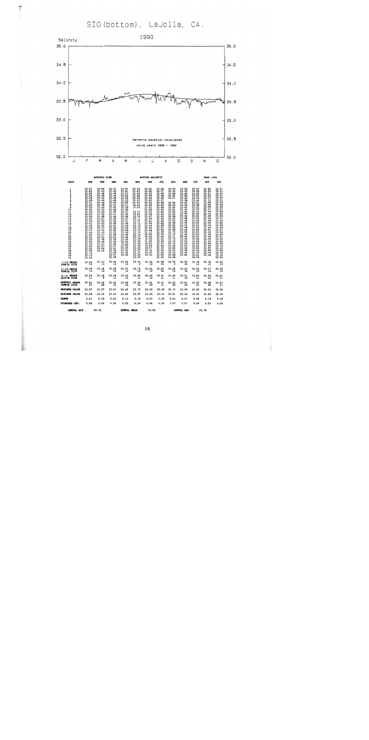# SIO (bottom), LaJolla, CA.

## 1990

Salinity

Harmonic equation calculated using years 1928 - 1990

| SCRIPPS PIER | | | | | | BOTTOM SALINITY | | | | | YEAR 1990 | |
|---|---|---|---|---|---|---|---|---|---|---|---|---|
| DAYS | JAN | FEB | MAR | APR | MAY | JUN | JUL | AUG | SEP | OCT | NOV | DEC |
| 1-10 MEANS | 33.55 | 33.47 | 33.46 | 33.56 | 33.64 | 33.62 | 33.58 | 33.55 | 33.58 | 33.48 | 33.48 | 33.52 |
| SAMPLE SIZE | 10 | 10 | 10 | 10 | 9 | 10 | 10 | 9 | 10 | 10 | 10 | 10 |
| 11-20 MEANS | 33.49 | 33.48 | 33.50 | 33.57 | 33.72 | 33.61 | 33.65 | 33.63 | 33.46 | 33.52 | 33.47 | 33.58 |
| SAMPLE SIZE | 10 | 10 | 10 | 10 | 10 | 10 | 10 | 10 | 10 | 10 | 10 | 10 |
| 21-31 MEANS | 33.50 | 33.49 | 33.58 | 33.60 | 33.62 | 33.40 | 33.61 | 33.65 | 33.51 | 33.54 | 33.45 | 33.51 |
| SAMPLE SIZE | 11 | 8 | 11 | 10 | 10 | 10 | 11 | 11 | 10 | 11 | 10 | 11 |
| MONTHLY MEANS | 33.51 | 33.48 | 33.52 | 33.58 | 33.66 | 33.61 | 33.61 | 33.63 | 33.51 | 33.52 | 33.48 | 33.54 |
| SAMPLE SIZE | 31 | 28 | 31 | 30 | 30 | 30 | 31 | 31 | 30 | 31 | 30 | 31 |
| MAXIMUM VALUE | 33.57 | 33.57 | 33.67 | 33.65 | 33.76 | 33.69 | 33.78 | 33.74 | 33.69 | 33.60 | 33.54 | 33.60 |
| MINIMUM VALUE | 33.36 | 33.34 | 33.44 | 33.52 | 33.57 | 33.49 | 33.43 | 33.51 | 33.42 | 33.32 | 33.35 | 33.45 |
| RANGE | 0.21 | 0.23 | 0.23 | 0.13 | 0.19 | 0.20 | 0.35 | 0.23 | 0.27 | 0.28 | 0.19 | 0.15 |
| STANDARD DEV. | 0.05 | 0.06 | 0.05 | 0.03 | 0.06 | 0.06 | 0.06 | 0.07 | 0.07 | 0.06 | 0.03 | 0.04 |

ANNUAL MIN 33.32 | ANNUAL MEAN 33.55 | ANNUAL MAX 33.78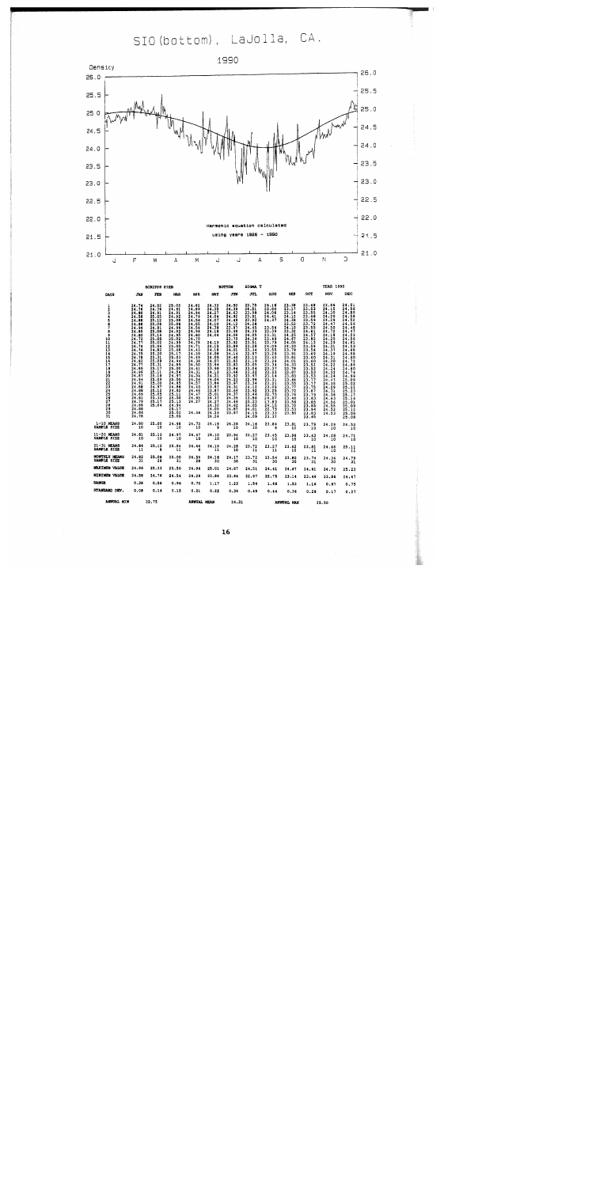# SIO (bottom), LaJolla, CA.

1990

Density

Harmonic equation calculated using years 1926 - 1990

| | SCRIPPS PIER | | | | BOTTOM | | SIGMA T | | | | YEAR 1990 | |
|---|---|---|---|---|---|---|---|---|---|---|---|---|
| DAYS | JAN | FEB | MAR | APR | MAY | JUN | JUL | AUG | SEP | OCT | NOV | DEC |
| 1 | 24.74 | 24.92 | 25.05 | 24.82 | 24.32 | 24.50 | 23.79 | 24.16 | 23.38 | 23.68 | 23.96 | 24.51 |
| 2 | 24.76 | 24.78 | 24.91 | 24.89 | 24.35 | 24.39 | 24.21 | 23.80 | 23.17 | 23.44 | 24.15 | 24.56 |
| 3 | 24.80 | 24.91 | 24.91 | 24.94 | 24.27 | 24.42 | 23.98 | 24.06 | 23.14 | 23.55 | 24.30 | 24.60 |
| 4 | 24.58 | 25.03 | 24.94 | 24.75 | 24.04 | 24.82 | 23.91 | 24.41 | 24.12 | 23.66 | 24.20 | 24.58 |
| 5 | 24.68 | 25.12 | 24.92 | 24.56 | 24.07 | 24.49 | 23.82 | 24.37 | 24.38 | 23.59 | 24.29 | 24.52 |
| 6 | 24.69 | 25.06 | 25.08 | 24.50 | 24.10 | 24.12 | 24.28 | | 23.52 | 23.72 | 24.47 | 24.56 |
| 7 | 24.66 | 24.91 | 24.96 | 24.54 | 24.38 | 23.97 | 24.45 | 23.54 | 24.10 | 23.85 | 24.50 | 24.49 |
| 8 | 24.60 | 25.08 | 24.92 | 24.96 | 24.10 | 23.99 | 24.35 | 23.38 | 23.32 | 24.41 | 24.32 | 24.47 |
| 9 | 24.65 | 25.14 | 24.93 | 24.40 | 24.04 | 24.06 | 24.05 | 23.31 | 24.25 | 24.57 | 24.18 | 24.53 |
| 10 | 24.72 | 25.05 | 25.02 | 24.70 | | 23.79 | 24.24 | 23.45 | 24.47 | 23.82 | 24.25 | 24.50 |
| 11 | 24.77 | 25.02 | 24.93 | 24.76 | 24.19 | 23.92 | 23.51 | 23.79 | 24.05 | 24.13 | 24.29 | 24.61 |
| 12 | 24.78 | 24.84 | 25.05 | 24.71 | 24.15 | 23.89 | 23.28 | 24.09 | 24.20 | 23.59 | 24.31 | 24.53 |
| 13 | 24.76 | 24.82 | 25.18 | 24.41 | 24.18 | 24.01 | 23.34 | 23.55 | 23.79 | 23.56 | 24.37 | 24.68 |
| 14 | 24.75 | 25.20 | 25.17 | 24.29 | 24.06 | 24.14 | 22.97 | 23.29 | 23.81 | 23.69 | 24.19 | 24.58 |
| 15 | 24.78 | 25.31 | 25.03 | 24.49 | 24.09 | 24.40 | 23.13 | 23.42 | 24.01 | 23.60 | 24.31 | 24.60 |
| 16 | 24.82 | 25.28 | 24.94 | 24.50 | 24.07 | 23.82 | 23.19 | 23.24 | 24.33 | 23.40 | 24.30 | 24.72 |
| 17 | 24.71 | 25.31 | 24.89 | 24.41 | 23.94 | 23.83 | 23.05 | 23.34 | 23.76 | 23.52 | 24.22 | 24.66 |
| 18 | 24.69 | 25.17 | 25.05 | 24.21 | 23.98 | 23.84 | 23.24 | 23.37 | 23.87 | 23.52 | 24.14 | 24.60 |
| 19 | 24.60 | 25.11 | 24.54 | 24.34 | 24.12 | 23.48 | 23.32 | 23.22 | 23.83 | 23.53 | 24.33 | 24.76 |
| 20 | 24.67 | 25.18 | 24.97 | 24.26 | 24.21 | 23.92 | 22.97 | 23.14 | 23.66 | 23.53 | 24.24 | 24.99 |
| 21 | 24.94 | 25.09 | 25.00 | 24.57 | 24.04 | 24.23 | 23.06 | 23.31 | 23.55 | 23.77 | 24.47 | 25.09 |
| 22 | 24.91 | 25.20 | 24.95 | 24.43 | 23.84 | 23.97 | 23.34 | 23.21 | 23.77 | 23.77 | 24.39 | 25.02 |
| 23 | 24.88 | 24.97 | 24.86 | 24.46 | 23.87 | 24.31 | 24.12 | 23.09 | 23.72 | 23.75 | 24.29 | 25.21 |
| 24 | 24.88 | 25.12 | 24.82 | 24.47 | 23.87 | 24.04 | 23.92 | 23.25 | 23.76 | 23.87 | 24.31 | 25.23 |
| 25 | 24.60 | 25.35 | 25.11 | 24.85 | 24.01 | 24.37 | 23.46 | 22.75 | 23.48 | 23.79 | 24.36 | 25.17 |
| 26 | 24.81 | 25.23 | 24.47 | 24.27 | 24.17 | 24.35 | 23.56 | 24.07 | 23.58 | 23.83 | 24.63 | 25.16 |
| 27 | 24.79 | 25.17 | 25.13 | | 24.57 | 24.46 | 23.03 | 23.83 | 23.79 | 23.85 | 24.56 | 25.01 |
| 28 | 24.88 | 25.04 | 24.54 | | 24.10 | 24.62 | 24.00 | 24.10 | 23.53 | 23.85 | 24.55 | 25.00 |
| 29 | 24.88 | | 25.13 | | 24.05 | 23.87 | 24.01 | 22.75 | 23.50 | 23.64 | 24.53 | 25.12 |
| 30 | 24.84 | | 25.01 | 24.26 | 24.24 | 23.97 | 24.19 | 23.33 | | 23.60 | 24.53 | 25.06 |
| 31 | 24.78 | | 25.09 | | 24.24 | | 24.09 | 23.17 | | 23.65 | | 25.08 |
| 1-10 MEANS | 24.60 | 25.00 | 24.98 | 24.72 | 24.19 | 24.28 | 24.18 | 23.84 | 23.81 | 23.79 | 24.29 | 24.50 |
| SAMPLE SIZE | 10 | 10 | 10 | 10 | 9 | 10 | 10 | 9 | 10 | 10 | 10 | 10 |
| 11-20 MEANS | 24.81 | 25.13 | 24.97 | 24.47 | 24.10 | 23.94 | 23.27 | 23.45 | 23.96 | 23.63 | 24.28 | 24.71 |
| SAMPLE SIZE | 10 | 10 | 10 | 10 | 10 | 10 | 10 | 10 | 10 | 10 | 10 | 10 |
| 21-31 MEANS | 24.84 | 25.12 | 25.04 | 24.44 | 24.19 | 24.28 | 23.72 | 23.37 | 23.62 | 23.81 | 24.46 | 25.11 |
| SAMPLE SIZE | 11 | 8 | 11 | 8 | 11 | 10 | 11 | 11 | 10 | 11 | 10 | 11 |
| MONTHLY MEANS | 24.82 | 25.08 | 25.00 | 24.55 | 24.16 | 24.17 | 23.72 | 23.54 | 23.80 | 23.74 | 24.34 | 24.79 |
| SAMPLE SIZE | 31 | 28 | 31 | 28 | 30 | 30 | 31 | 30 | 30 | 31 | 30 | 31 |
| MAXIMUM VALUE | 24.94 | 25.33 | 25.50 | 24.96 | 25.01 | 24.67 | 24.51 | 24.41 | 24.47 | 24.61 | 24.72 | 25.23 |
| MINIMUM VALUE | 24.58 | 24.76 | 24.54 | 24.26 | 23.84 | 23.44 | 22.97 | 22.75 | 23.14 | 23.44 | 23.86 | 24.47 |
| RANGE | 0.38 | 0.58 | 0.96 | 0.70 | 1.17 | 1.23 | 1.54 | 1.66 | 1.33 | 1.16 | 0.87 | 0.75 |
| STANDARD DEV. | 0.08 | 0.14 | 0.15 | 0.21 | 0.22 | 0.34 | 0.49 | 0.44 | 0.36 | 0.28 | 0.17 | 0.27 |

ANNUAL MIN 22.75 ANNUAL MEAN 24.21 ANNUAL MAX 25.50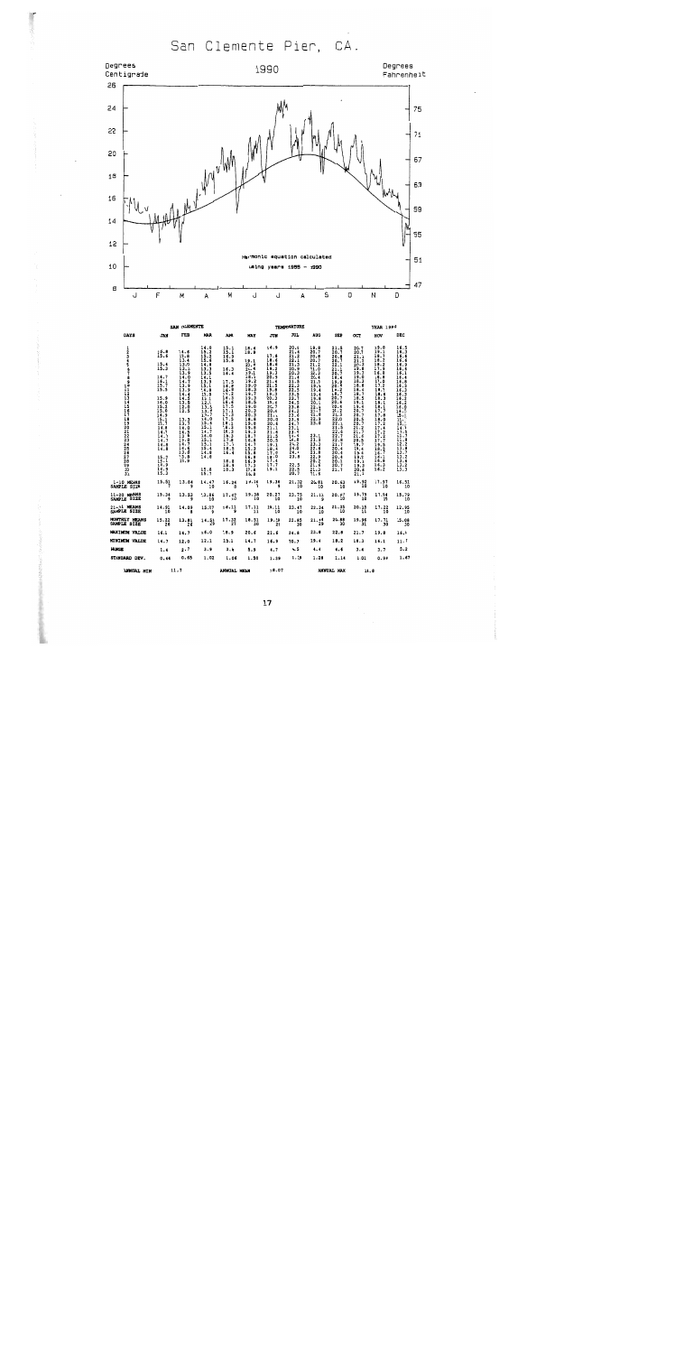# San Clemente Pier, CA.

## 1990

Degrees Centigrade (left axis: 8–26) / Degrees Fahrenheit (right axis: 47–75)

Months: J F M A M J J A S O N D

Harmonic equation calculated using years 1955 – 1990

## SAN CLEMENTE — TEMPERATURE — YEAR 1990

| DAYS | JAN | FEB | MAR | APR | MAY | JUN | JUL | AUG | SEP | OCT | NOV | DEC |
|---|---|---|---|---|---|---|---|---|---|---|---|---|
| 1-10 MEANS | 15.81 | 13.84 | 14.47 | 16.24 | 19.16 | 19.38 | 21.32 | 20.81 | 20.63 | 19.92 | 17.97 | 16.31 |
| SAMPLE SIZE | 7 | 9 | 10 | 8 | 7 | 9 | 10 | 10 | 10 | 10 | 10 | 10 |
| 11-20 MEANS | 15.34 | 13.52 | 13.86 | 17.47 | 19.38 | 20.27 | 22.75 | 21.11 | 20.67 | 19.79 | 17.54 | 15.79 |
| SAMPLE SIZE | 9 | 9 | 10 | 10 | 10 | 10 | 10 | 9 | 10 | 10 | 10 | 10 |
| 21-31 MEANS | 14.90 | 14.09 | 15.07 | 16.11 | 17.11 | 19.11 | 23.47 | 22.34 | 21.35 | 20.18 | 17.22 | 12.95 |
| SAMPLE SIZE | 10 | 8 | 9 | 9 | 11 | 10 | 10 | 10 | 10 | 11 | 10 | 10 |
| MONTHLY MEANS | 15.22 | 13.81 | 14.51 | 17.25 | 18.51 | 19.19 | 22.65 | 21.44 | 20.88 | 19.96 | 17.71 | 15.08 |
| SAMPLE SIZE | 26 | 26 | 29 | 27 | 28 | 21 | 30 | 29 | 30 | 31 | 30 | 30 |
| MAXIMUM VALUE | 16.1 | 14.7 | 16.0 | 18.9 | 20.6 | 21.6 | 24.8 | 22.8 | 22.8 | 21.7 | 19.8 | 16.5 |
| MINIMUM VALUE | 14.7 | 12.0 | 13.1 | 15.1 | 14.7 | 16.9 | 18.7 | 19.4 | 18.2 | 18.3 | 16.1 | 11.7 |
| RANGE | 1.4 | 2.7 | 2.9 | 3.8 | 5.9 | 4.7 | 6.5 | 4.4 | 4.6 | 3.4 | 3.7 | 5.2 |
| STANDARD DEV. | 0.44 | 0.65 | 1.02 | 1.06 | 1.50 | 1.39 | 1.19 | 1.28 | 1.14 | 1.01 | 0.99 | 1.67 |

ANNUAL MIN 11.7 — ANNUAL MEAN 18.07 — ANNUAL MAX 24.8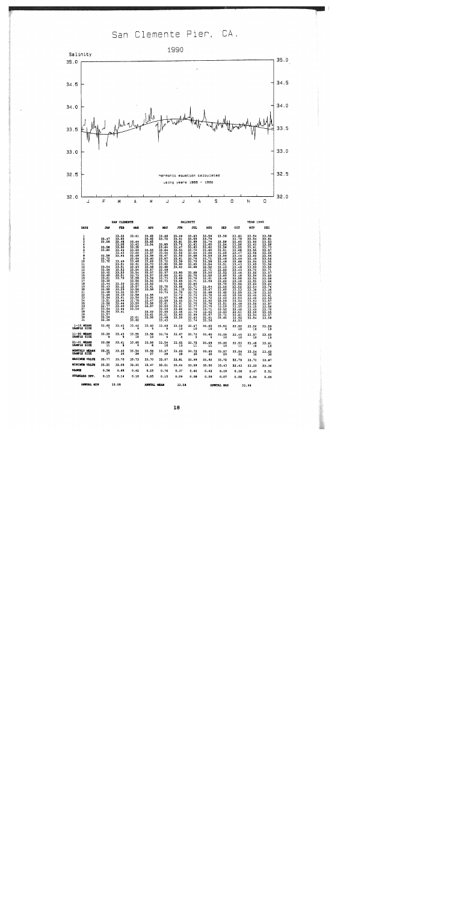# San Clemente Pier, CA.

## 1990

Salinity

Harmonic equation calculated using years 1985 – 1990

| DATE | JAN | FEB | MAR | APR | MAY | JUN | JUL | AUG | SEP | OCT | NOV | DEC |
|---|---|---|---|---|---|---|---|---|---|---|---|---|
| | SAN CLEMENTE | | | | | SALINITY | | | | | YEAR 1990 | |
| 1 | | 33.32 | 33.41 | 33.62 | 33.66 | 33.44 | 33.63 | 33.59 | 33.56 | 33.61 | 33.54 | 33.59 |
| 2 | 33.47 | 33.60 | | 33.62 | 33.72 | 33.51 | 33.59 | 33.79 | | 33.79 | 33.54 | 33.61 |
| 3 | 33.38 | 33.48 | 33.44 | 33.62 | | 33.61 | 33.68 | 33.74 | 33.58 | 33.60 | 33.60 | 33.53 |
| 4 | | 33.05 | 33.42 | 33.54 | 33.65 | 33.79 | 33.63 | 33.67 | 33.54 | 33.58 | 33.62 | 33.64 |
| 5 | 33.38 | 33.50 | 33.35 | | 33.64 | 33.67 | 33.83 | 33.62 | 33.56 | 33.55 | 33.61 | 33.73 |
| 6 | 33.60 | 33.44 | 33.49 | 33.55 | 33.64 | 33.52 | 33.70 | 33.60 | 33.51 | 33.48 | 33.55 | 33.57 |
| 7 | | 33.43 | 33.60 | 33.57 | 33.64 | 33.55 | 33.74 | 33.69 | 33.44 | 33.47 | 33.56 | 33.53 |
| 8 | 33.59 | 33.44 | 33.48 | 33.58 | 33.67 | 33.41 | 33.66 | 33.59 | 33.59 | 33.49 | 33.60 | 33.54 |
| 9 | 33.72 | | 33.48 | 33.60 | 33.67 | 33.58 | 33.76 | 33.73 | 33.46 | 33.44 | 33.49 | 33.56 |
| 10 | 33.78 | 33.49 | 33.48 | 33.69 | 33.71 | 33.60 | 33.79 | 33.64 | 33.49 | 33.46 | 33.54 | 33.55 |
| 11 | | 33.51 | 33.31 | 33.70 | 33.80 | 33.62 | 33.65 | 33.62 | 33.51 | 33.43 | 33.65 | 33.56 |
| 12 | 33.54 | 33.51 | 33.49 | 33.58 | 33.86 | | 33.68 | 33.50 | 33.43 | 33.46 | 33.55 | 33.55 |
| 13 | 33.26 | 33.53 | 33.54 | 33.57 | 33.69 | 33.60 | | 33.59 | 33.60 | 33.45 | 33.72 | 33.57 |
| 14 | 33.42 | 33.53 | 33.54 | 33.57 | 33.97 | 33.61 | 33.68 | 33.62 | 33.53 | 33.44 | 33.56 | 33.57 |
| 15 | 33.40 | 33.51 | 33.73 | 33.57 | 33.66 | 33.68 | 33.70 | 33.61 | 33.60 | 33.48 | 33.54 | 33.60 |
| 16 | 33.21 | 33.70 | 33.58 | 33.59 | 33.73 | 33.65 | 33.76 | 33.59 | 33.49 | 33.38 | 33.54 | 33.66 |
| 17 | 33.30 | | 33.56 | 33.52 | 33.73 | 33.66 | 33.71 | | 33.60 | 33.48 | 33.55 | 33.64 |
| 18 | 33.44 | 33.30 | 33.62 | 33.52 | | 33.68 | 33.84 | 33.64 | 33.70 | 33.54 | 33.64 | 33.64 |
| 19 | 33.45 | 33.12 | 33.57 | 33.61 | 33.70 | 33.70 | 33.71 | 33.67 | 33.56 | 33.52 | 33.57 | 33.56 |
| 20 | 33.50 | 33.29 | 33.56 | 33.58 | 33.61 | 33.79 | 33.74 | 33.68 | 33.60 | 33.53 | 33.38 | 33.54 |
| 21 | 33.48 | 33.32 | 33.57 | | 33.73 | 33.73 | 33.72 | 33.70 | 33.60 | 33.55 | 33.36 | 33.53 |
| 22 | 33.46 | 33.35 | 33.58 | 33.55 | | 33.68 | 33.72 | 33.72 | 33.62 | 33.59 | 33.45 | 33.53 |
| 23 | 33.54 | 33.41 | 33.59 | 33.36 | | 33.60 | 33.73 | 33.92 | 33.62 | 33.53 | 33.46 | 33.57 |
| 24 | 33.51 | 33.44 | 33.70 | 33.47 | 33.57 | 33.61 | 33.74 | 33.76 | 33.59 | 33.54 | 33.53 | 33.87 |
| 25 | 33.56 | 33.44 | 33.59 | 33.56 | 33.64 | 33.61 | 33.75 | 33.75 | 33.55 | 33.46 | 33.48 | 33.57 |
| 26 | 33.77 | 33.40 | 33.59 | 33.57 | 33.61 | 33.64 | 33.77 | 33.71 | 33.59 | 33.55 | 33.25 | 33.58 |
| 27 | 33.54 | 33.44 | 33.59 | | 33.59 | 33.65 | 33.76 | 33.69 | 33.53 | 33.48 | 33.49 | 33.56 |
| 28 | 33.54 | 33.41 | | 33.50 | 33.59 | 33.63 | 33.74 | 33.57 | 33.62 | 33.61 | 33.55 | 33.59 |
| 29 | 33.57 | | | 33.61 | 33.65 | 33.59 | 33.59 | 33.61 | 33.72 | 33.62 | 33.54 | 33.57 |
| 30 | 33.56 | | 33.61 | 33.50 | 33.51 | | 33.62 | 33.51 | 33.60 | 33.52 | 33.54 | 33.57 |
| 31 | 33.26 | | 33.62 | | 33.48 | | 33.54 | 33.56 | | 33.55 | | 33.58 |
| 1–10 MEANS | 33.60 | 33.42 | 33.46 | 33.60 | 33.69 | 33.58 | 33.67 | 33.65 | 33.55 | 33.59 | 33.56 | 33.59 |
| SAMPLE SIZE | 7 | 9 | 9 | 9 | 9 | 10 | 10 | 10 | 9 | 10 | 10 | 10 |
| 11–20 MEANS | 33.39 | 33.43 | 33.55 | 33.58 | 33.79 | 33.67 | 33.72 | 33.60 | 33.56 | 33.49 | 33.57 | 33.60 |
| SAMPLE SIZE | 9 | 9 | 10 | 10 | 9 | 9 | 9 | 9 | 10 | 10 | 10 | 10 |
| 21–31 MEANS | 33.56 | 33.41 | 33.60 | 33.56 | 33.54 | 33.65 | 33.75 | 33.69 | 33.60 | 33.53 | 33.48 | 33.61 |
| SAMPLE SIZE | 11 | 8 | 9 | 8 | 10 | 10 | 11 | 11 | 10 | 11 | 10 | 10 |
| MONTHLY MEANS | 33.51 | 33.42 | 33.54 | 33.58 | 33.67 | 33.63 | 33.72 | 33.65 | 33.57 | 33.54 | 33.54 | 33.60 |
| SAMPLE SIZE | 27 | 26 | 28 | 27 | 28 | 29 | 30 | 30 | 29 | 31 | 30 | 30 |
| MAXIMUM VALUE | 33.77 | 33.70 | 33.73 | 33.70 | 33.97 | 33.81 | 33.99 | 33.92 | 33.72 | 33.79 | 33.72 | 33.87 |
| MINIMUM VALUE | 33.21 | 33.05 | 33.31 | 33.47 | 33.21 | 33.44 | 33.59 | 33.50 | 33.43 | 33.43 | 33.25 | 33.36 |
| RANGE | 0.56 | 0.65 | 0.42 | 0.23 | 0.76 | 0.37 | 0.40 | 0.42 | 0.29 | 0.36 | 0.47 | 0.51 |
| STANDARD DEV. | 0.13 | 0.14 | 0.10 | 0.05 | 0.15 | 0.09 | 0.08 | 0.09 | 0.07 | 0.08 | 0.08 | 0.09 |

ANNUAL MIN 33.05 ANNUAL MEAN 33.58 ANNUAL MAX 33.99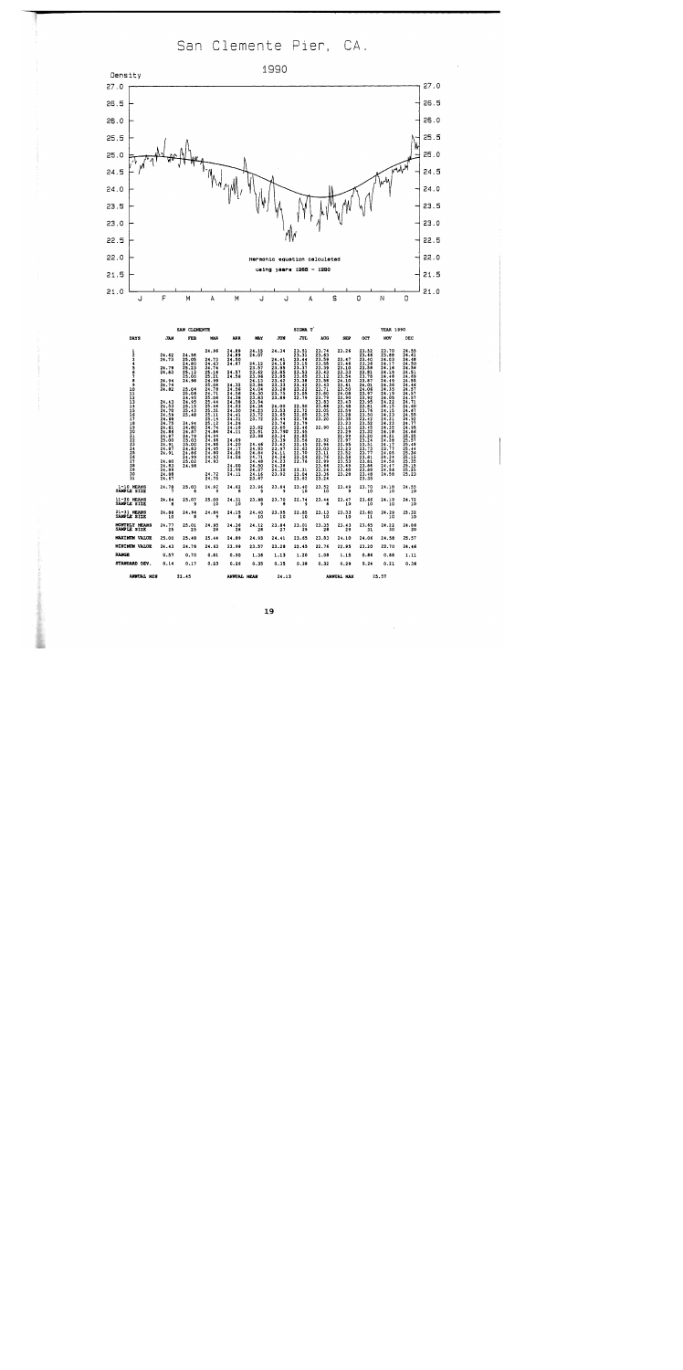# San Clemente Pier, CA.

## 1990

Density (y-axis: 21.0 – 27.0; x-axis: J F M A M J J A S O N D)

Harmonic equation calculated using years 1965 - 1990

| SAN CLEMENTE | | | | | | SIGMA T | | | | | YEAR 1990 | |
|---|---|---|---|---|---|---|---|---|---|---|---|---|
| DAYS | JAN | FEB | MAR | APR | MAY | JUN | JUL | AUG | SEP | OCT | NOV | DEC |
| 1 | | | 24.96 | 24.89 | 24.15 | 24.34 | 23.51 | 23.74 | 23.26 | 23.52 | 23.70 | 24.55 |
| 2 | 24.62 | 24.98 | | 24.89 | 24.07 | | 23.31 | 23.63 | | 23.66 | 23.88 | 24.61 |
| 3 | 24.73 | 25.05 | 24.73 | 24.50 | | 24.41 | 23.44 | 23.59 | 23.47 | 23.40 | 24.03 | 24.48 |
| 4 | | 24.80 | 24.63 | 24.67 | 24.12 | 24.18 | 23.15 | 23.55 | 23.46 | 23.26 | 24.17 | 24.50 |
| 5 | 24.79 | 25.23 | 24.76 | | 23.57 | 23.85 | 23.37 | 23.39 | 23.10 | 23.58 | 24.26 | 24.54 |
| 6 | 24.82 | 25.12 | 25.16 | 24.57 | 23.62 | 23.85 | 23.53 | 23.43 | 23.33 | 23.81 | 24.19 | 24.51 |
| 7 | | 25.00 | 25.25 | 24.56 | 23.98 | 23.80 | 23.42 | 23.12 | 23.54 | 23.79 | 24.46 | 24.69 |
| 8 | 24.94 | 24.98 | 24.99 | | 24.13 | 23.62 | 23.38 | 22.98 | 24.10 | 23.87 | 24.49 | 24.58 |
| 9 | 24.74 | | 25.06 | 24.32 | 23.84 | 23.33 | 23.42 | 23.43 | 23.61 | 24.01 | 24.36 | 24.46 |
| 10 | 24.82 | 25.04 | 24.75 | 24.56 | 24.04 | 23.28 | 23.22 | 22.71 | 23.50 | 24.06 | 24.25 | 24.57 |
| 11 | | 25.08 | 24.71 | 24.06 | 24.30 | 23.75 | 23.05 | 22.80 | 24.08 | 23.97 | 24.29 | 24.57 |
| 12 | | 24.95 | 25.08 | 24.38 | 23.63 | 23.89 | 22.79 | 22.79 | 23.90 | 23.95 | 24.09 | 24.57 |
| 13 | 24.63 | 25.05 | 25.44 | 24.58 | 23.94 | | | 23.63 | 23.43 | 23.95 | 24.22 | 24.71 |
| 14 | 24.52 | 25.15 | 25.31 | 24.53 | 24.36 | 24.00 | 22.80 | 23.46 | 23.98 | 23.81 | 24.15 | 24.60 |
| 15 | 24.70 | 25.43 | 25.11 | 24.30 | 24.23 | 23.93 | 22.72 | 23.05 | 23.59 | 23.76 | 24.15 | 24.67 |
| 16 | 24.43 | 25.40 | 25.13 | 24.41 | 23.72 | 23.65 | 22.65 | 23.25 | 23.09 | 23.50 | 24.13 | 24.55 |
| 17 | 24.59 | | 25.12 | 24.31 | 23.72 | 23.44 | 22.76 | 23.20 | 23.35 | 23.42 | 24.21 | 24.92 |
| 18 | 24.68 | 24.94 | 24.74 | 24.28 | | 23.74 | 22.76 | | 23.23 | 23.32 | 24.23 | 24.77 |
| 19 | 24.75 | 24.80 | 24.86 | 24.16 | 23.82 | 23.60 | 22.48 | 22.90 | 23.10 | 23.32 | 24.25 | 24.95 |
| 20 | 24.81 | 24.87 | 24.94 | 24.11 | 23.91 | 23.79 | 22.55 | | 23.29 | 23.32 | 24.18 | 24.84 |
| 21 | 24.86 | 24.78 | 24.94 | | 23.98 | 23.24 | 22.62 | | 22.99 | 23.20 | 24.21 | 25.25 |
| 22 | 24.87 | 25.03 | 24.86 | 24.09 | | 23.29 | 22.58 | 22.92 | 22.97 | 23.24 | 24.09 | 25.57 |
| 23 | 25.00 | 25.00 | 24.85 | 24.20 | 24.46 | 23.62 | 22.45 | 22.96 | 22.95 | 23.51 | 24.17 | 25.49 |
| 24 | 24.91 | 24.83 | 24.96 | 24.17 | 24.64 | 23.97 | 22.62 | 23.03 | 23.23 | 23.73 | 23.73 | 25.44 |
| 25 | 24.87 | 24.86 | 24.93 | 24.05 | 24.93 | 24.11 | 22.75 | 23.11 | 23.52 | 23.77 | 24.05 | 25.34 |
| 26 | 24.91 | 24.99 | 24.93 | 24.56 | 24.64 | 24.26 | 22.64 | 22.76 | 23.58 | 23.81 | 24.24 | 25.32 |
| 27 | | 25.02 | | | 24.71 | 24.23 | 22.78 | 22.99 | 23.53 | 23.81 | 24.50 | 25.25 |
| 28 | 24.80 | 24.98 | | 24.00 | 24.48 | 24.38 | | 23.44 | 23.45 | 23.98 | 24.47 | 25.15 |
| 29 | 24.83 | | 24.72 | 23.99 | 24.30 | 24.30 | 23.31 | 23.24 | 23.80 | 23.88 | 24.56 | 25.25 |
| 30 | 24.89 | | 24.75 | 24.11 | 24.07 | 23.92 | 23.04 | 23.26 | 23.29 | 23.48 | 24.58 | 25.23 |
| 31 | 24.88 | | | | 24.16 | | 23.02 | 23.24 | | 23.33 | | 25.23 |
| 1-10 MEANS | 24.78 | 25.03 | 24.92 | 24.62 | 23.96 | 23.84 | 23.40 | 23.52 | 23.49 | 23.70 | 24.18 | 24.55 |
| SAMPLE SIZE | 7 | 8 | 9 | 8 | 9 | 9 | 10 | 10 | 9 | 10 | 10 | 10 |
| 11-20 MEANS | 24.64 | 25.07 | 25.09 | 24.31 | 23.88 | 23.70 | 22.74 | 23.44 | 23.47 | 23.66 | 24.19 | 24.72 |
| SAMPLE SIZE | 8 | 9 | 10 | 10 | 9 | 8 | 9 | 8 | 10 | 10 | 10 | 10 |
| 21-31 MEANS | 24.86 | 24.94 | 24.84 | 24.15 | 24.40 | 23.95 | 22.88 | 23.13 | 23.33 | 23.60 | 24.29 | 25.32 |
| SAMPLE SIZE | 10 | 8 | 9 | 8 | 10 | 10 | 10 | 10 | 10 | 11 | 10 | 10 |
| MONTHLY MEANS | 24.77 | 25.01 | 24.95 | 24.36 | 24.12 | 23.84 | 23.01 | 23.35 | 23.43 | 23.65 | 24.22 | 24.86 |
| SAMPLE SIZE | 25 | 25 | 28 | 26 | 28 | 27 | 29 | 28 | 29 | 31 | 30 | 30 |
| MAXIMUM VALUE | 25.00 | 25.48 | 25.44 | 24.89 | 24.93 | 24.41 | 23.65 | 23.83 | 24.10 | 24.06 | 24.58 | 25.57 |
| MINIMUM VALUE | 24.43 | 24.78 | 24.63 | 23.99 | 23.57 | 23.28 | 22.45 | 22.76 | 22.95 | 23.20 | 23.70 | 24.46 |
| RANGE | 0.57 | 0.70 | 0.81 | 0.90 | 1.36 | 1.13 | 1.20 | 1.08 | 1.15 | 0.86 | 0.88 | 1.11 |
| STANDARD DEV. | 0.14 | 0.17 | 0.23 | 0.26 | 0.35 | 0.35 | 0.36 | 0.32 | 0.29 | 0.24 | 0.21 | 0.36 |

ANNUAL MIN 22.45 ANNUAL MEAN 24.13 ANNUAL MAX 25.57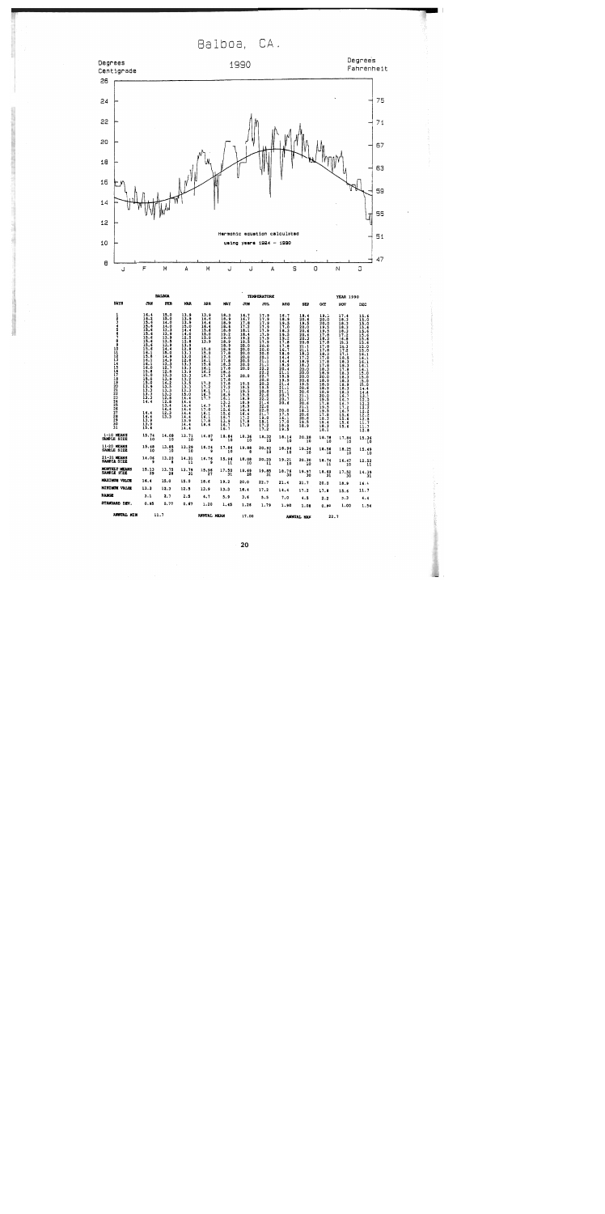# Balboa, CA.

**1990**

Degrees Centigrade (left axis: 8–26) | Degrees Fahrenheit (right axis: 47–75)

Months: J F M A M J J A S O N D

Harmonic equation calculated using years 1924 – 1990

| BALBOA | | | | | | TEMPERATURE | | | | | YEAR 1990 | |
|---|---|---|---|---|---|---|---|---|---|---|---|---|
| DAYS | JAN | FEB | MAR | APR | MAY | JUN | JUL | AUG | SEP | OCT | NOV | DEC |
| 1-10 MEANS / SAMPLE SIZE | 15.74 / 10 | 14.09 / 10 | 13.71 / 10 | 14.87 / 9 | 18.84 / 10 | 18.36 / 10 | 19.32 / 10 | 18.14 / 10 | 20.28 / 10 | 18.78 / 10 | 17.94 / 10 | 15.36 / 10 |
| 11-20 MEANS / SAMPLE SIZE | 15.48 / 10 | 13.85 / 10 | 13.29 / 10 | 16.24 / 9 | 17.84 / 10 | 19.86 / 8 | 20.92 / 10 | 18.94 / 10 | 19.24 / 10 | 18.38 / 10 | 18.25 / 10 | 15.49 / 10 |
| 21-31 MEANS / SAMPLE SIZE | 14.06 / 9 | 13.20 / 8 | 14.31 / 11 | 16.74 / 9 | 15.96 / 11 | 19.08 / 10 | 20.20 / 11 | 19.21 / 10 | 20.30 / 10 | 18.74 / 11 | 16.47 / 10 | 12.52 / 11 |
| MONTHLY MEANS / SAMPLE SIZE | 15.13 / 29 | 13.75 / 28 | 13.78 / 31 | 15.96 / 27 | 17.50 / 31 | 19.49 / 28 | 19.85 / 31 | 18.76 / 30 | 19.97 / 30 | 18.63 / 31 | 17.52 / 30 | 14.39 / 31 |
| MAXIMUM VALUE | 16.4 | 15.0 | 15.0 | 18.6 | 19.2 | 20.0 | 22.7 | 21.4 | 21.7 | 20.0 | 18.9 | 16.1 |
| MINIMUM VALUE | 13.3 | 12.3 | 12.5 | 12.9 | 13.3 | 16.4 | 17.2 | 14.4 | 17.2 | 17.8 | 15.6 | 11.7 |
| RANGE | 3.1 | 2.7 | 2.5 | 4.7 | 5.9 | 3.6 | 5.5 | 7.0 | 4.5 | 2.2 | 3.3 | 4.4 |
| STANDARD DEV. | 0.85 | 0.77 | 0.67 | 1.20 | 1.65 | 1.26 | 1.79 | 1.90 | 1.08 | 0.64 | 1.00 | 1.34 |

ANNUAL MIN 11.7 | ANNUAL MEAN 17.00 | ANNUAL MAX 22.7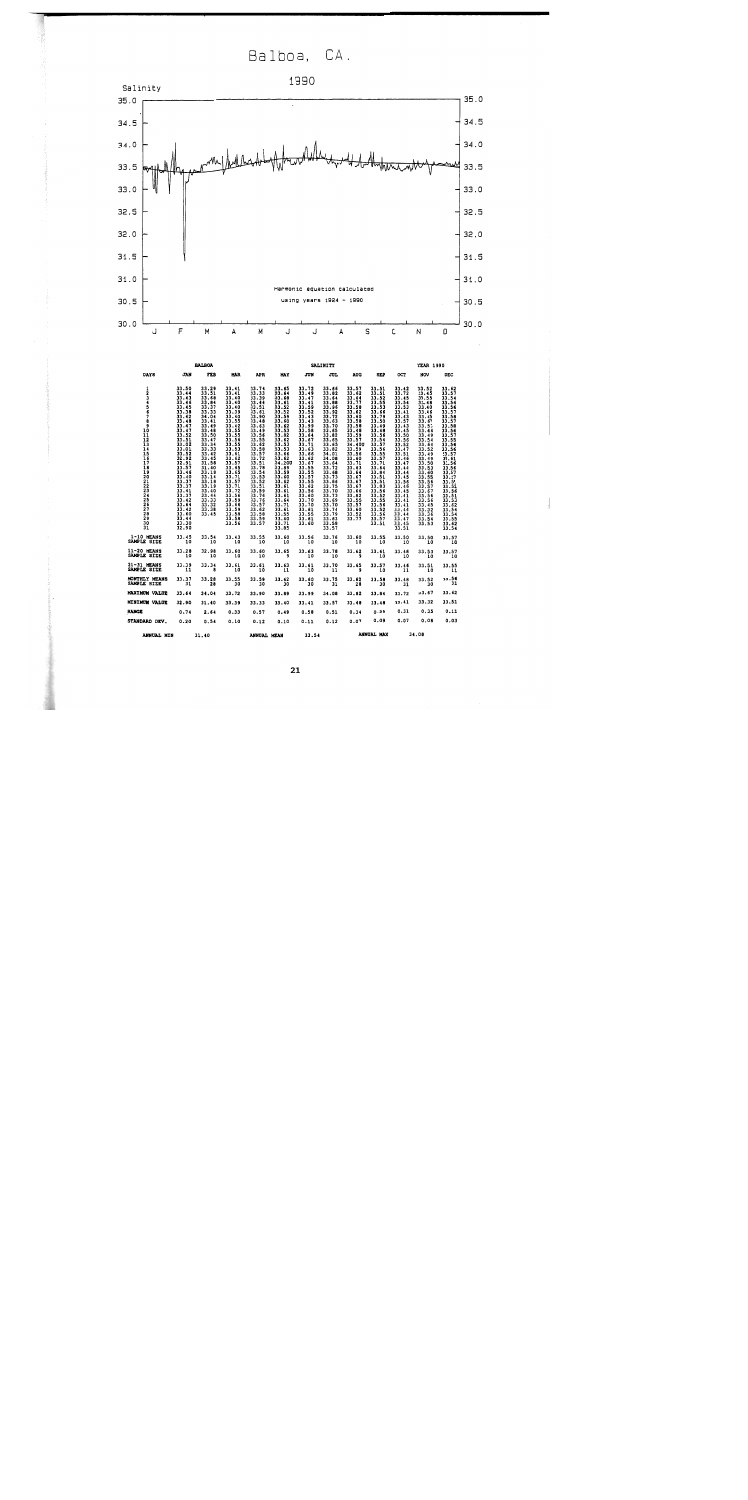# Balboa, CA.

## 1990

Salinity

Harmonic equation calculated using years 1924 – 1990

J F M A M J J A S O N D

| BALBOA | SALINITY | | | | | | | | | | | YEAR 1990 |
|---|---|---|---|---|---|---|---|---|---|---|---|---|
| DAYS | JAN | FEB | MAR | APR | MAY | JUN | JUL | AUG | SEP | OCT | NOV | DEC |
| 1-10 MEANS | 33.45 | 33.54 | 33.43 | 33.55 | 33.60 | 33.56 | 33.74 | 33.60 | 33.55 | 33.50 | 33.50 | 33.57 |
| SAMPLE SIZE | 10 | 10 | 10 | 10 | 10 | 10 | 10 | 10 | 10 | 10 | 10 | 10 |
| 11-20 MEANS | 33.28 | 32.98 | 33.60 | 33.60 | 33.65 | 33.63 | 33.78 | 33.62 | 33.61 | 33.48 | 33.53 | 33.57 |
| SAMPLE SIZE | 10 | 10 | 10 | 10 | 9 | 10 | 10 | 5 | 10 | 10 | 10 | 10 |
| 21-31 MEANS | 33.39 | 33.34 | 33.61 | 33.61 | 33.63 | 33.61 | 33.70 | 33.65 | 33.57 | 33.48 | 33.51 | 33.55 |
| SAMPLE SIZE | 11 | 8 | 10 | 10 | 11 | 10 | 11 | 9 | 10 | 11 | 10 | 11 |
| MONTHLY MEANS | 33.37 | 33.28 | 33.55 | 33.58 | 33.62 | 33.60 | 33.72 | 33.60 | 33.58 | 33.48 | 33.52 | 33.56 |
| SAMPLE SIZE | 31 | 28 | 30 | 30 | 30 | 30 | 31 | 28 | 30 | 31 | 30 | 31 |
| MAXIMUM VALUE | 33.64 | 34.04 | 33.72 | 33.90 | 33.89 | 33.99 | 34.08 | 33.82 | 33.84 | 33.72 | 33.67 | 33.62 |
| MINIMUM VALUE | 32.90 | 31.40 | 33.39 | 33.33 | 33.40 | 33.41 | 33.57 | 33.48 | 33.48 | 33.41 | 33.32 | 33.51 |
| RANGE | 0.74 | 2.64 | 0.33 | 0.57 | 0.49 | 0.58 | 0.51 | 0.34 | 0.36 | 0.31 | 0.35 | 0.11 |
| STANDARD DEV. | 0.20 | 0.54 | 0.10 | 0.12 | 0.10 | 0.11 | 0.12 | 0.07 | 0.09 | 0.07 | 0.08 | 0.03 |

ANNUAL MIN 31.40 &nbsp;&nbsp;&nbsp; ANNUAL MEAN 33.54 &nbsp;&nbsp;&nbsp; ANNUAL MAX 34.08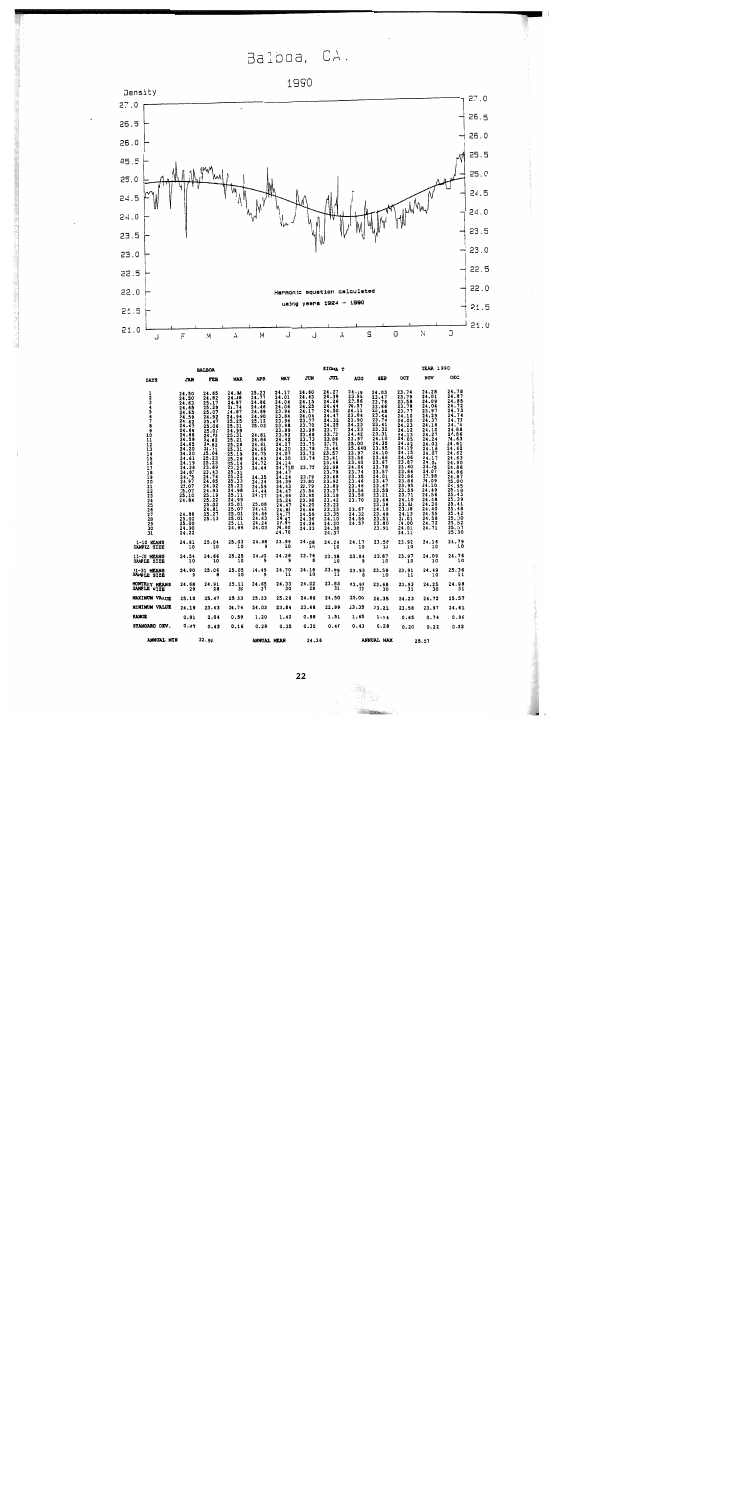# Balboa, CA.

## 1990

Density

Harmonic equation calculated using years 1924 - 1990

| BALBOA | SIGMA T | | | | | | | | | | YEAR 1990 |
|---|---|---|---|---|---|---|---|---|---|---|---|---|
| DAYS | JAN | FEB | MAR | APR | MAY | JUN | JUL | AUG | SEP | OCT | NOV | DEC |
| 1-10 MEANS | 24.61 | 25.04 | 25.23 | 24.88 | 23.96 | 24.08 | 24.24 | 24.17 | 23.50 | 23.92 | 24.18 | 24.79 |
| SAMPLE SIZE | 10 | 10 | 10 | 10 | 10 | 10 | 10 | 10 | 10 | 10 | 10 | 10 |
| 11-20 MEANS | 24.54 | 24.66 | 25.25 | 24.47 | 24.28 | 23.76 | 23.58 | 23.84 | 23.87 | 23.97 | 24.09 | 24.76 |
| SAMPLE SIZE | 10 | 10 | 10 | 5 | 9 | 8 | 10 | 10 | 10 | 10 | 10 | 10 |
| 21-31 MEANS | 24.90 | 25.06 | 25.05 | 24.45 | 24.70 | 24.18 | 23.99 | 23.92 | 23.58 | 23.81 | 24.49 | 25.36 |
| SAMPLE SIZE | 9 | 8 | 10 | 5 | 11 | 10 | 11 | 7 | 10 | 11 | 10 | 11 |
| MONTHLY MEANS | 24.68 | 24.91 | 25.11 | 24.65 | 24.33 | 24.02 | 23.93 | 23.96 | 23.68 | 23.83 | 24.25 | 24.98 |
| SAMPLE SIZE | 29 | 28 | 30 | 20 | 30 | 28 | 31 | 27 | 30 | 31 | 30 | 31 |
| MAXIMUM VALUE | 25.10 | 25.47 | 25.33 | 25.23 | 25.26 | 24.66 | 24.50 | 25.00 | 24.35 | 24.23 | 24.71 | 25.57 |
| MINIMUM VALUE | 24.19 | 23.63 | 24.74 | 24.03 | 23.84 | 23.68 | 22.99 | 23.35 | 23.21 | 23.58 | 23.97 | 24.61 |
| RANGE | 0.91 | 1.84 | 0.59 | 1.20 | 1.42 | 0.98 | 1.51 | 1.65 | 1.14 | 0.65 | 0.74 | 0.96 |
| STANDARD DEV. | 0.47 | 0.43 | 0.16 | 0.29 | 0.35 | 0.30 | 0.47 | 0.43 | 0.28 | 0.20 | 0.22 | 0.32 |

ANNUAL MIN 22.99 ANNUAL MEAN 24.34 ANNUAL MAX 25.57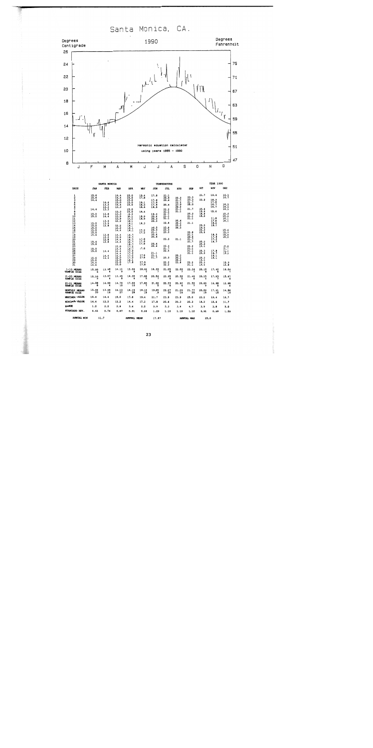# Santa Monica, CA.

1990

Degrees Centigrade | Degrees Fahrenheit

Harmonic equation calculated using years 1955 - 1990

| | | SANTA MONICA | | | | TEMPERATURE | | | | | YEAR 1990 | |
|---|---|---|---|---|---|---|---|---|---|---|---|---|
| DAYS | JAN | FEB | MAR | APR | MAY | JUN | JUL | AUG | SEP | OCT | NOV | DEC |
| 1-10 MEANS | 15.00 | 13.48 | 14.11 | 15.06 | 18.46 | 18.59 | 21.05 | 22.06 | 22.24 | 20.10 | 17.42 | 16.04 |
| SAMPLE SIZE | 6 | 4 | 9 | 9 | 7 | 7 | 8 | 7 | 7 | 6 | 6 | 7 |
| 11-20 MEANS | 15.10 | 13.07 | 13.45 | 14.30 | 17.08 | 20.54 | 22.35 | 20.52 | 21.40 | 20.15 | 17.83 | 15.67 |
| SAMPLE SIZE | 7 | 6 | 8 | 9 | 5 | 7 | 6 | 3 | 6 | 4 | 7 | 6 |
| 21-31 MEANS | 14.98 | 14.00 | 14.70 | 17.00 | 17.80 | 21.02 | 22.53 | 20.92 | 21.50 | 20.00 | 16.88 | 12.88 |
| SAMPLE SIZE | 6 | 4 | 10 | 10 | 7 | 5 | 6 | 6 | 7 | 9 | 5 | 6 |
| MONTHLY MEANS | 15.06 | 13.69 | 14.13 | 14.15 | 18.13 | 19.99 | 22.07 | 21.29 | 21.77 | 20.09 | 17.41 | 14.86 |
| SAMPLE SIZE | 20 | 15 | 27 | 28 | 19 | 9 | 20 | 16 | 20 | 19 | 18 | 19 |
| MAXIMUM VALUE | 15.6 | 14.4 | 15.0 | 17.8 | 19.4 | 21.7 | 23.9 | 23.9 | 25.0 | 22.2 | 19.4 | 16.7 |
| MINIMUM VALUE | 14.4 | 12.2 | 12.2 | 14.4 | 17.2 | 17.8 | 20.6 | 20.3 | 18.3 | 18.3 | 15.6 | 11.7 |
| RANGE | 1.2 | 2.2 | 2.8 | 3.4 | 2.2 | 3.9 | 3.3 | 3.6 | 6.7 | 3.9 | 3.8 | 5.0 |
| STANDARD DEV. | 0.41 | 0.74 | 0.87 | 0.91 | 0.66 | 1.29 | 1.10 | 1.10 | 1.12 | 0.91 | 0.89 | 1.59 |

ANNUAL MIN 11.7 ANNUAL MEAN 17.87 ANNUAL MAX 25.0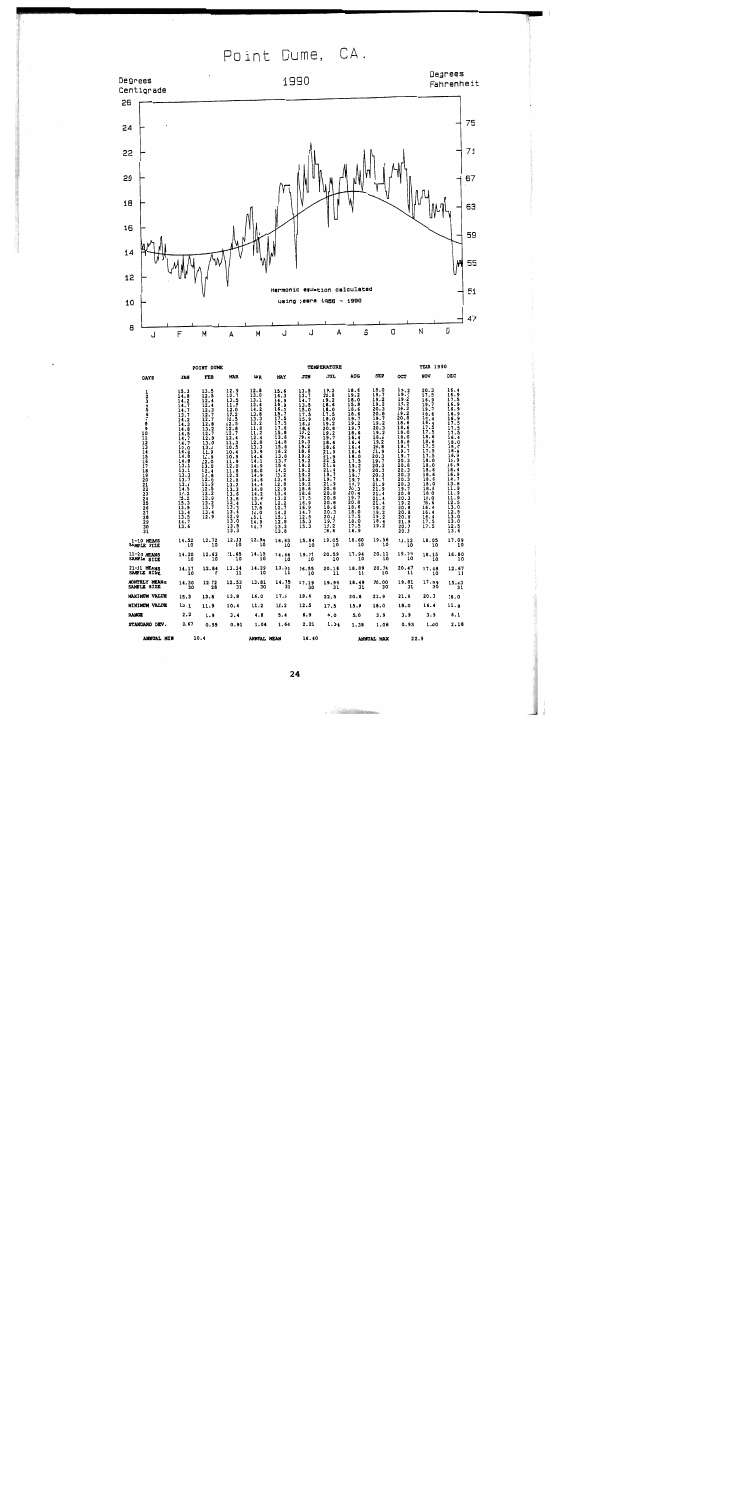# Point Dume, CA.

1990

Degrees Centigrade | Degrees Fahrenheit

Harmonic equation calculated using years 1988 - 1990

| POINT DUME | | | | | | TEMPERATURE | | | | YEAR 1990 | | |
|---|---|---|---|---|---|---|---|---|---|---|---|---|
| DAYS | JAN | FEB | MAR | APR | MAY | JUN | JUL | AUG | SEP | OCT | NOV | DEC |
| 1-10 MEANS / SAMPLE SIZE | 14.52 / 10 | 12.72 / 10 | 12.33 / 10 | 12.94 / 10 | 14.65 / 10 | 15.84 / 10 | 19.05 / 10 | 18.60 / 10 | 19.56 / 10 | 19.12 / 10 | 18.05 / 10 | 17.09 / 10 |
| 11-20 MEANS / SAMPLE SIZE | 14.20 / 10 | 12.63 / 10 | 11.65 / 10 | 14.10 / 10 | 14.06 / 10 | 16.71 / 10 | 20.59 / 10 | 17.94 / 10 | 20.11 / 10 | 19.79 / 10 | 18.15 / 10 | 16.80 / 10 |
| 21-31 MEANS / SAMPLE SIZE | 14.17 / 10 | 12.84 / 7 | 13.14 / 11 | 14.29 / 10 | 13.91 / 11 | 16.86 / 10 | 20.16 / 11 | 18.09 / 11 | 20.74 / 10 | 20.47 / 11 | 17.18 / 10 | 12.67 / 11 |
| MONTHLY MEANS / SAMPLE SIZE | 14.30 / 30 | 12.72 / 28 | 12.53 / 31 | 13.81 / 30 | 14.35 / 31 | 17.19 / 30 | 19.94 / 31 | 18.48 / 31 | 20.00 / 30 | 19.81 / 31 | 17.94 / 30 | 15.43 / 31 |
| MAXIMUM VALUE | 15.3 | 13.6 | 13.8 | 16.0 | 17.6 | 19.4 | 22.5 | 20.8 | 21.9 | 21.8 | 20.3 | 18.0 |
| MINIMUM VALUE | 13.1 | 11.9 | 10.4 | 11.2 | 12.2 | 12.5 | 17.5 | 15.8 | 18.0 | 18.0 | 16.4 | 11.9 |
| RANGE | 2.2 | 1.8 | 3.4 | 4.8 | 5.4 | 6.9 | 4.0 | 5.0 | 3.9 | 3.9 | 3.9 | 6.1 |
| STANDARD DEV. | 0.67 | 0.55 | 0.91 | 1.04 | 1.64 | 2.31 | 1.34 | 1.38 | 1.06 | 0.93 | 1.00 | 2.16 |

ANNUAL MIN 10.4 &nbsp;&nbsp; ANNUAL MEAN 16.40 &nbsp;&nbsp; ANNUAL MAX 22.5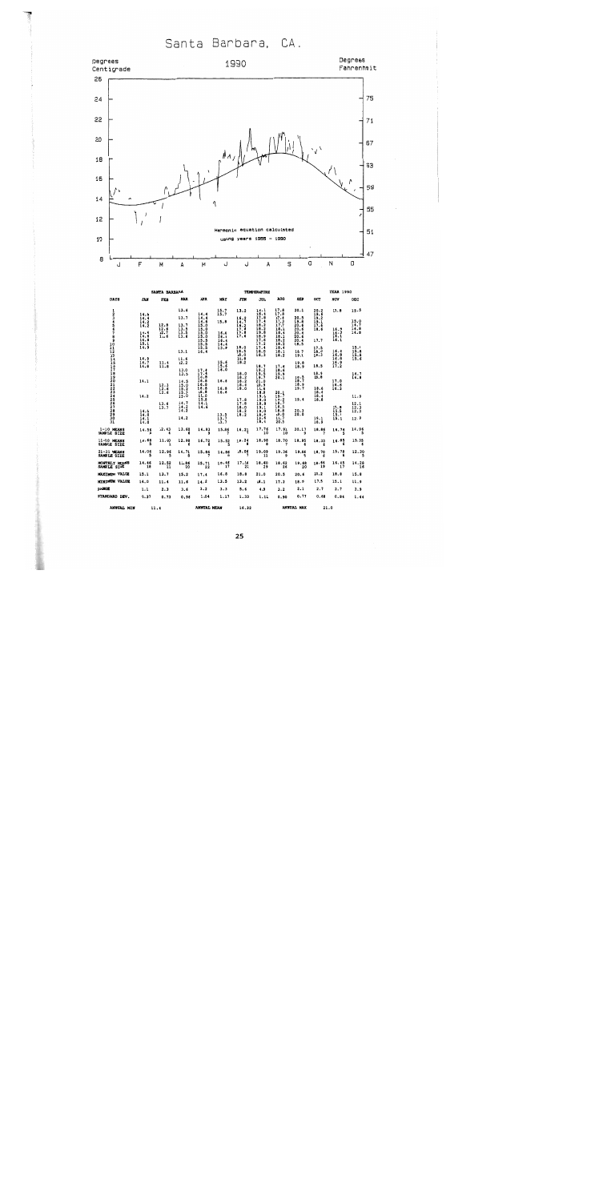# Santa Barbara, CA.

**1990**

Degrees Centigrade | Degrees Fahrenheit

Harmonic equation calculated using years 1955 - 1990

J F M A M J J A S O N D

## SANTA BARBARA — TEMPERATURE — YEAR 1990

| DAYS | JAN | FEB | MAR | APR | MAY | JUN | JUL | AUG | SEP | OCT | NOV | DEC |
|---|---|---|---|---|---|---|---|---|---|---|---|---|
| 1-10 MEANS | 14.56 | 12.43 | 13.88 | 14.83 | 15.86 | 16.21 | 17.76 | 17.91 | 20.13 | 18.86 | 14.76 | 14.96 |
| SAMPLE SIZE | 3 | 4 | 6 | 9 | 7 | 3 | 10 | 10 | 9 | 7 | 5 | 5 |
| 11-20 MEANS | 14.85 | 11.60 | 12.98 | 15.70 | 15.55 | 19.24 | 18.98 | 18.70 | 18.85 | 18.33 | 16.85 | 15.35 |
| SAMPLE SIZE | 3 | 1 | 6 | 6 | 5 | 8 | 8 | 7 | 6 | 5 | 6 | 4 |
| 21-31 MEANS | 14.06 | 12.96 | 14.71 | 15.84 | 14.84 | 18.06 | 19.09 | 19.36 | 19.66 | 18.70 | 15.78 | 12.30 |
| SAMPLE SIZE | 5 | 5 | 8 | 7 | 4 | 8 | 11 | 9 | 5 | 6 | 6 | 5 |
| MONTHLY MEANS | 14.46 | 12.52 | 13.86 | 15.71 | 15.46 | 17.16 | 18.60 | 18.63 | 19.88 | 18.66 | 16.45 | 14.28 |
| SAMPLE SIZE | 10 | 11 | 20 | 22 | 17 | 21 | 29 | 26 | 20 | 19 | 17 | 16 |
| MAXIMUM VALUE | 15.1 | 13.7 | 15.2 | 17.4 | 16.8 | 19.8 | 21.0 | 20.5 | 20.6 | 20.2 | 18.9 | 15.8 |
| MINIMUM VALUE | 14.0 | 11.4 | 11.6 | 14.0 | 13.5 | 12.2 | 16.1 | 17.3 | 18.9 | 17.5 | 15.1 | 11.9 |
| RANGE | 1.1 | 2.3 | 3.6 | 3.2 | 3.3 | 5.6 | 4.9 | 3.2 | 2.1 | 2.7 | 3.7 | 3.9 |
| STANDARD DEV. | 0.37 | 0.73 | 0.96 | 1.04 | 1.17 | 1.33 | 1.11 | 0.90 | 0.77 | 0.68 | 0.84 | 1.44 |

ANNUAL MIN 11.4 — ANNUAL MEAN 16.32 — ANNUAL MAX 21.0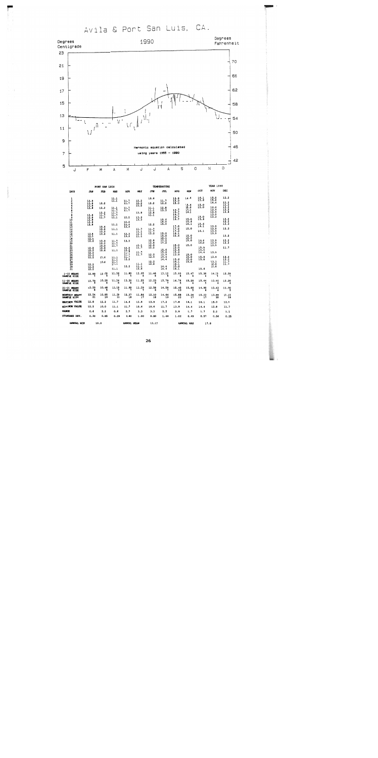# Avila & Port San Luis, CA.

1990

Degrees Centigrade / Degrees Fahrenheit

Harmonic equation calculated using years 1988 – 1990

PORT SAN LUIS — TEMPERATURE — YEAR 1990

| DAYS | JAN | FEB | MAR | APR | MAY | JUN | JUL | AUG | SEP | OCT | NOV | DEC |
|---|---|---|---|---|---|---|---|---|---|---|---|---|
| 1–10 MEANS / SAMPLE SIZE | 12.80 / 7 | 12.00 / 3 | 11.36 / 7 | 11.80 / 5 | 12.95 / 6 | 11.48 / 6 | 13.12 / 5 | 15.93 / 8 | 15.47 / 6 | 15.38 / 4 | 14.13 / 7 | 12.24 / 7 |
| 11–20 MEANS / SAMPLE SIZE | 12.70 / 8 | 10.20 / 6 | 11.34 / 5 | 13.30 / 6 | 11.25 / 4 | 12.23 / 6 | 15.74 / 7 | 16.78 / 5 | 15.28 / 4 | 15.44 / 5 | 13.50 / 6 | 12.30 / 6 |
| 21–31 MEANS / SAMPLE SIZE | 12.20 / 6 | 10.48 / 5 | 11.19 / 7 | 11.99 / 7 | 11.29 / 7 | 12.58 / 6 | 14.59 / 7 | 15.45 / 10 | 15.00 / 5 | 14.90 / 4 | 13.43 / 6 | 11.90 / 3 |
| MONTHLY MEANS / SAMPLE SIZE | 12.54 / 21 | 10.85 / 14 | 11.29 / 15 | 12.37 / 18 | 11.86 / 17 | 12.10 / 18 | 14.64 / 19 | 15.88 / 23 | 15.26 / 17 | 15.23 / 13 | 13.88 / 20 | 12.15 / 16 |
| MAXIMUM VALUE | 12.8 | 12.2 | 11.7 | 14.4 | 13.9 | 13.9 | 17.2 | 17.8 | 16.1 | 16.1 | 15.0 | 12.8 |
| MINIMUM VALUE | 12.2 | 10.0 | 11.1 | 11.7 | 10.6 | 10.6 | 11.7 | 13.9 | 14.4 | 14.4 | 12.8 | 11.7 |
| RANGE | 0.6 | 2.2 | 0.6 | 2.7 | 3.3 | 3.3 | 5.5 | 3.9 | 1.7 | 1.7 | 2.2 | 1.1 |
| STANDARD DEV. | 0.30 | 0.65 | 0.29 | 0.80 | 1.00 | 0.80 | 1.46 | 1.02 | 0.49 | 0.57 | 0.56 | 0.25 |

ANNUAL MIN 10.0 ANNUAL MEAN 13.17 ANNUAL MAX 17.8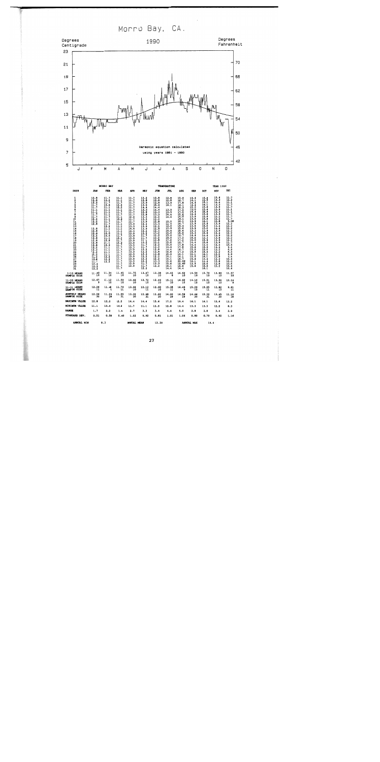# Morro Bay, CA.

## 1990

Degrees Centigrade / Degrees Fahrenheit

Harmonic equation calculated using years 1961 - 1990

J F M A M J J A S O N D

| | MORRO BAY | | | | | TEMPERATURE | | | | | YEAR 1990 | |
|---|---|---|---|---|---|---|---|---|---|---|---|---|
| DAYS | JAN | FEB | MAR | APR | MAY | JUN | JUL | AUG | SEP | OCT | NOV | DEC |
| 1-10 MEANS | 11.80 | 11.34 | 11.45 | 11.75 | 13.27 | 13.28 | 14.03 | 16.82 | 14.56 | 15.70 | 13.92 | 11.57 |
| SAMPLE SIZE | 10 | 10 | 10 | 10 | 10 | 10 | 8 | 10 | 10 | 10 | 10 | 10 |
| 11-20 MEANS | 12.67 | 11.12 | 11.50 | 13.66 | 12.72 | 12.40 | 15.11 | 16.62 | 14.10 | 15.01 | 13.94 | 12.14 |
| SAMPLE SIZE | 9 | 10 | 10 | 10 | 10 | 10 | 10 | 10 | 10 | 10 | 10 | 9 |
| 21-31 MEANS | 12.24 | 11.45 | 11.70 | 13.66 | 12.12 | 12.60 | 15.38 | 16.49 | 15.29 | 15.25 | 12.82 | 9.81 |
| SAMPLE SIZE | 11 | 8 | 11 | 10 | 11 | 10 | 11 | 9 | 10 | 11 | 10 | 11 |
| MONTHLY MEANS | 12.26 | 11.26 | 11.55 | 13.02 | 12.68 | 12.82 | 14.80 | 16.58 | 14.66 | 15.32 | 13.65 | 11.10 |
| SAMPLE SIZE | 30 | 28 | 31 | 30 | 31 | 30 | 29 | 29 | 30 | 31 | 30 | 30 |
| MAXIMUM VALUE | 12.8 | 12.2 | 12.2 | 14.4 | 14.4 | 15.6 | 17.2 | 19.4 | 16.1 | 16.1 | 15.6 | 12.2 |
| MINIMUM VALUE | 11.1 | 10.0 | 10.6 | 11.7 | 11.1 | 12.2 | 12.8 | 14.4 | 13.3 | 13.3 | 12.2 | 8.3 |
| RANGE | 1.7 | 2.2 | 1.6 | 2.7 | 3.3 | 3.4 | 4.4 | 5.0 | 2.8 | 2.8 | 3.4 | 3.9 |
| STANDARD DEV. | 0.51 | 0.58 | 0.40 | 1.02 | 0.82 | 0.81 | 1.01 | 1.06 | 0.80 | 0.70 | 0.92 | 1.14 |

ANNUAL MIN 8.3 ANNUAL MEAN 13.20 ANNUAL MAX 19.4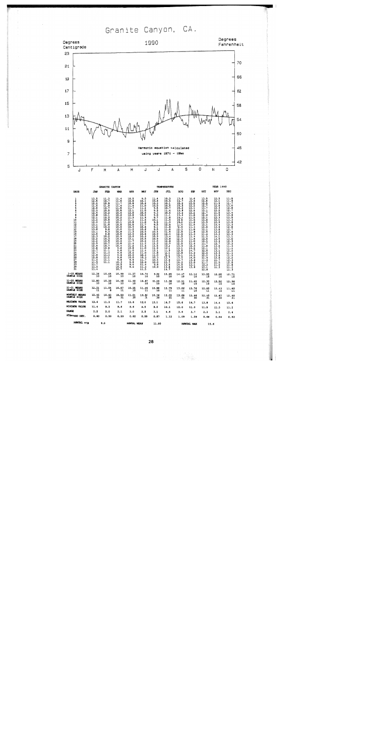# Granite Canyon, CA.

## 1990

Degrees Centigrade | Degrees Fahrenheit

Harmonic equation calculated using years 1971 – 1980

| | | | | | | | | | | | | |
|---|---|---|---|---|---|---|---|---|---|---|---|---|
| | | GRANITE CANYON | | | | TEMPERATURE | | | | | YEAR 1990 | |
| DAYS | JAN | FEB | MAR | APR | MAY | JUN | JUL | AUG | SEP | OCT | NOV | DEC |
| 1-10 MEANS | 12.36 | 10.64 | 10.99 | 11.37 | 10.76 | 9.92 | 10.85 | 14.47 | 12.14 | 13.05 | 12.08 | 12.71 |
| SAMPLE SIZE | 10 | 10 | 10 | 10 | 10 | 10 | 10 | 10 | 10 | 10 | 10 | 10 |
| 11-20 MEANS | 12.80 | 10.30 | 10.48 | 11.40 | 10.87 | 10.29 | 12.38 | 12.01 | 11.49 | 12.30 | 13.50 | 12.56 |
| SAMPLE SIZE | 10 | 10 | 10 | 10 | 10 | 10 | 10 | 10 | 10 | 10 | 10 | 10 |
| 21-31 MEANS | 12.21 | 11.04 | 10.07 | 10.25 | 11.25 | 10.88 | 12.79 | 13.66 | 12.76 | 12.05 | 12.43 | 11.40 |
| SAMPLE SIZE | 11 | 8 | 11 | 10 | 11 | 10 | 11 | 11 | 10 | 11 | 10 | 11 |
| MONTHLY MEANS | 12.45 | 10.62 | 10.50 | 11.01 | 10.94 | 10.36 | 12.03 | 13.68 | 12.46 | 12.45 | 12.67 | 12.40 |
| SAMPLE SIZE | 31 | 28 | 31 | 30 | 31 | 30 | 31 | 31 | 30 | 31 | 30 | 31 |
| MAXIMUM VALUE | 13.6 | 11.3 | 11.7 | 12.6 | 12.0 | 12.1 | 14.7 | 15.6 | 14.7 | 13.8 | 14.4 | 13.6 |
| MINIMUM VALUE | 11.4 | 9.3 | 9.6 | 9.6 | 9.5 | 9.0 | 10.1 | 12.0 | 11.0 | 11.6 | 11.3 | 11.2 |
| RANGE | 2.2 | 2.0 | 2.1 | 3.0 | 2.5 | 3.1 | 4.6 | 3.6 | 3.7 | 2.2 | 3.1 | 2.4 |
| STANDARD DEV. | 0.60 | 0.50 | 0.59 | 0.82 | 0.55 | 0.87 | 1.12 | 1.09 | 1.29 | 0.66 | 0.84 | 0.82 |

ANNUAL MIN 9.0 ANNUAL MEAN 11.80 ANNUAL MAX 15.6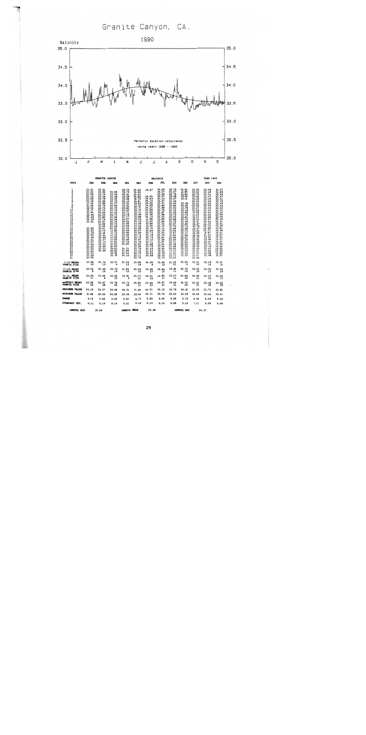# Granite Canyon, CA.

## 1990

Salinity

Harmonic equation calculated using years 1986 – 1990

(Chart x-axis: J F M A M J J A S O N D; y-axis: 32.0 – 35.0)

## GRANITE CANYON — SALINITY — YEAR 1990

*Daily values (days 1–31) are not legible at this resolution; only the summary statistics are transcribed.*

| | JAN | FEB | MAR | APR | MAY | JUN | JUL | AUG | SEP | OCT | NOV | DEC |
|---|---|---|---|---|---|---|---|---|---|---|---|---|
| 1-10 MEANS | 33.60 | 33.74 | 33.57 | 33.63 | 33.89 | 34.05 | 33.95 | 33.65 | 33.64 | 33.41 | 33.49 | 33.51 |
| SAMPLE SIZE | 10 | 10 | 9 | 10 | 10 | 8 | 10 | 10 | 9 | 10 | 10 | 10 |
| 11-20 MEANS | 33.52 | 33.69 | 33.78 | 33.65 | 33.94 | 33.92 | 33.84 | 33.66 | 33.73 | 33.44 | 33.50 | 33.52 |
| SAMPLE SIZE | 8 | 10 | 10 | 10 | 10 | 10 | 10 | 11 | 10 | 10 | 10 | 10 |
| 21-31 MEANS | 33.54 | 33.55 | 33.92 | 33.85 | 33.73 | 33.91 | 33.82 | 33.67 | 33.53 | 33.40 | 33.47 | 33.52 |
| SAMPLE SIZE | 11 | 8 | 10 | 9 | 11 | 10 | 11 | 11 | 10 | 11 | 10 | 10 |
| MONTHLY MEANS | 33.55 | 33.67 | 33.76 | 33.73 | 33.85 | 33.95 | 33.87 | 33.64 | 33.70 | 33.42 | 33.49 | 33.52 |
| SAMPLE SIZE | 29 | 28 | 29 | 29 | 31 | 28 | 31 | 31 | 29 | 31 | 30 | 30 |
| MAXIMUM VALUE | 34.16 | 34.07 | 34.08 | 34.31 | 34.26 | 34.21 | 34.12 | 33.78 | 34.18 | 33.70 | 33.71 | 33.81 |
| MINIMUM VALUE | 33.42 | 33.44 | 33.39 | 33.44 | 33.46 | 33.71 | 33.72 | 33.40 | 33.45 | 33.26 | 33.42 | 33.41 |
| RANGE | 0.74 | 0.63 | 0.69 | 0.87 | 0.74 | 0.50 | 0.40 | 0.38 | 0.73 | 0.44 | 0.29 | 0.40 |
| STANDARD DEV. | 0.11 | 0.16 | 0.19 | 0.21 | 0.18 | 0.14 | 0.10 | 0.08 | 0.16 | 0.11 | 0.06 | 0.08 |

ANNUAL MIN 33.26 ANNUAL MEAN 33.68 ANNUAL MAX 34.31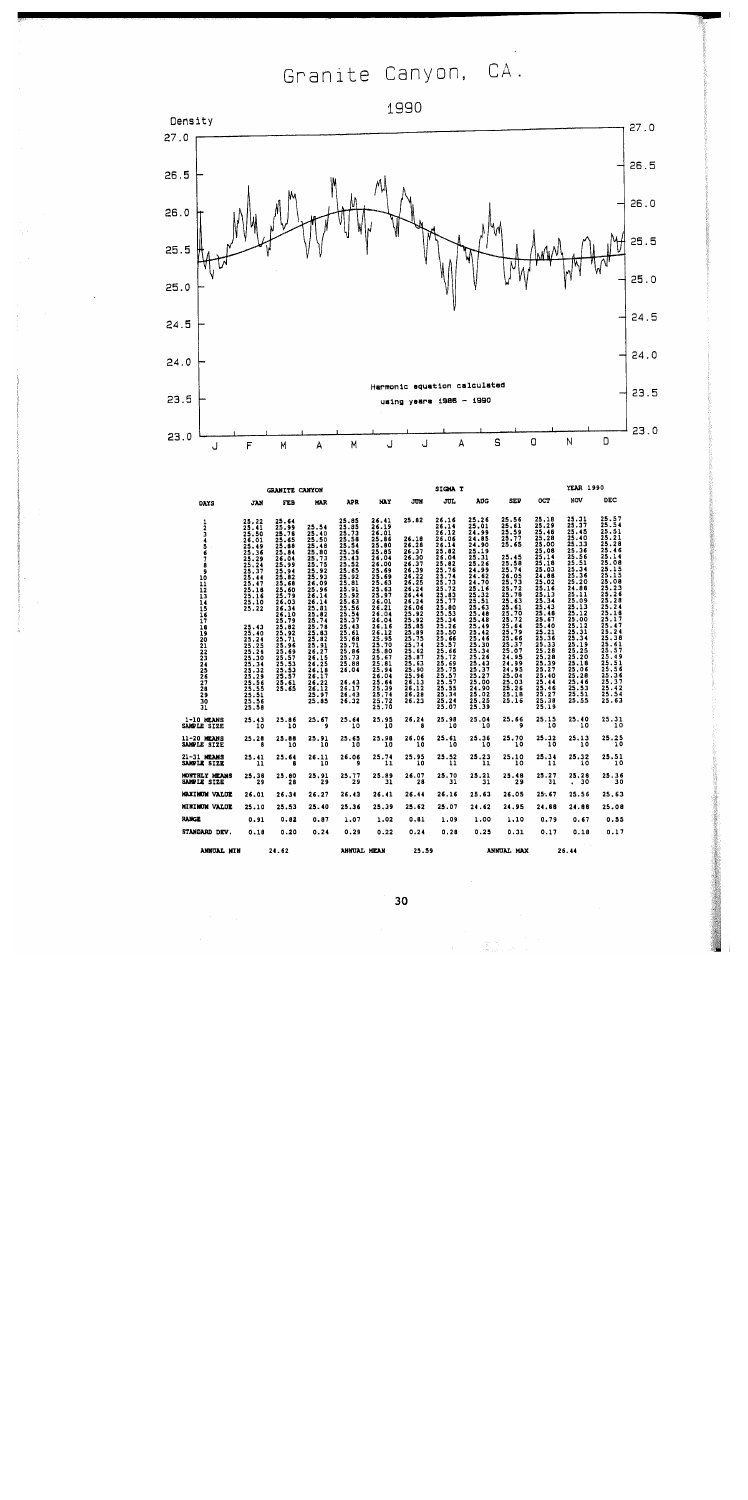# Granite Canyon, CA.

## 1990

Density

Harmonic equation calculated using years 1986 - 1990

J F M A M J J A S O N D

| GRANITE CANYON | | | | | | SIGMA T | | | | | YEAR 1990 | |
|---|---|---|---|---|---|---|---|---|---|---|---|---|
| DAYS | JAN | FEB | MAR | APR | MAY | JUN | JUL | AUG | SEP | OCT | NOV | DEC |
| 1 | 25.22 | 25.64 | | 25.85 | 26.41 | 25.82 | 26.16 | 25.24 | 25.56 | 25.18 | 25.31 | 25.57 |
| 2 | 25.41 | 25.99 | 25.54 | 25.85 | 26.19 | | 26.14 | 25.01 | 25.61 | 25.29 | 25.37 | 25.54 |
| 3 | 25.50 | 25.78 | 25.40 | 25.73 | 26.01 | | 26.12 | 24.99 | 25.59 | 25.46 | 25.45 | 25.51 |
| 4 | 26.01 | 25.65 | 25.50 | 25.58 | 25.86 | 26.18 | 26.06 | 24.85 | 25.77 | 25.28 | 25.40 | 25.21 |
| 5 | 25.49 | 25.88 | 25.48 | 25.54 | 25.80 | 26.28 | 26.14 | 24.90 | 25.65 | 25.00 | 25.33 | 25.28 |
| 6 | 25.36 | 25.84 | 25.80 | 25.36 | 25.85 | 26.37 | 25.82 | 25.19 | | 25.08 | 25.36 | 25.46 |
| 7 | 25.29 | 26.04 | 25.73 | 25.43 | 26.04 | 26.30 | 26.04 | 25.31 | 25.45 | 25.14 | 25.56 | 25.14 |
| 8 | 25.24 | 25.99 | 25.75 | 25.52 | 26.00 | 26.37 | 25.82 | 25.26 | 25.58 | 25.10 | 25.51 | 25.08 |
| 9 | 25.37 | 25.94 | 25.92 | 25.65 | 25.69 | 26.39 | 25.76 | 24.99 | 25.74 | 25.03 | 25.34 | 25.15 |
| 10 | 25.44 | 25.82 | 25.92 | 25.92 | 25.69 | 26.22 | 25.74 | 24.62 | 26.05 | 24.88 | 25.36 | 25.13 |
| 11 | 25.47 | 25.68 | 26.09 | 25.81 | 25.63 | 26.25 | 25.73 | 24.70 | 25.73 | 25.02 | 25.20 | 25.08 |
| 12 | 25.18 | 25.60 | 25.96 | 25.91 | 25.63 | 26.24 | 25.72 | 25.16 | 25.72 | 25.14 | 24.88 | 25.23 |
| 13 | 25.16 | 25.79 | 26.14 | 25.92 | 25.97 | 26.44 | 25.83 | 25.32 | 25.78 | 25.13 | 25.11 | 25.26 |
| 14 | 25.10 | 26.03 | 26.14 | 25.63 | 26.01 | 26.24 | 25.77 | 25.51 | 25.63 | 25.34 | 25.09 | 25.28 |
| 15 | 25.22 | 26.34 | 25.81 | 25.56 | 26.21 | 26.06 | 25.80 | 25.63 | 25.61 | 25.43 | 25.13 | 25.24 |
| 16 | | 26.10 | 25.82 | 25.54 | 26.04 | 25.92 | 25.53 | 25.48 | 25.70 | 25.46 | 25.12 | 25.18 |
| 17 | | 25.79 | 25.74 | 25.37 | 26.04 | 25.92 | 25.34 | 25.48 | 25.72 | 25.67 | 25.00 | 25.17 |
| 18 | 25.43 | 25.82 | 25.78 | 25.43 | 26.16 | 25.85 | 25.26 | 25.49 | 25.64 | 25.40 | 25.12 | 25.47 |
| 19 | 25.40 | 25.92 | 25.83 | 25.61 | 26.12 | 25.89 | 25.50 | 25.42 | 25.79 | 25.21 | 25.31 | 25.24 |
| 20 | 25.24 | 25.71 | 25.82 | 25.68 | 25.95 | 25.75 | 25.66 | 25.44 | 25.66 | 25.36 | 25.34 | 25.28 |
| 21 | 25.25 | 25.96 | 25.91 | 25.71 | 25.70 | 25.74 | 25.57 | 25.30 | 25.37 | 25.23 | 25.19 | 25.61 |
| 22 | 25.24 | 25.69 | 26.27 | 25.86 | 25.80 | 25.62 | 25.66 | 25.34 | 25.07 | 25.28 | 25.25 | 25.57 |
| 23 | 25.30 | 25.57 | 26.15 | 25.73 | 25.67 | 25.87 | 25.72 | 25.26 | 24.95 | 25.28 | 25.20 | 25.49 |
| 24 | 25.34 | 25.53 | 26.25 | 25.88 | 25.81 | 25.63 | 25.69 | 25.43 | 24.99 | 25.39 | 25.18 | 25.31 |
| 25 | 25.32 | 25.53 | 26.18 | 26.04 | 25.94 | 25.90 | 25.75 | 25.37 | 24.95 | 25.27 | 25.06 | 25.56 |
| 26 | 25.29 | 25.57 | 26.17 | | 26.04 | 25.96 | 25.57 | 25.27 | 25.04 | 25.40 | 25.28 | 25.34 |
| 27 | 25.56 | 25.61 | 26.22 | 26.43 | 25.64 | 26.13 | 25.57 | 25.00 | 25.03 | 25.44 | 25.46 | 25.37 |
| 28 | 25.55 | 25.65 | 26.12 | 26.17 | 25.39 | 26.12 | 25.55 | 24.90 | 25.26 | 25.46 | 25.53 | 25.42 |
| 29 | 25.51 | | 25.97 | 26.43 | 25.74 | 26.28 | 25.34 | 25.02 | 25.18 | 25.27 | 25.51 | 25.54 |
| 30 | 25.56 | | 25.85 | 26.32 | 25.72 | 26.23 | 25.24 | 25.25 | 25.16 | 25.38 | 25.55 | 25.63 |
| 31 | 25.58 | | | | 25.70 | | 25.07 | 25.39 | | 25.19 | | |
| 1-10 MEANS | 25.43 | 25.86 | 25.67 | 25.64 | 25.95 | 26.24 | 25.98 | 25.04 | 25.66 | 25.15 | 25.40 | 25.31 |
| SAMPLE SIZE | 10 | 10 | 9 | 10 | 10 | 8 | 10 | 10 | 9 | 10 | 10 | 10 |
| 11-20 MEANS | 25.28 | 25.88 | 25.91 | 25.65 | 25.98 | 26.06 | 25.61 | 25.36 | 25.70 | 25.32 | 25.13 | 25.25 |
| SAMPLE SIZE | 8 | 10 | 10 | 10 | 10 | 10 | 10 | 10 | 10 | 10 | 10 | 10 |
| 21-31 MEANS | 25.41 | 25.64 | 26.11 | 26.06 | 25.74 | 25.95 | 25.52 | 25.23 | 25.10 | 25.34 | 25.32 | 25.51 |
| SAMPLE SIZE | 11 | 8 | 10 | 9 | 11 | 10 | 11 | 11 | 10 | 11 | 10 | 10 |
| MONTHLY MEANS | 25.38 | 25.80 | 25.91 | 25.77 | 25.89 | 26.07 | 25.70 | 25.21 | 25.48 | 25.27 | 25.28 | 25.36 |
| SAMPLE SIZE | 29 | 28 | 29 | 29 | 31 | 28 | 31 | 31 | 29 | 31 | 30 | 30 |
| MAXIMUM VALUE | 26.01 | 26.34 | 26.27 | 26.43 | 26.41 | 26.44 | 26.16 | 25.63 | 26.05 | 25.67 | 25.56 | 25.63 |
| MINIMUM VALUE | 25.10 | 25.53 | 25.40 | 25.36 | 25.39 | 25.62 | 25.07 | 24.62 | 24.95 | 24.88 | 24.88 | 25.08 |
| RANGE | 0.91 | 0.82 | 0.87 | 1.07 | 1.02 | 0.81 | 1.09 | 1.00 | 1.10 | 0.79 | 0.67 | 0.55 |
| STANDARD DEV. | 0.18 | 0.20 | 0.24 | 0.29 | 0.22 | 0.24 | 0.28 | 0.25 | 0.31 | 0.17 | 0.18 | 0.17 |

ANNUAL MIN 24.62 ANNUAL MEAN 25.59 ANNUAL MAX 26.44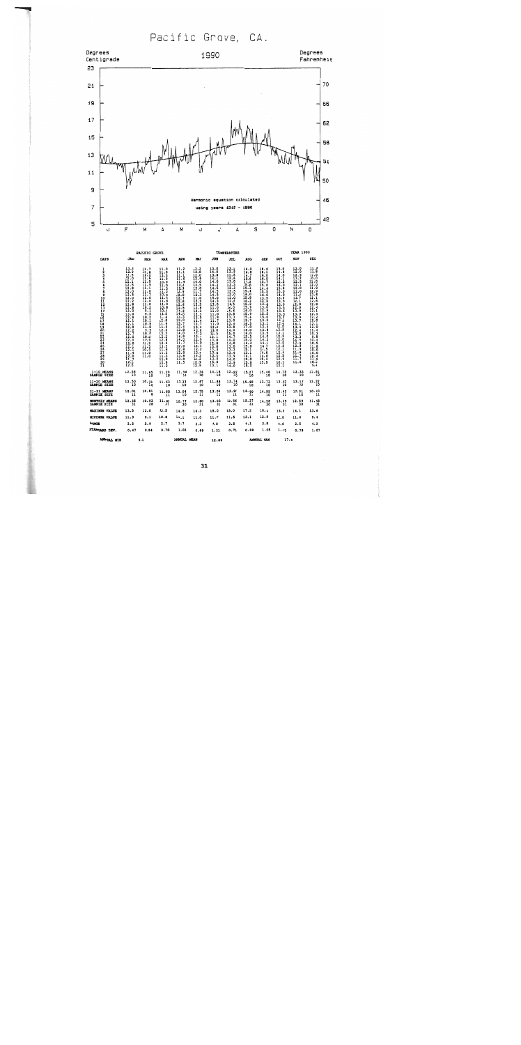# Pacific Grove, CA.

Degrees Centigrade — 1990 — Degrees Fahrenheit

Harmonic equation calculated using years 1917 - 1990

J F M A M J J A S O N D

## PACIFIC GROVE — TEMPERATURE — YEAR 1990

| | JAN | FEB | MAR | APR | MAY | JUN | JUL | AUG | SEP | OCT | NOV | DEC |
|---|---|---|---|---|---|---|---|---|---|---|---|---|
| 1-10 MEANS | 12.58 | 11.65 | 11.29 | 11.94 | 12.36 | 14.16 | 12.92 | 15.17 | 15.46 | 14.75 | 12.32 | 11.81 |
| SAMPLE SIZE | 10 | 10 | 10 | 10 | 10 | 10 | 10 | 10 | 10 | 10 | 10 | 10 |
| 11-20 MEANS | 12.50 | 10.31 | 11.63 | 13.13 | 12.87 | 11.88 | 13.74 | 15.98 | 13.72 | 13.02 | 13.17 | 12.22 |
| SAMPLE SIZE | 10 | 10 | 10 | 10 | 10 | 10 | 10 | 10 | 10 | 10 | 10 | 10 |
| 21-31 MEANS | 12.01 | 10.81 | 11.65 | 13.04 | 12.75 | 13.04 | 13.97 | 14.90 | 14.55 | 12.42 | 12.31 | 10.63 |
| SAMPLE SIZE | 11 | 8 | 11 | 10 | 11 | 11 | 11 | 11 | 10 | 11 | 10 | 11 |
| MONTHLY MEANS | 12.35 | 10.93 | 11.40 | 12.77 | 12.80 | 13.03 | 13.56 | 15.37 | 14.56 | 13.49 | 12.58 | 11.45 |
| SAMPLE SIZE | 31 | 28 | 31 | 30 | 31 | 30 | 31 | 31 | 30 | 31 | 30 | 31 |
| MAXIMUM VALUE | 13.5 | 13.0 | 12.5 | 14.8 | 14.3 | 15.0 | 15.0 | 17.2 | 16.4 | 16.0 | 14.1 | 13.6 |
| MINIMUM VALUE | 11.3 | 9.1 | 10.8 | 11.1 | 11.0 | 11.0 | 11.5 | 13.1 | 12.9 | 12.0 | 11.6 | 9.4 |
| RANGE | 2.2 | 3.9 | 2.7 | 3.7 | 3.3 | 4.0 | 3.5 | 4.1 | 3.5 | 4.0 | 2.5 | 4.2 |
| STANDARD DEV. | 0.67 | 0.84 | 0.70 | 1.01 | 0.89 | 1.21 | 0.71 | 0.89 | 1.05 | 1.12 | 0.78 | 1.07 |

ANNUAL MIN 9.1 — ANNUAL MEAN 12.98 — ANNUAL MAX 17.2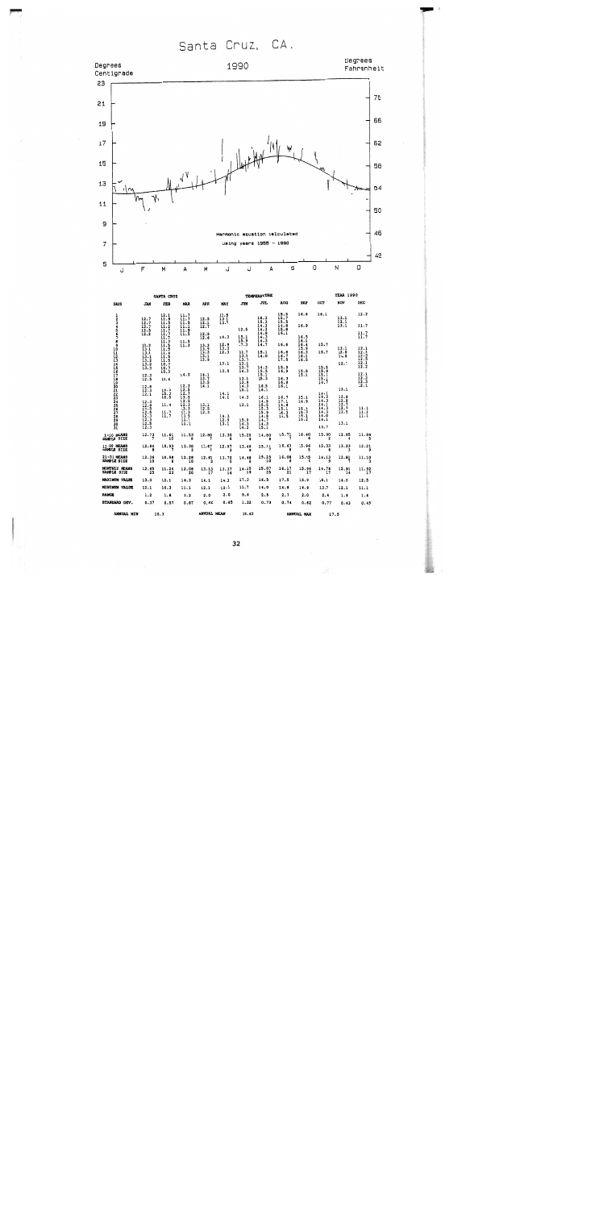# Santa Cruz, CA.

Degrees Centigrade — 1990 — Degrees Fahrenheit

Harmonic equation calculated using years 1955 - 1990

| SANTA CRUZ | | | | | TEMPERATURE | | | | | YEAR 1990 | | |
|---|---|---|---|---|---|---|---|---|---|---|---|---|
| DAYS | JAN | FEB | MAR | APR | MAY | JUN | JUL | AUG | SEP | OCT | NOV | DEC |
| 1-10 MEANS SAMPLE SIZE | 12.73 / 7 | 11.61 / 10 | 11.53 / 8 | 12.60 / 7 | 13.30 / 6 | 15.20 / 4 | 14.80 / 8 | 15.71 / 7 | 16.40 / 4 | 15.90 / 2 | 12.85 / 4 | 11.84 / 5 |
| 11-20 MEANS SAMPLE SIZE | 12.94 / 8 | 10.93 / 7 | 13.30 / 2 | 11.67 / 7 | 12.97 / 3 | 13.48 / 9 | 15.71 / 7 | 16.63 / 8 | 15.96 / 5 | 15.33 / 6 | 13.33 / 3 | 12.21 / 9 |
| 21-31 MEANS SAMPLE SIZE | 12.34 / 10 | 10.98 / 6 | 13.28 / 10 | 12.63 / 3 | 13.76 / 5 | 14.48 / 6 | 15.25 / 10 | 16.08 / 6 | 15.65 / 5 | 14.13 / 9 | 12.82 / 7 | 11.10 / 3 |
| MONTHLY MEANS SAMPLE SIZE | 12.65 / 25 | 11.24 / 23 | 13.08 / 20 | 13.13 / 17 | 13.37 / 14 | 14.25 / 19 | 15.07 / 25 | 16.17 / 21 | 15.94 / 17 | 14.76 / 17 | 12.61 / 14 | 11.92 / 17 |
| MAXIMUM VALUE | 13.3 | 12.1 | 14.3 | 14.1 | 14.3 | 17.3 | 16.5 | 17.5 | 16.9 | 16.1 | 14.0 | 12.5 |
| MINIMUM VALUE | 12.1 | 10.3 | 11.1 | 12.1 | 12.1 | 11.7 | 14.0 | 14.8 | 14.9 | 13.7 | 12.1 | 11.1 |
| RANGE | 1.2 | 1.8 | 3.2 | 2.0 | 2.0 | 5.6 | 2.5 | 2.7 | 2.0 | 2.4 | 1.9 | 1.4 |
| STANDARD DEV. | 0.37 | 0.57 | 0.87 | 0.62 | 0.65 | 1.32 | 0.73 | 0.74 | 0.62 | 0.77 | 0.42 | 0.45 |

ANNUAL MIN 10.3 — ANNUAL MEAN 13.63 — ANNUAL MAX 17.5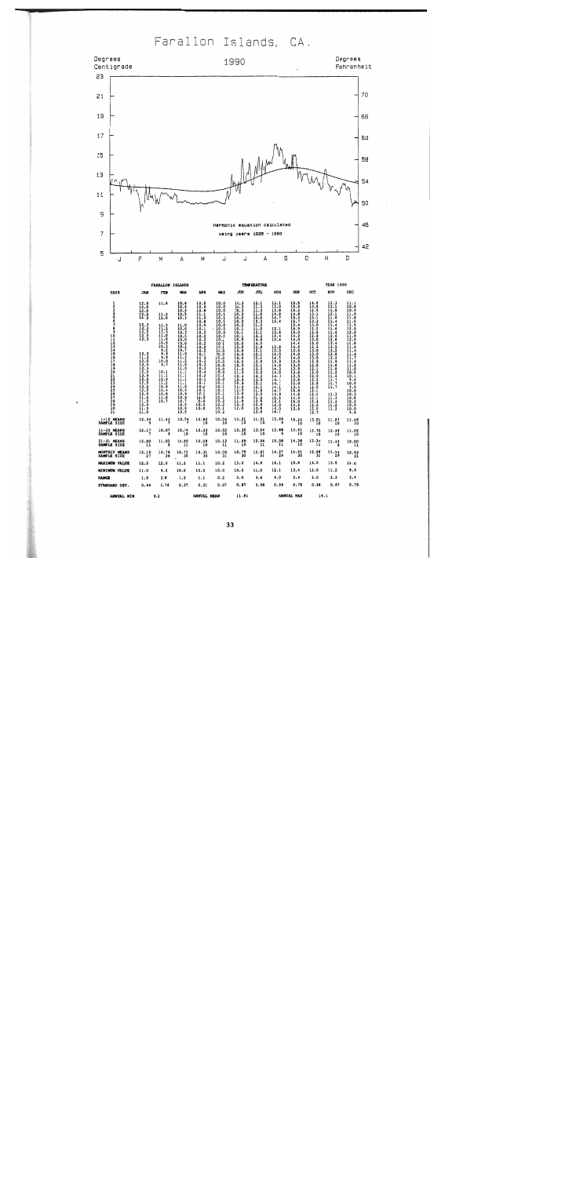# Farallon Islands, CA.

**1990**

Degrees Centigrade (left axis: 5–23) / Degrees Fahrenheit (right axis: 42–70)

J F M A M J J A S O N D

Harmonic equation calculated using years 1925 - 1990

| FARALLON ISLANDS | | | | | | TEMPERATURE | | | | | YEAR 1990 | |
|---|---|---|---|---|---|---|---|---|---|---|---|---|
| DAYS | JAN | FEB | MAR | APR | MAY | JUN | JUL | AUG | SEP | OCT | NOV | DEC |
| 1 | 12.5 | 11.6 | 10.0 | 10.5 | 10.0 | 10.3 | 12.1 | 12.1 | 15.5 | 14.0 | 12.3 | 11.1 |
| 2 | 12.0 | | 10.6 | 10.6 | 10.0 | 10.3 | 11.3 | 13.0 | 15.6 | 13.9 | 12.1 | 10.8 |
| 3 | 12.0 | | 10.0 | 10.8 | 10.0 | 10.3 | 11.3 | 13.8 | 15.2 | 13.5 | 11.8 | 10.9 |
| 4 | 12.5 | 11.3 | 10.5 | 11.1 | 10.1 | 10.3 | 11.8 | 14.0 | 14.8 | 13.1 | 12.1 | 11.0 |
| 5 | 12.3 | 11.0 | 10.3 | 11.8 | 10.1 | 10.2 | 12.0 | 14.7 | 15.3 | 13.1 | 11.8 | 11.8 |
| 6 | | | 11.0 | 10.8 | 10.1 | 10.2 | 12.2 | 13.6 | 15.7 | 13.2 | 11.4 | 11.5 |
| 7 | 12.3 | 11.2 | 10.0 | 10.9 | 10.0 | 10.2 | 11.2 | | 15.6 | 13.0 | 11.4 | 11.5 |
| 8 | 12.2 | 11.5 | 10.3 | 10.1 | 10.0 | 10.1 | 11.0 | 12.1 | 15.5 | 12.8 | 11.8 | 12.0 |
| 9 | 12.5 | 11.5 | 10.2 | 10.2 | 10.1 | 10.1 | 12.1 | 13.6 | 15.0 | 12.5 | 11.6 | 12.0 |
| 10 | 12.5 | 11.0 | 10.0 | 10.2 | 10.1 | 10.1 | 13.2 | 14.4 | 14.8 | 13.0 | 12.0 | 11.8 |
| 11 | 12.3 | 11.0 | 10.2 | 10.2 | 10.1 | 10.0 | 14.4 | 13.6 | 14.6 | 13.0 | 12.6 | 12.0 |
| 12 | | 10.5 | 10.2 | 10.2 | 10.1 | 10.0 | 14.3 | | 14.6 | 12.9 | 12.6 | 11.8 |
| 13 | | 10.2 | 10.7 | 10.2 | 10.0 | 10.0 | 12.9 | | 14.8 | 13.0 | 13.4 | 11.4 |
| 14 | | 9.2 | 11.0 | 10.1 | 10.0 | 10.0 | 12.1 | 12.8 | 13.5 | 13.0 | 13.5 | 11.0 |
| 15 | 12.3 | 9.9 | 11.2 | 10.2 | 10.0 | 10.0 | 12.1 | 13.0 | 14.0 | 13.0 | 13.2 | 11.4 |
| 16 | 11.3 | 9.6 | 11.2 | 10.2 | 10.0 | 10.5 | 13.1 | 14.0 | 14.6 | 12.6 | 12.6 | 11.7 |
| 17 | 12.0 | 10.0 | 11.0 | 10.3 | 10.0 | 10.6 | 12.9 | 14.7 | 13.5 | 12.5 | 12.2 | 11.4 |
| 18 | 12.5 | 9.7 | 11.0 | 10.3 | 10.0 | 11.3 | 13.1 | 13.9 | 13.8 | 12.5 | 11.9 | 11.5 |
| 19 | 12.5 | | 11.1 | 10.4 | 10.0 | 11.3 | 13.2 | 14.0 | 13.5 | 12.2 | 11.6 | 11.0 |
| 20 | 12.3 | 10.1 | 11.0 | 10.5 | 10.0 | 11.4 | 13.8 | 14.3 | 13.5 | 12.0 | 11.6 | 10.5 |
| 21 | 12.5 | 11.1 | 11.1 | 10.2 | 10.1 | 10.8 | 14.2 | 14.0 | 12.6 | 12.0 | 11.2 | 10.1 |
| 22 | 12.0 | 11.0 | 11.1 | 10.1 | 10.1 | 10.9 | 13.5 | 14.7 | 13.5 | 12.8 | 11.4 | 9.6 |
| 23 | 12.5 | 11.2 | 11.0 | 10.2 | 10.1 | 11.4 | 13.1 | 14.1 | 13.0 | 12.5 | 11.7 | 10.0 |
| 24 | 12.6 | 10.3 | 10.9 | 10.1 | 10.1 | 11.4 | 12.1 | 14.1 | 13.0 | 12.1 | 11.1 | 9.9 |
| 25 | 12.5 | 10.4 | 10.9 | 10.2 | 10.1 | 12.0 | 11.9 | 14.7 | 13.1 | 12.1 | 11.7 | 10.0 |
| 26 | 12.9 | 10.5 | 10.8 | 10.1 | 10.1 | 12.8 | 12.0 | 14.9 | 13.0 | 12.1 | | 10.3 |
| 27 | 11.6 | 11.8 | 10.7 | 10.0 | 10.1 | 11.6 | 11.9 | 15.5 | 14.8 | 12.4 | 11.3 | 10.0 |
| 28 | 11.5 | 10.7 | 10.5 | 10.0 | 10.2 | 11.5 | 12.9 | 15.1 | 14.9 | 12.0 | 11.3 | 10.2 |
| 29 | 12.0 | | 10.5 | 10.0 | 10.1 | 12.8 | 12.6 | 15.0 | 14.8 | 12.5 | 11.4 | 10.0 |
| 30 | 11.5 | | 10.0 | 10.0 | 10.1 | 12.0 | 13.8 | 16.0 | 13.8 | 12.5 | 11.2 | 10.0 |
| 31 | 11.0 | | 10.5 | | 10.2 | | 13.8 | 16.1 | | 12.7 | | 9.6 |
| 1-10 MEANS | 12.34 | 11.43 | 10.54 | 10.62 | 10.04 | 10.21 | 11.81 | 13.66 | 15.24 | 13.51 | 11.87 | 11.46 |
| SAMPLE SIZE | 5 | 7 | 7 | 10 | 10 | 10 | 10 | 9 | 10 | 10 | 10 | 10 |
| 11-20 MEANS | 12.17 | 10.07 | 10.74 | 10.23 | 10.02 | 10.35 | 13.06 | 13.86 | 13.91 | 12.78 | 12.66 | 11.42 |
| SAMPLE SIZE | 7 | 9 | 10 | 10 | 10 | 10 | 10 | 9 | 10 | 10 | 10 | 10 |
| 21-31 MEANS | 12.00 | 11.02 | 10.85 | 10.09 | 10.12 | 11.69 | 12.56 | 15.06 | 14.38 | 12.34 | 11.43 | 10.00 |
| SAMPLE SIZE | 11 | 8 | 11 | 10 | 11 | 10 | 11 | 11 | 10 | 11 | 9 | 11 |
| MONTHLY MEANS | 12.16 | 10.76 | 10.72 | 10.31 | 10.06 | 10.75 | 12.61 | 14.27 | 14.51 | 12.88 | 11.94 | 10.93 |
| SAMPLE SIZE | 27 | 24 | 30 | 30 | 31 | 30 | 31 | 29 | 30 | 31 | 29 | 31 |
| MAXIMUM VALUE | 12.5 | 11.8 | 11.2 | 11.1 | 10.2 | 13.0 | 14.6 | 16.1 | 15.8 | 14.0 | 13.5 | 12.0 |
| MINIMUM VALUE | 11.0 | 9.2 | 10.0 | 10.0 | 10.0 | 10.0 | 11.0 | 12.1 | 13.4 | 12.0 | 11.2 | 9.6 |
| RANGE | 1.5 | 2.6 | 1.2 | 1.1 | 0.2 | 3.0 | 3.6 | 4.0 | 2.4 | 2.0 | 2.3 | 2.4 |
| STANDARD DEV. | 0.44 | 0.76 | 0.37 | 0.31 | 0.07 | 0.87 | 0.58 | 0.59 | 0.75 | 0.48 | 0.67 | 0.79 |

ANNUAL MIN 9.2 &nbsp;&nbsp;&nbsp; ANNUAL MEAN 11.81 &nbsp;&nbsp;&nbsp; ANNUAL MAX 16.1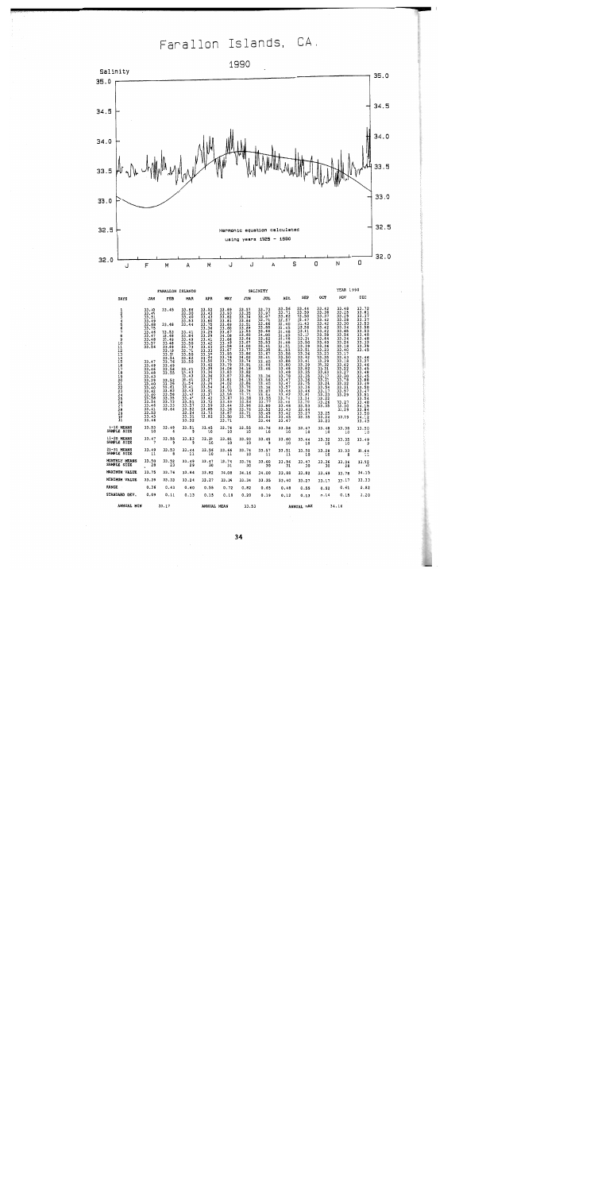# Farallon Islands, CA.

## 1990

Salinity

Harmonic equation calculated using years 1925 – 1990

Axis values: 32.0, 32.5, 33.0, 33.5, 34.0, 34.5, 35.0

Months: J F M A M J J A S O N D

FARALLON ISLANDS — SALINITY — YEAR 1990

| DAYS | JAN | FEB | MAR | APR | MAY | JUN | JUL | AUG | SEP | OCT | NOV | DEC |
|---|---|---|---|---|---|---|---|---|---|---|---|---|
| 1-10 MEANS | 33.53 | 33.49 | 33.51 | 33.45 | 33.76 | 33.55 | 33.76 | 33.56 | 33.67 | 33.08 | 33.38 | 33.50 |
| SAMPLE SIZE | 10 | 4 | 5 | 10 | 10 | 10 | 10 | 10 | 10 | 10 | 10 | 10 |
| 11-20 MEANS | 33.47 | 33.55 | 33.53 | 33.35 | 33.81 | 33.90 | 33.45 | 33.60 | 33.44 | 33.32 | 33.35 | 33.49 |
| SAMPLE SIZE | 7 | 9 | 5 | 10 | 10 | 10 | 9 | 10 | 10 | 10 | 10 | 9 |
| 21-31 MEANS | 33.49 | 33.53 | 33.44 | 33.56 | 33.66 | 33.74 | 33.57 | 33.51 | 33.50 | 33.28 | 33.33 | 33.64 |
| SAMPLE SIZE | 11 | 8 | 11 | 10 | 11 | 10 | 11 | 11 | 10 | 10 | 8 | 11 |
| MONTHLY MEANS | 33.50 | 33.52 | 33.49 | 33.47 | 33.74 | 33.76 | 33.60 | 33.56 | 33.47 | 33.36 | 33.36 | 33.55 |
| SAMPLE SIZE | 28 | 23 | 29 | 30 | 31 | 30 | 30 | 31 | 30 | 30 | 28 | 30 |
| MAXIMUM VALUE | 33.75 | 33.76 | 33.84 | 33.82 | 34.08 | 34.16 | 34.00 | 33.88 | 33.82 | 33.69 | 33.78 | 34.15 |
| MINIMUM VALUE | 33.39 | 33.33 | 33.24 | 33.27 | 33.36 | 33.34 | 33.35 | 33.40 | 33.27 | 33.17 | 33.17 | 33.33 |
| RANGE | 0.36 | 0.43 | 0.60 | 0.56 | 0.72 | 0.82 | 0.65 | 0.48 | 0.55 | 0.52 | 0.61 | 0.82 |
| STANDARD DEV. | 0.09 | 0.11 | 0.15 | 0.15 | 0.15 | 0.20 | 0.19 | 0.12 | 0.13 | 0.14 | 0.15 | 0.20 |

ANNUAL MIN 33.17 ANNUAL MEAN 33.53 ANNUAL MAX 34.16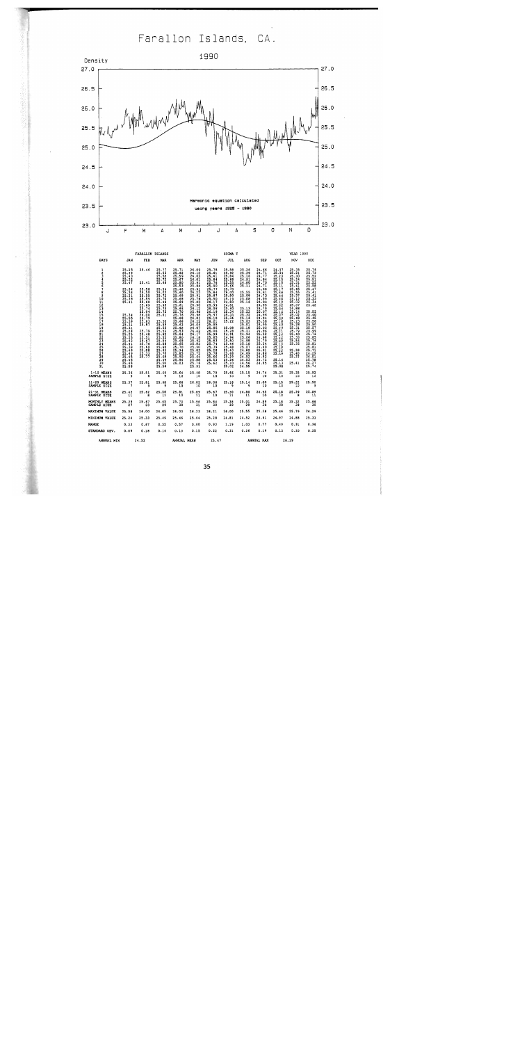# Farallon Islands, CA.

## 1990

Density (y-axis, 23.0 to 27.0; x-axis J F M A M J J A S O N D)

Harmonic equation calculated using years 1925 - 1990

| FARALLON ISLANDS | | | | | | SIGMA T | | | | | YEAR 1990 | |
|---|---|---|---|---|---|---|---|---|---|---|---|---|
| DAYS | JAN | FEB | MAR | APR | MAY | JUN | JUL | AUG | SEP | OCT | NOV | DEC |
| 1-10 MEANS | 25.36 | 25.51 | 25.69 | 25.64 | 25.98 | 25.79 | 25.66 | 25.15 | 24.74 | 25.21 | 25.35 | 25.52 |
| SAMPLE SIZE | 9 | 6 | 9 | 10 | 10 | 10 | 10 | 9 | 10 | 10 | 10 | 10 |
| 11-20 MEANS | 25.37 | 25.81 | 25.68 | 25.66 | 26.02 | 26.06 | 25.18 | 25.14 | 25.00 | 25.15 | 25.22 | 25.92 |
| SAMPLE SIZE | 7 | 9 | 9 | 10 | 10 | 10 | 9 | 9 | 10 | 10 | 10 | 9 |
| 21-31 MEANS | 25.42 | 25.62 | 25.58 | 25.81 | 25.89 | 25.67 | 25.30 | 24.80 | 24.55 | 25.18 | 25.39 | 25.89 |
| SAMPLE SIZE | 11 | 8 | 11 | 10 | 11 | 10 | 11 | 11 | 10 | 10 | 8 | 11 |
| MONTHLY MEANS | 25.39 | 25.67 | 25.65 | 25.70 | 25.96 | 25.84 | 25.38 | 25.01 | 24.69 | 25.18 | 25.32 | 25.66 |
| SAMPLE SIZE | 27 | 23 | 29 | 30 | 31 | 30 | 30 | 29 | 30 | 30 | 28 | 30 |
| MAXIMUM VALUE | 25.58 | 26.00 | 26.05 | 26.03 | 26.23 | 26.21 | 26.00 | 25.55 | 25.38 | 25.46 | 25.79 | 26.29 |
| MINIMUM VALUE | 25.24 | 25.33 | 25.49 | 25.46 | 25.64 | 25.28 | 24.81 | 24.52 | 24.61 | 24.97 | 24.88 | 25.33 |
| RANGE | 0.33 | 0.67 | 0.55 | 0.57 | 0.60 | 0.93 | 1.19 | 1.03 | 0.77 | 0.49 | 0.91 | 0.96 |
| STANDARD DEV. | 0.09 | 0.18 | 0.16 | 0.13 | 0.15 | 0.22 | 0.31 | 0.26 | 0.19 | 0.13 | 0.20 | 0.25 |

ANNUAL MIN 24.52 ANNUAL MEAN 25.47 ANNUAL MAX 26.29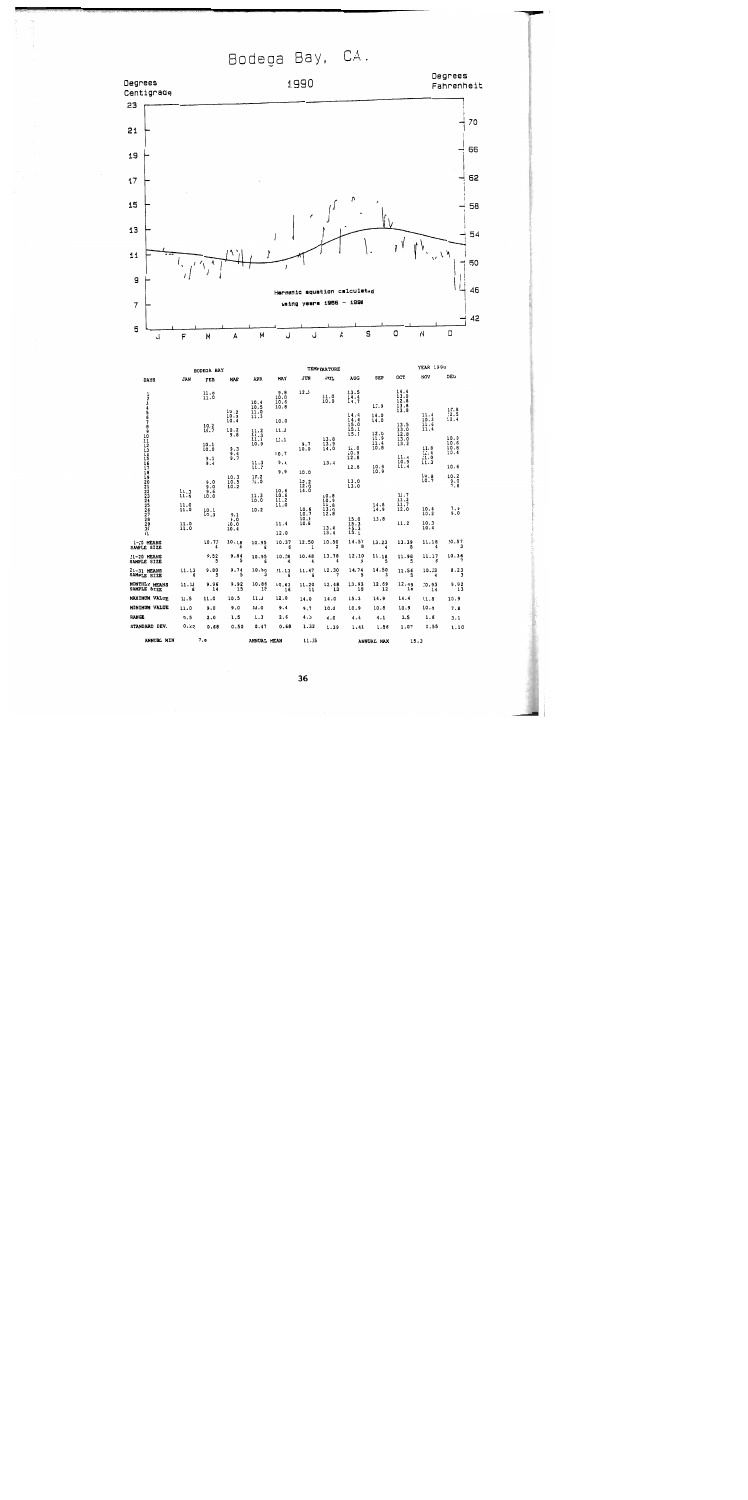# Bodega Bay, CA.

**1990**

Degrees Centigrade | Degrees Fahrenheit

Harmonic equation calculated using years 1958 – 1990

J F M A M J J A S O N D

## BODEGA BAY — TEMPERATURE — YEAR 1990

| DAYS | JAN | FEB | MAR | APR | MAY | JUN | JUL | AUG | SEP | OCT | NOV | DEC |
|---|---|---|---|---|---|---|---|---|---|---|---|---|
| 1-10 MEANS / SAMPLE SIZE | | 10.77 / 4 | 10.18 / 6 | 10.85 / 4 | 10.37 / 6 | 12.50 / 1 | 10.98 / 2 | 14.57 / 6 | 13.23 / 4 | 13.39 / 6 | 11.18 / 4 | 10.57 / 3 |
| 11-20 MEANS / SAMPLE SIZE | | 9.52 / 5 | 9.84 / 3 | 10.95 / 3 | 10.38 / 4 | 10.48 / 4 | 13.78 / 4 | 12.10 / 3 | 11.18 / 5 | 11.98 / 5 | 11.17 / 5 | 10.36 / 3 |
| 21-31 MEANS / SAMPLE SIZE | 11.13 / 6 | 9.83 / 5 | 9.74 / 5 | 10.50 / 5 | 11.13 / 4 | 11.47 / 6 | 12.30 / 7 | 14.74 / 5 | 14.50 / 3 | 11.54 / 5 | 10.22 / 4 | 8.23 / 3 |
| MONTHLY MEANS / SAMPLE SIZE | 11.13 / 6 | 9.96 / 14 | 9.92 / 15 | 10.86 / 12 | 10.63 / 14 | 11.28 / 11 | 12.68 / 13 | 13.93 / 10 | 12.09 / 12 | 12.46 / 16 | 10.93 / 14 | 9.92 / 13 |
| MAXIMUM VALUE | 11.5 | 11.5 | 10.5 | 11.3 | 12.0 | 14.0 | 14.0 | 15.1 | 14.8 | 14.4 | 11.8 | 10.9 |
| MINIMUM VALUE | 11.0 | 9.0 | 9.0 | 10.0 | 9.4 | 9.7 | 10.0 | 10.9 | 10.8 | 10.9 | 10.4 | 7.8 |
| RANGE | 0.5 | 3.0 | 1.5 | 1.3 | 2.6 | 4.3 | 4.0 | 4.4 | 4.1 | 3.5 | 1.8 | 3.1 |
| STANDARD DEV. | 0.40 | 0.68 | 0.50 | 0.47 | 0.68 | 1.32 | 1.39 | 1.41 | 1.56 | 1.07 | 0.55 | 1.10 |

ANNUAL MIN 7.8 ANNUAL MEAN 11.35 ANNUAL MAX 15.1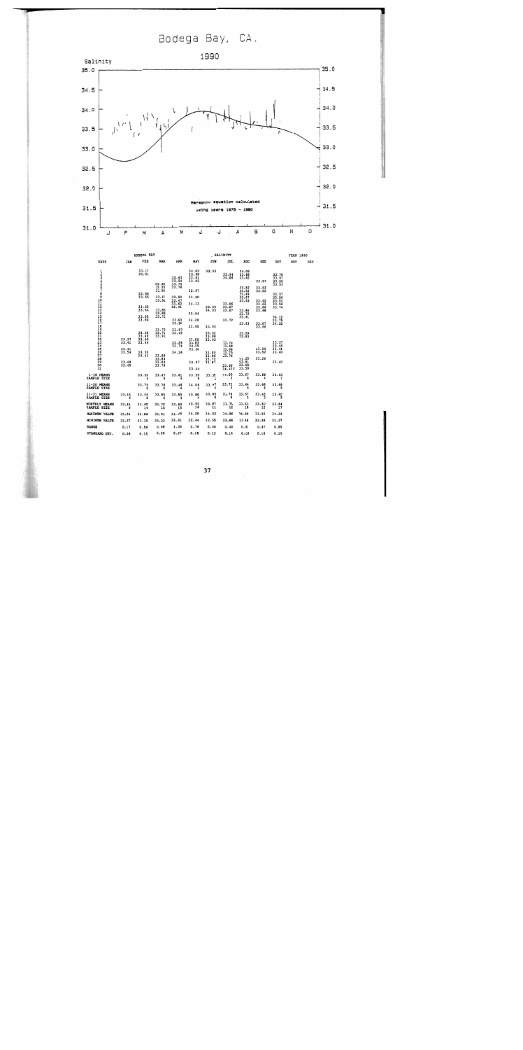# Bodega Bay, CA.

## 1990

Salinity

Harmonic equation calculated using years 1975 – 1990

| BODEGA BAY | | | | | | SALINITY | | | | | YEAR 1990 | |
|---|---|---|---|---|---|---|---|---|---|---|---|---|
| DAYS | JAN | FEB | MAR | APR | MAY | JUN | JUL | AUG | SEP | OCT | NOV | DEC |
| 1 | | 33.17 | | | 34.03 | 33.55 | | 34.05 | | | | |
| 2 | | 33.51 | | | 33.98 | | | 33.88 | | 33.70 | | |
| 3 | | | | | 33.91 | | 33.94 | 33.82 | | 33.97 | | |
| 4 | | | 33.36 | 33.62 | 33.93 | | 34.06 | | | 33.88 | | |
| 5 | | | 33.33 | 33.54 | | | | | 33.57 | 33.52 | | |
| 6 | | | 33.39 | 33.75 | | | | | | | | |
| 7 | | | | 33.74 | 33.97 | | | 33.92 | 33.93 | | | |
| 8 | | 33.58 | 33.37 | | | | | 33.92 | 33.92 | | | |
| 9 | | 33.65 | 33.56 | 33.50 | 33.90 | | | 33.65 | | 33.57 | | |
| 10 | | | | 33.67 | | | | 33.67 | | 33.64 | | |
| 11 | | | | 33.60 | 34.13 | | 33.86 | 33.53 | | 33.51 | | |
| 12 | | 33.65 | 33.60 | 32.91 | | 33.99 | 33.87 | | 33.42 | 33.62 | | |
| 13 | | 33.64 | 33.86 | | | 34.03 | 33.87 | | 33.45 | 33.74 | | |
| 14 | | | 33.72 | | 33.54 | | | 33.86 | 33.60 | | | |
| 15 | | 33.65 | | | | | | 33.72 | 33.48 | | | |
| 16 | | 33.86 | | 33.63 | 34.20 | | 33.72 | 33.61 | | 34.12 | | |
| 17 | | | | 33.56 | | | | | | 33.75 | | |
| 18 | | | | | 33.95 | 33.93 | | 33.63 | 33.67 | 34.22 | | |
| 19 | | | 33.79 | | | | | | 33.62 | | | |
| 20 | | 33.68 | 33.71 | 33.57 | | 33.92 | | | | | | |
| 21 | | 33.48 | 33.91 | 33.49 | | 33.86 | | | | | | |
| 22 | 33.37 | 33.50 | | | 33.85 | 33.93 | | | | | | |
| 23 | 33.41 | 33.49 | | | 33.83 | | 33.74 | 33.59 | | 33.37 | | |
| 24 | | | | 33.84 | 34.05 | | 33.68 | 33.83 | | 33.44 | | |
| 25 | 33.41 | | | 33.74 | 33.94 | | 33.86 | | 33.50 | 33.41 | | |
| 26 | 33.54 | 33.30 | | | | 33.85 | 33.75 | | 33.52 | 33.40 | | |
| 27 | | 33.41 | 33.60 | 34.26 | | 33.66 | 33.76 | | | | | |
| 28 | | | 33.84 | | | 33.72 | | 33.55 | 33.26 | | | |
| 29 | 33.48 | | 33.84 | | 33.67 | 33.87 | | 33.51 | | | | |
| 30 | 33.45 | | 33.78 | | | | 33.66 | 33.48 | | 33.40 | | |
| 31 | | | | | 33.44 | | 34.02 | 33.50 | | | | |
| 1-10 MEANS | | 33.62 | 33.47 | 33.61 | 33.95 | 33.55 | 34.00 | 33.87 | 33.86 | 33.63 | | |
| SAMPLE SIZE | | 4 | 5 | 8 | 6 | 1 | 2 | 8 | 4 | 7 | | |
| 11-20 MEANS | | 33.74 | 33.78 | 33.46 | 34.06 | 33.97 | 33.73 | 33.64 | 33.66 | 33.88 | | |
| SAMPLE SIZE | | 5 | 5 | 4 | 4 | 4 | 4 | 5 | 5 | 5 | | |
| 21-31 MEANS | 33.44 | 33.44 | 33.85 | 33.85 | 33.80 | 33.85 | 33.76 | 33.57 | 33.43 | 33.40 | | |
| SAMPLE SIZE | 6 | 5 | 5 | 3 | 6 | 6 | 6 | 5 | 3 | 5 | | |
| MONTHLY MEANS | 33.44 | 33.60 | 33.70 | 33.60 | 33.92 | 33.87 | 33.76 | 33.62 | 33.62 | 33.64 | | |
| SAMPLE SIZE | 6 | 14 | 15 | 15 | 16 | 11 | 12 | 18 | 12 | 17 | | |
| MAXIMUM VALUE | 33.54 | 33.86 | 33.91 | 34.26 | 34.20 | 34.03 | 34.06 | 34.05 | 33.93 | 34.22 | | |
| MINIMUM VALUE | 33.37 | 33.30 | 33.22 | 32.91 | 33.44 | 33.55 | 33.66 | 33.48 | 33.26 | 33.37 | | |
| RANGE | 0.17 | 0.56 | 0.69 | 1.35 | 0.76 | 0.48 | 0.40 | 0.57 | 0.67 | 0.85 | | |
| STANDARD DEV. | 0.06 | 0.15 | 0.20 | 0.27 | 0.18 | 0.13 | 0.14 | 0.16 | 0.16 | 0.25 | | |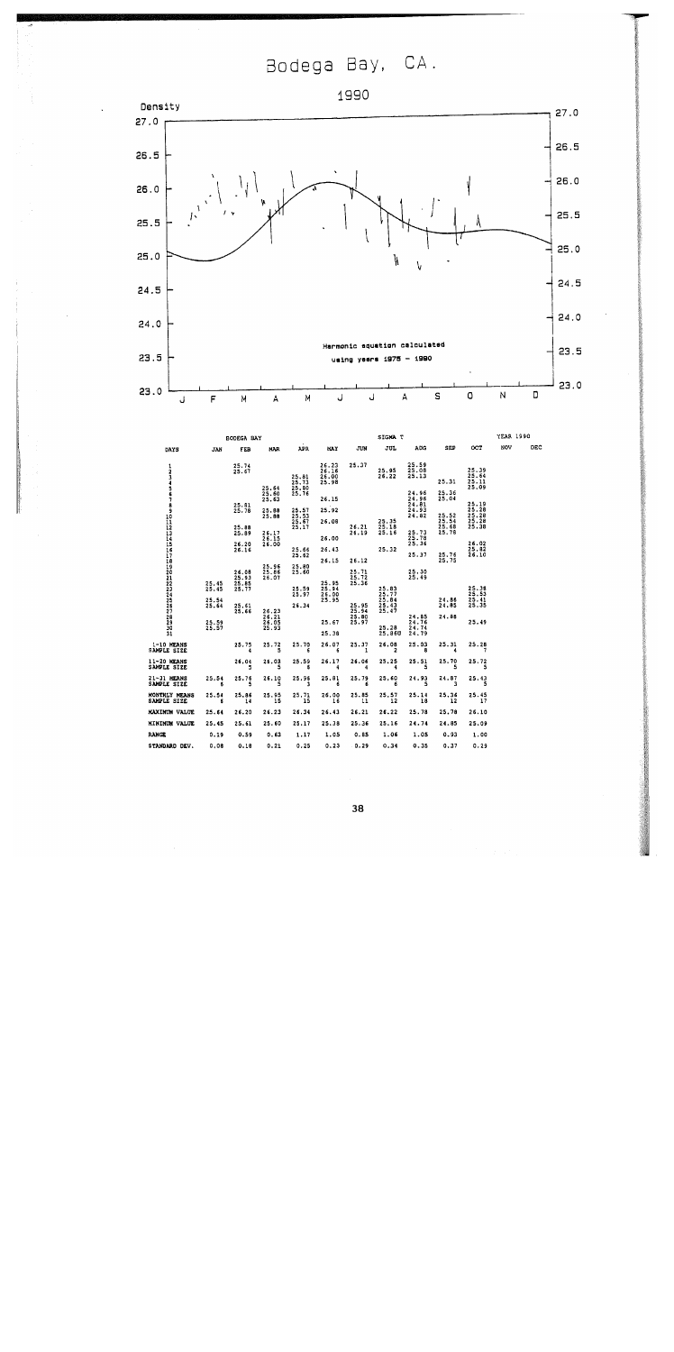# Bodega Bay, CA.

## 1990

Density

Harmonic equation calculated using years 1975 – 1990

| | BODEGA BAY | | | | | | SIGMA T | | | | YEAR 1990 | |
|---|---|---|---|---|---|---|---|---|---|---|---|---|
| DAYS | JAN | FEB | MAR | APR | MAY | JUN | JUL | AUG | SEP | OCT | NOV | DEC |
| 1 | | 25.74 | | | 26.23 | 25.37 | | 25.59 | | 25.39 | | |
| 2 | | 25.67 | | | 26.16 | | 25.85 | 25.08 | | 25.64 | | |
| 3 | | | | 25.81 | 26.00 | | 26.22 | 25.13 | 25.31 | 25.11 | | |
| 4 | | | | 25.73 | 25.98 | | | | | 25.09 | | |
| 5 | | | 25.64 | 25.80 | | | | 24.96 | 25.36 | | | |
| 6 | | | 25.60 | 25.76 | | | | 24.96 | 25.04 | | | |
| 7 | | | 25.63 | | 26.15 | | | 24.81 | | 25.19 | | |
| 8 | | 25.81 | | | | | | 24.93 | | 25.28 | | |
| 9 | | 25.78 | 25.88 | 25.57 | 25.92 | | | 24.82 | | 25.28 | | |
| 10 | | | 25.88 | 25.53 | | | | | 25.52 | 25.28 | | |
| 11 | | | | 25.67 | 26.08 | | 25.35 | | 25.54 | 25.38 | | |
| 12 | | 25.88 | | 25.17 | | 26.21 | 25.18 | | 25.68 | | | |
| 13 | | 25.89 | 26.17 | | | 26.19 | 25.16 | 25.73 | 25.78 | | | |
| 14 | | | 26.15 | | 26.00 | | | 25.78 | | 26.02 | | |
| 15 | | 26.20 | 26.00 | | | | | 25.36 | | 25.82 | | |
| 16 | | 26.16 | | 25.66 | 26.43 | | 25.32 | | | 26.10 | | |
| 17 | | | | 25.62 | | | | 25.37 | 25.76 | | | |
| 18 | | | | | 26.15 | 26.12 | | | 25.75 | | | |
| 19 | | | 25.96 | 25.80 | | | | | | | | |
| 20 | | 26.08 | 25.86 | 25.60 | | 25.71 | | 25.30 | | | | |
| 21 | 25.45 | 25.93 | 26.07 | | | 25.72 | | 25.49 | | | | |
| 22 | 25.45 | 25.85 | | | 25.95 | 25.36 | | | | 25.36 | | |
| 23 | | 25.77 | | 25.59 | 25.94 | | 25.83 | | | 25.53 | | |
| 24 | 25.54 | | | 25.97 | 26.00 | | 25.77 | | | 25.41 | | |
| 25 | 25.64 | 25.61 | | | 25.95 | | 25.84 | | 24.86 | 25.35 | | |
| 26 | | 25.66 | 26.23 | 26.34 | | 25.95 | 25.43 | | 24.85 | | | |
| 27 | | | 26.21 | | | 25.94 | 25.47 | | | | | |
| 28 | | | 26.05 | | | 25.80 | | 24.85 | 24.88 | | | |
| 29 | 25.59 | | 25.93 | | 25.67 | 25.97 | | 24.76 | | 25.49 | | |
| 30 | 25.57 | | | | | | 25.28 | 24.74 | | | | |
| 31 | | | | | 25.38 | | 25.860 | 24.79 | | | | |
| 1-10 MEANS | | 25.75 | 25.72 | 25.70 | 26.07 | 25.37 | 26.08 | 25.03 | 25.31 | 25.28 | | |
| SAMPLE SIZE | | 4 | 5 | 6 | 6 | 1 | 2 | 8 | 4 | 7 | | |
| 11-20 MEANS | | 26.04 | 26.03 | 25.59 | 26.17 | 26.04 | 25.25 | 25.51 | 25.70 | 25.72 | | |
| SAMPLE SIZE | | 5 | 5 | 6 | 4 | 4 | 4 | 5 | 5 | 5 | | |
| 21-31 MEANS | 25.54 | 25.76 | 26.10 | 25.96 | 25.81 | 25.79 | 25.60 | 24.93 | 24.87 | 25.43 | | |
| SAMPLE SIZE | 6 | 5 | 5 | 3 | 6 | 6 | 6 | 5 | 3 | 5 | | |
| MONTHLY MEANS | 25.54 | 25.86 | 25.95 | 25.71 | 26.00 | 25.85 | 25.57 | 25.14 | 25.36 | 25.45 | | |
| SAMPLE SIZE | 6 | 14 | 15 | 15 | 16 | 11 | 12 | 18 | 12 | 17 | | |
| MAXIMUM VALUE | 25.64 | 26.20 | 26.23 | 26.34 | 26.43 | 26.21 | 26.22 | 25.78 | 25.78 | 26.10 | | |
| MINIMUM VALUE | 25.45 | 25.61 | 25.60 | 25.17 | 25.38 | 25.36 | 25.16 | 24.74 | 24.85 | 25.09 | | |
| RANGE | 0.19 | 0.59 | 0.63 | 1.17 | 1.05 | 0.85 | 1.06 | 1.05 | 0.93 | 1.00 | | |
| STANDARD DEV. | 0.08 | 0.18 | 0.21 | 0.25 | 0.23 | 0.29 | 0.34 | 0.35 | 0.37 | 0.29 | | |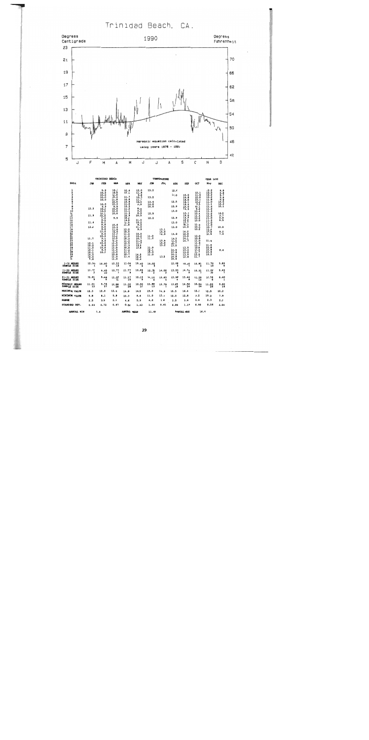# Trinidad Beach, CA.

## 1990

Degrees Centigrade (left axis: 5–23) / Degrees Fahrenheit (right axis: 42–70)

Months: J F M A M J J A S O N D

Harmonic equation calculated using years 1978 - 1990

| TRINIDAD BEACH | | | | | | TEMPERATURE | | | | | YEAR 1990 | |
|---|---|---|---|---|---|---|---|---|---|---|---|---|
| DAYS | JAN | FEB | MAR | APR | MAY | JUN | JUL | AUG | SEP | OCT | NOV | DEC |
| 1 | | 9.9 | 10.1 | 10.4 | 12.0 | 13.2 | | 12.6 | | 13.1 | 12.2 | 8.8 |
| 2 | | 10.0 | 10.5 | 10.1 | 11.8 | | | | | 11.9 | 12.5 | 9.8 |
| 3 | | 10.0 | 11.0 | | 9.8 | | | 12.0 | 15.0 | 12.0 | 12.2 | 9.7 |
| 4 | | 10.0 | 10.0 | 11.7 | 10.7 | 13.2 | | | 14.8 | 10.1 | 12.2 | 9.6 |
| 5 | | 10.0 | 11.8 | 10.9 | 11.7 | | | | 16.0 | 12.2 | 11.8 | 9.9 |
| 6 | | | 10.5 | 12.8 | 10.0 | 13.9 | | 12.5 | 16.1 | 9.5 | 11.0 | 10.0 |
| 7 | | 10.0 | 10.0 | 11.9 | 9.9 | 14.8 | | | 16.6 | 10.1 | 11.1 | 10.2 |
| 8 | | 9.9 | 9.9 | 10.5 | | 15.0 | | 12.9 | 15.0 | 9.2 | 11.4 | 10.1 |
| 9 | 12.3 | 10.2 | 10.0 | 11.2 | 9.5 | | | | 14.5 | 10.4 | 11.2 | |
| 10 | | 10.0 | 10.0 | 11.1 | 9.3 | | | 13.0 | | 10.4 | 11.6 | |
| 11 | | 10.1 | 10.0 | 11.3 | 9.9 | 12.5 | | | 13.7 | 11.4 | 11.2 | 10.2 |
| 12 | 11.9 | 10.0 | | 10.9 | 10.5 | | | | 16.0 | 10.2 | 11.5 | 9.7 |
| 13 | | 9.8 | 9.9 | 10.2 | | 12.2 | | 12.9 | 14.9 | 10.0 | 11.0 | 9.6 |
| 14 | | 9.5 | | 14.9 | 11.0 | | | | 15.2 | | 11.2 | 9.5 |
| 15 | 11.4 | 8.2 | | 12.5 | 10.2 | | | | 13.7 | 10.0 | 11.0 | |
| 16 | | 8.8 | 10.6 | 11.9 | 9.2 | | | 13.0 | 16.3 | 10.0 | 11.0 | |
| 17 | 12.0 | 9.0 | 10.9 | | 11.0 | | 13.1 | | 14.0 | 10.2 | 10.7 | 10.0 |
| 18 | | 9.0 | 11.0 | 13.0 | 9.9 | | 14.0 | 13.0 | | | 11.0 | |
| 19 | | 11.0 | 10.0 | 10.0 | | | 14.8 | | 14.2 | | 10.9 | |
| 20 | | 9.0 | 11.0 | 11.4 | 10.0 | | | | 12.8 | | 10.5 | 9.2 |
| 21 | | 10.4 | 11.0 | 11.0 | 10.2 | 11.0 | | 14.0 | 13.0 | 10.0 | | 7.9 |
| 22 | 11.7 | 9.1 | 10.9 | 10.3 | 10.7 | 11.5 | 13.9 | | 14.3 | 10.9 | | |
| 23 | | 9.8 | 11.3 | 11.3 | 11.8 | | 14.8 | 14.3 | 14.1 | 11.0 | 11.0 | |
| 24 | 12.1 | 10.6 | 11.5 | 12.5 | 11.9 | | 13.2 | 13.5 | 14.7 | 11.9 | | |
| 25 | 10.0 | 8.6 | 11.3 | 11.0 | 12.2 | 11.9 | | 12.7 | | 11.7 | 11.0 | |
| 26 | 11.0 | 10.0 | 11.9 | 14.0 | 12.8 | 12.1 | | 13.2 | 13.5 | 10.6 | 10.9 | |
| 27 | 10.1 | 9.9 | 11.0 | 11.6 | | 15.0 | | | 13.4 | 12.2 | 10.8 | 8.4 |
| 28 | 10.1 | 10.7 | 12.0 | 11.0 | | 11.0 | | 12.5 | 13.0 | 11.7 | 10.9 | |
| 29 | 10.5 | | 10.8 | 10.7 | 14.5 | | 13.5 | 10.9 | 13.0 | 12.0 | 10.2 | |
| 30 | 10.0 | | 11.0 | 11.4 | 13.2 | | | | 12.8 | 11.7 | | |
| 31 | 9.8 | | 11.0 | | 13.4 | | | | | | | |
| 1-10 MEANS / SAMPLE SIZE | 12.30 / 1 | 10.00 / 9 | 10.53 / 10 | 11.06 / 9 | 10.40 / 9 | 14.02 / 5 | | 12.68 / 5 | 15.40 / 7 | 10.81 / 9 | 11.70 / 10 | 9.89 / 9 |
| 11-20 MEANS / SAMPLE SIZE | 11.77 / 3 | 9.45 / 10 | 10.73 / 7 | 11.77 / 9 | 10.08 / 8 | 12.35 / 2 | 14.00 / 3 | 12.33 / 4 | 14.74 / 9 | 10.31 / 5 | 11.06 / 10 | 9.45 / 7 |
| 21-31 MEANS / SAMPLE SIZE | 10.61 / 8 | 9.68 / 8 | 11.27 / 11 | 11.17 / 10 | 12.13 / 9 | 14.15 / 6 | 13.62 / 4 | 12.98 / 4 | 13.44 / 8 | 11.29 / 10 | 12.78 / 6 | 8.40 / 1 |
| MONTHLY MEANS / SAMPLE SIZE | 11.01 / 12 | 9.76 / 27 | 10.88 / 28 | 11.32 / 28 | 10.90 / 27 | 12.88 / 13 | 13.79 / 7 | 13.45 / 13 | 14.50 / 24 | 10.94 / 24 | 11.82 / 26 | 9.62 / 16 |
| MAXIMUM VALUE | 12.3 | 11.0 | 12.0 | 14.9 | 14.5 | 15.0 | 14.8 | 15.5 | 16.6 | 13.1 | 12.5 | 10.2 |
| MINIMUM VALUE | 9.8 | 8.1 | 9.9 | 10.3 | 8.6 | 11.0 | 13.1 | 12.0 | 12.8 | 9.2 | 10.2 | 7.9 |
| RANGE | 2.5 | 2.9 | 2.1 | 4.6 | 5.9 | 4.0 | 1.8 | 3.5 | 3.8 | 3.9 | 2.3 | 2.3 |
| STANDARD DEV. | 0.93 | 0.72 | 0.57 | 0.94 | 1.42 | 1.44 | 0.61 | 0.89 | 1.17 | 0.90 | 0.56 | 0.64 |

ANNUAL MIN 7.9 ANNUAL MEAN 11.48 ANNUAL MAX 16.6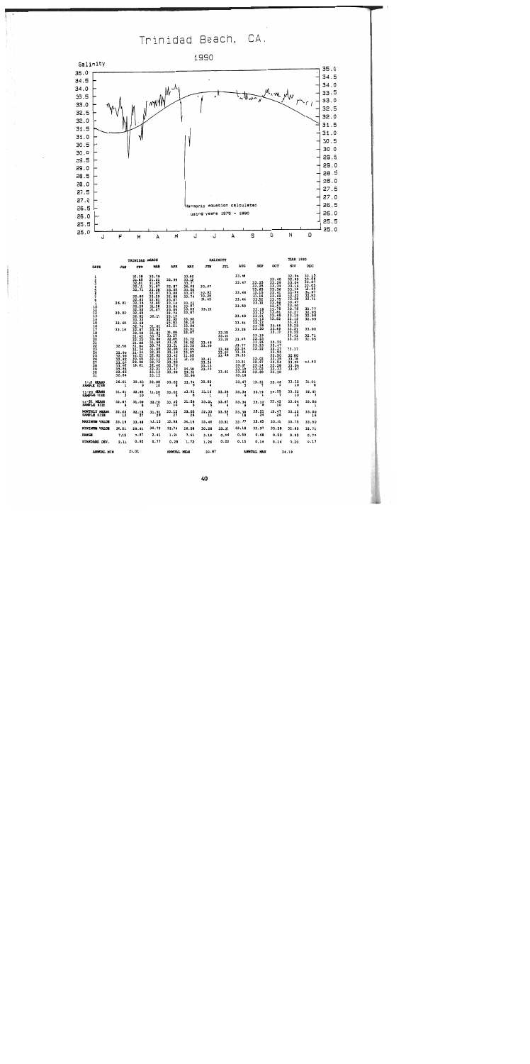# Trinidad Beach, CA.

## 1990

Salinity

Harmonic equation calculated using years 1975 - 1990

| TRINIDAD BEACH | | | | | | SALINITY | | | | | YEAR 1990 | |
|---|---|---|---|---|---|---|---|---|---|---|---|---|
| DATE | JAN | FEB | MAR | APR | MAY | JUN | JUL | AUG | SEP | OCT | NOV | DEC |
| 1 | | 32.38 | 30.79 | | 33.60 | | | 33.48 | | | 32.94 | 33.15 |
| 2 | | 31.65 | 31.32 | | 33.58 | | | | | | 32.95 | 33.08 |
| 3 | | 32.01 | 31.68 | 32.99 | 33.37 | | | | | 33.40 | 33.04 | 33.07 |
| 4 | | 32.11 | 31.67 | | 34.03 | 30.67 | | 33.47 | 33.25 | 33.39 | 33.13 | 33.05 |
| 5 | | 32.71 | 31.38 | 32.87 | 33.50 | | | | 33.25 | 33.34 | 33.04 | 32.95 |
| 6 | | | 32.37 | 33.05 | 33.67 | 30.82 | | | 33.65 | 33.36 | 33.32 | 32.97 |
| 7 | | | 32.39 | 33.08 | 33.74 | 30.28 | | | 33.15 | 33.41 | 33.28 | 32.92 |
| 8 | | 32.80 | 32.81 | 32.88 | | 31.45 | | 33.46 | 33.16 | 33.49 | 33.47 | 32.71 |
| 9 | | 32.63 | 32.86 | 33.07 | 33.21 | | | | 33.52 | 33.35 | 32.42 | |
| 10 | 26.01 | 32.39 | 31.28 | 33.14 | 33.57 | | | 33.44 | 33.30 | 33.38 | 32.75 | |
| 11 | | 32.25 | 31.67 | 33.04 | 33.89 | 33.15 | | | | 32.51 | 33.27 | 32.77 |
| 12 | 29.02 | 32.58 | | 33.09 | 33.87 | | | 33.50 | 33.18 | 33.75 | 33.19 | 32.95 |
| 13 | | 32.83 | | 32.74 | | | | | 33.12 | 33.41 | 33.13 | 32.96 |
| 14 | | 32.82 | 32.15 | 33.12 | 33.90 | | | 33.40 | 33.21 | 33.48 | 33.42 | 32.99 |
| 15 | 32.65 | 33.33 | | 32.82 | 34.19 | | | | 33.14 | 33.52 | 33.23 | |
| 16 | | 32.44 | 31.81 | 32.80 | 33.96 | | | 33.44 | 33.12 | | 33.21 | |
| 17 | 33.14 | 32.74 | 30.97 | 33.21 | 33.91 | | 33.35 | | 33.28 | 33.46 | 33.33 | 33.00 |
| 18 | | 32.87 | 31.02 | | 33.87 | | 33.41 | 33.28 | 33.20 | 33.49 | 33.41 | |
| 19 | | 32.68 | 30.73 | 31.08 | | | 33.35 | | | 33.17 | 33.33 | 32.71 |
| 20 | | 31.42 | 30.86 | 33.27 | 33.72 | | | | 33.19 | | | 32.95 |
| 21 | | 32.22 | 31.40 | 32.88 | 34.00 | 33.46 | | 33.64 | 33.23 | | | |
| 22 | 32.56 | 31.86 | 30.74 | 31.18 | 33.38 | 33.39 | | | 33.24 | 33.22 | | |
| 23 | | 31.84 | 31.65 | 32.31 | 32.99 | | 33.48 | 33.77 | 33.23 | 33.47 | 33.17 | |
| 24 | 32.94 | 31.34 | 30.35 | 32.88 | 33.07 | | 33.31 | 33.54 | 33.22 | 33.27 | | |
| 25 | 32.99 | 32.21 | 32.02 | 33.18 | 31.65 | | 33.58 | 33.34 | | 33.50 | | |
| 26 | 32.63 | 30.65 | 32.12 | 32.42 | 32.22 | 32.41 | | 33.33 | | 33.50 | 32.80 | |
| 27 | 33.02 | 29.96 | 30.70 | 33.13 | | 33.34 | | | 33.05 | 33.35 | 33.38 | 32.80 |
| 28 | 32.40 | 29.81 | 32.40 | 33.20 | | 33.13 | | 33.51 | 32.97 | 33.34 | 33.09 | |
| 29 | 32.64 | | 33.21 | 33.74 | 26.58 | 31.73 | | 33.37 | 33.14 | 33.28 | 33.06 | |
| 30 | 32.84 | | 33.13 | 33.47 | 29.31 | | 33.91 | 33.16 | 33.02 | 33.33 | 33.07 | |
| 31 | | | 33.13 | 33.56 | 30.99 | | | 33.23 | 33.20 | 33.30 | | |
| 1-10 MEANS | 26.01 | 32.63 | 31.08 | 33.02 | 33.74 | 30.82 | | 33.47 | 33.31 | 33.46 | 33.12 | 33.01 |
| SAMPLE SIZE | 1 | 9 | 10 | 8 | 9 | 4 | | 3 | 7 | 8 | 10 | 8 |
| 11-20 MEANS | 31.61 | 32.65 | 31.20 | 33.02 | 33.91 | 33.15 | 33.36 | 33.34 | 33.19 | 33.55 | 33.32 | 32.81 |
| SAMPLE SIZE | 3 | 10 | 7 | 9 | 8 | 1 | 3 | 4 | 9 | 7 | 10 | 7 |
| 21-31 MEANS | 32.67 | 31.08 | 32.10 | 33.00 | 31.59 | 33.21 | 33.47 | 33.34 | 33.13 | 33.42 | 33.04 | 32.80 |
| SAMPLE SIZE | 9 | 8 | 11 | 10 | 9 | 6 | 4 | 9 | 8 | 10 | 6 | 1 |
| MONTHLY MEANS | 31.03 | 32.18 | 31.51 | 33.12 | 33.05 | 32.33 | 33.55 | 33.38 | 33.21 | 33.47 | 33.22 | 33.00 |
| SAMPLE SIZE | 13 | 27 | 28 | 27 | 26 | 11 | 7 | 16 | 24 | 26 | 26 | 16 |
| MAXIMUM VALUE | 33.14 | 33.46 | 33.13 | 33.98 | 34.19 | 33.46 | 33.91 | 33.77 | 33.65 | 33.81 | 33.75 | 33.50 |
| MINIMUM VALUE | 26.01 | 29.81 | 30.72 | 32.74 | 26.58 | 30.28 | 33.31 | 33.18 | 32.97 | 33.28 | 32.80 | 32.71 |
| RANGE | 7.13 | 3.87 | 2.41 | 1.24 | 7.61 | 3.18 | 0.60 | 0.59 | 0.68 | 0.53 | 0.95 | 0.79 |
| STANDARD DEV. | 2.11 | 0.95 | 0.77 | 0.29 | 1.72 | 1.26 | 0.22 | 0.15 | 0.14 | 0.14 | 0.20 | 0.17 |

ANNUAL MIN 26.01 ANNUAL MEAN 32.87 ANNUAL MAX 34.19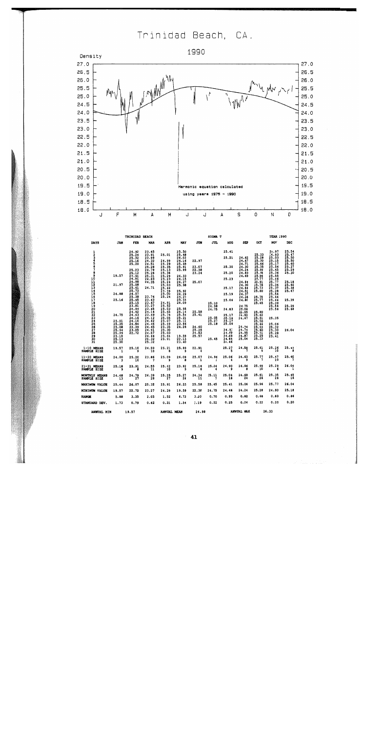# Trinidad Beach, CA.

## 1990

Density

Harmonic equation calculated using years 1975 - 1990

| | TRINIDAD BEACH | | | | | SIGMA T | | | | | YEAR 1990 | |
|---|---|---|---|---|---|---|---|---|---|---|---|---|
| DAYS | JAN | FEB | MAR | APR | MAY | JUN | JUL | AUG | SEP | OCT | NOV | DEC |
| 1 | | 24.92 | 23.65 | | 25.50 | | | 25.41 | | | 24.97 | 25.54 |
| 2 | | 25.24 | 23.91 | 25.01 | 25.48 | | | | | 25.33 | 24.93 | 25.47 |
| 3 | | 25.32 | 23.99 | | 26.03 | 22.97 | | 25.21 | 24.62 | 25.28 | 25.03 | 25.50 |
| 4 | | 25.16 | 24.32 | 24.99 | 26.16 | | | | 24.67 | 25.30 | 25.15 | 25.50 |
| 5 | | 25.20 | 24.51 | 25.29 | 25.48 | | | | 24.71 | 25.66 | 25.17 | 25.46 |
| 6 | | | 25.28 | 25.35 | 25.91 | 23.07 | | 25.30 | 24.36 | 25.35 | 25.58 | 25.37 |
| 7 | | 25.23 | 24.79 | 25.13 | 25.99 | 23.38 | | | 24.24 | 25.86 | 25.45 | 25.29 |
| 8 | | 25.12 | 25.26 | 25.36 | | 23.24 | | 25.20 | 24.83 | 25.96 | 25.36 | 25.30 |
| 9 | 19.57 | 24.91 | 25.31 | 25.29 | 26.33 | | | | 24.69 | 25.77 | 25.55 | |
| 10 | | 24.81 | 24.83 | 25.23 | 26.15 | | | 25.23 | | 25.91 | 25.46 | |
| 11 | | 24.98 | 24.35 | 25.24 | 26.27 | 25.07 | | | 24.84 | 25.78 | 25.77 | 25.18 |
| 12 | 21.97 | 25.08 | | 25.03 | 25.98 | | | | 24.30 | 25.73 | 25.34 | 25.40 |
| 13 | | 25.41 | 24.71 | 25.44 | | | | 25.17 | 24.64 | 25.80 | 25.37 | 25.38 |
| 14 | | 25.73 | | 24.76 | 25.92 | | | | 24.51 | | 25.28 | 25.47 |
| 15 | 24.88 | 26.07 | | 25.06 | 26.29 | | | 25.19 | 24.37 | | 25.54 | |
| 16 | | 25.38 | 23.74 | 25.24 | 26.27 | | | | 24.36 | 25.75 | 25.44 | 25.39 |
| 17 | 25.16 | 25.45 | 23.63 | | 25.43 | | | 25.06 | 24.86 | 25.77 | 25.44 | |
| 18 | | 25.15 | 23.67 | 24.91 | 26.09 | | 25.10 | | | 25.65 | 25.39 | |
| 19 | | 23.81 | 23.27 | 25.52 | | | 24.58 | | 24.75 | | 25.56 | 25.29 |
| 20 | | 24.94 | 23.65 | 25.03 | 25.95 | | 24.75 | 24.63 | 25.06 | | 25.56 | 25.68 |
| 21 | | 24.42 | 24.14 | 25.65 | 26.14 | 25.58 | | | 25.05 | 25.80 | | |
| 22 | 24.75 | 24.43 | 23.49 | 25.74 | 25.54 | 25.41 | | 25.17 | 24.80 | 25.62 | | |
| 23 | | 24.16 | 24.12 | 26.05 | 25.21 | | 25.05 | 25.16 | 24.87 | 25.51 | 25.35 | |
| 24 | 25.01 | 24.10 | 24.62 | 25.07 | 25.11 | | 25.27 | 25.17 | | 25.50 | | |
| 25 | 25.35 | 24.84 | 24.46 | 25.49 | 23.86 | | 25.18 | 25.06 | | 25.44 | 25.06 | |
| 26 | 25.08 | 23.39 | 24.45 | 25.35 | 24.28 | 24.60 | | | 24.76 | 25.53 | 25.32 | |
| 27 | 25.44 | 23.05 | 24.91 | 25.30 | | 25.28 | | 24.97 | 24.74 | 25.60 | 25.30 | 26.04 |
| 28 | 25.39 | 22.72 | 24.57 | 25.03 | | 24.53 | | 24.69 | 24.95 | 25.51 | 25.28 | |
| 29 | 25.18 | | 24.64 | 25.64 | 19.59 | 25.57 | | 24.69 | 24.87 | 25.29 | 25.41 | |
| 30 | 25.13 | | 25.32 | 25.91 | 22.13 | | 25.45 | 24.64 | 25.04 | 25.33 | | |
| 31 | 25.30 | | 25.32 | | 23.40 | | | 24.46 | | | | |
| 1-10 MEANS | 19.57 | 25.10 | 24.59 | 25.21 | 25.89 | 22.91 | | 25.27 | 24.58 | 25.61 | 25.26 | 25.43 |
| SAMPLE SIZE | 1 | 9 | 10 | 8 | 9 | 4 | | 5 | 7 | 9 | 10 | 8 |
| 11-20 MEANS | 24.00 | 25.20 | 23.86 | 25.09 | 26.09 | 25.07 | 24.94 | 25.06 | 24.63 | 25.77 | 25.47 | 25.40 |
| SAMPLE SIZE | 3 | 10 | 7 | 9 | 8 | 1 | 3 | 4 | 9 | 7 | 10 | 7 |
| 21-31 MEANS | 25.18 | 23.91 | 24.55 | 25.42 | 23.92 | 25.16 | 25.24 | 24.90 | 24.86 | 25.48 | 25.29 | 26.04 |
| SAMPLE SIZE | 9 | 8 | 11 | 10 | 9 | 6 | 4 | 9 | 8 | 10 | 6 | 1 |
| MONTHLY MEANS | 24.48 | 24.79 | 24.39 | 25.25 | 25.27 | 24.34 | 25.11 | 25.04 | 24.69 | 25.61 | 25.35 | 25.45 |
| SAMPLE SIZE | 13 | 27 | 28 | 27 | 26 | 11 | 7 | 18 | 24 | 26 | 26 | 16 |
| MAXIMUM VALUE | 25.44 | 26.07 | 25.32 | 25.91 | 26.33 | 25.58 | 25.45 | 25.41 | 25.06 | 25.96 | 25.77 | 26.04 |
| MINIMUM VALUE | 19.57 | 22.72 | 23.27 | 24.39 | 19.59 | 22.38 | 24.75 | 24.46 | 24.24 | 25.28 | 24.93 | 25.18 |
| RANGE | 5.88 | 3.35 | 2.05 | 1.52 | 6.73 | 3.20 | 0.70 | 0.95 | 0.82 | 0.68 | 0.83 | 0.86 |
| STANDARD DEV. | 1.73 | 0.79 | 0.62 | 0.31 | 1.54 | 1.19 | 0.22 | 0.25 | 0.24 | 0.22 | 0.20 | 0.20 |

ANNUAL MIN 19.57 ANNUAL MEAN 24.98 ANNUAL MAX 26.33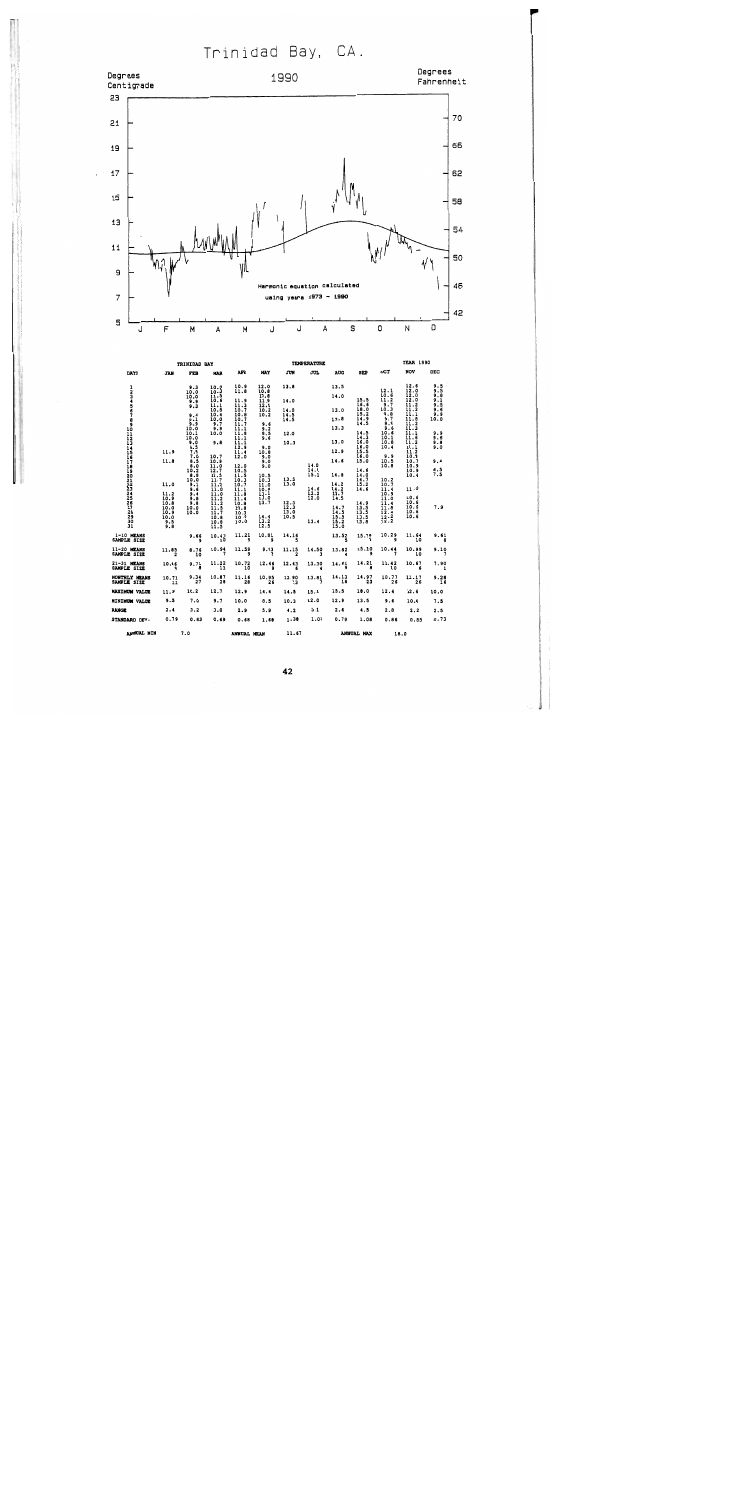# Trinidad Bay, CA.

**1990**

Degrees Centigrade | Degrees Fahrenheit

Harmonic equation calculated using years 1973 – 1990

| TRINIDAD BAY | | | | | | TEMPERATURE | | | | | YEAR 1990 | |
|---|---|---|---|---|---|---|---|---|---|---|---|---|
| DAYS | JAN | FEB | MAR | APR | MAY | JUN | JUL | AUG | SEP | OCT | NOV | DEC |
| 1 | | 9.3 | 10.7 | 10.9 | 12.0 | 13.8 | | 13.5 | | | 12.6 | 9.5 |
| 2 | | 10.0 | 10.3 | 11.8 | 10.8 | | | | | 12.1 | 12.0 | 9.5 |
| 3 | | 10.0 | 11.5 | | 10.8 | | | 14.0 | | 10.1 | 12.0 | 9.8 |
| 4 | | 9.9 | 10.6 | 11.9 | 11.9 | 14.0 | | | 15.5 | 10.8 | 12.0 | 9.1 |
| 5 | | 9.3 | 11.1 | 11.2 | 10.1 | | | | 16.8 | 11.0 | 11.2 | 9.5 |
| 6 | | | 10.5 | 10.7 | 10.2 | 14.0 | | 12.0 | 18.0 | 9.7 | 11.2 | 9.6 |
| 7 | | 9.1 | 10.4 | 10.8 | 10.2 | 14.5 | | | 15.2 | 10.3 | 11.1 | 9.8 |
| 8 | | 9.1 | 10.0 | 10.7 | | 14.8 | | 13.8 | 14.9 | 9.8 | 11.0 | 10.0 |
| 9 | | 9.5 | 9.7 | 11.7 | 9.4 | | | | 14.5 | 9.7 | 11.2 | |
| 10 | | 10.0 | 9.9 | 11.1 | 9.2 | | | 13.3 | | 9.5 | 11.2 | |
| 11 | | 10.1 | 10.0 | 11.8 | 9.5 | 12.0 | | | 14.5 | 10.6 | 11.1 | 9.5 |
| 12 | | 10.0 | | 11.1 | 9.6 | | | | 14.3 | 10.1 | 11.4 | 9.6 |
| 13 | | 9.0 | 9.8 | 11.1 | | 10.3 | | 13.0 | 16.0 | 10.0 | 11.2 | 9.8 |
| 14 | | 9.5 | | 10.9 | 9.8 | | | | 16.0 | 10.4 | 11.1 | 9.0 |
| 15 | 11.9 | 7.5 | | 11.4 | 10.8 | | | 12.9 | 15.5 | | 11.1 | |
| 16 | | 7.5 | 10.7 | 12.0 | 9.0 | | | | 16.0 | 9.9 | 10.9 | 9.4 |
| 17 | 11.8 | 8.5 | 10.9 | | 9.0 | | | 14.6 | 15.0 | 10.5 | 10.7 | |
| 18 | | 9.0 | 11.0 | 12.0 | 9.0 | | 14.8 | | | 10.8 | 10.9 | 6.5 |
| 19 | | 10.2 | 12.7 | 10.5 | | | 14.1 | | 14.6 | | 10.6 | 7.5 |
| 20 | | 8.8 | 11.5 | 11.5 | 10.5 | | 15.1 | 14.8 | 14.0 | | 10.4 | |
| 21 | 11.0 | 10.0 | 11.7 | 10.1 | 10.1 | 13.5 | | | 14.7 | 10.2 | | |
| 22 | | 9.1 | 11.0 | 10.7 | 11.0 | 13.0 | | 14.2 | 15.2 | 10.1 | | |
| 23 | | 9.6 | 11.0 | 11.1 | 10.7 | | 14.6 | 14.2 | 14.6 | 11.4 | 11.0 | |
| 24 | 11.2 | 9.4 | 11.0 | 11.8 | 11.1 | | 12.2 | 13.7 | | 10.5 | | |
| 25 | 10.9 | 9.8 | 11.2 | 11.4 | 11.7 | | 13.0 | 14.5 | | 11.0 | 10.6 | |
| 26 | 10.8 | 9.8 | 11.2 | 10.8 | 13.7 | 12.3 | | | 14.9 | 11.4 | 10.5 | |
| 27 | 10.0 | 10.8 | 11.5 | 10.8 | | 12.3 | | 14.7 | 13.5 | 11.8 | 10.6 | 7.9 |
| 28 | 10.4 | 10.8 | 11.7 | 10.1 | | 13.0 | | 14.5 | 13.2 | 12.2 | 10.4 | |
| 29 | 10.0 | | 10.6 | 10.7 | 14.4 | 10.5 | | 15.3 | 13.3 | 12.2 | 10.6 | |
| 30 | 9.5 | | 10.8 | 10.0 | 12.2 | | | 15.2 | 13.8 | 12.2 | | |
| 31 | 9.8 | | 11.5 | | 12.5 | | 13.4 | 15.0 | | | | |
| 1-10 MEANS / SAMPLE SIZE | | 9.66 / 9 | 10.42 / 10 | 11.21 / 9 | 10.81 / 8 | 14.16 / 5 | | 13.32 / 5 | 15.75 / 7 | 10.29 / 9 | 11.64 / 10 | 9.61 / 8 |
| 11-20 MEANS / SAMPLE SIZE | 11.85 / 2 | 8.76 / 10 | 10.94 / 7 | 11.59 / 9 | 9.33 / 7 | 11.15 / 2 | 14.50 / 3 | 13.62 / 4 | 15.38 / 9 | 10.44 / 7 | 10.99 / 10 | 8.18 / 7 |
| 21-31 MEANS / SAMPLE SIZE | 10.46 / 9 | 9.71 / 8 | 11.22 / 11 | 10.72 / 10 | 12.46 / 8 | 12.43 / 6 | 13.30 / 4 | 14.61 / 9 | 14.21 / 8 | 11.62 / 10 | 10.67 / 6 | 7.90 / 1 |
| MONTHLY MEANS / SAMPLE SIZE | 10.71 / 11 | 9.34 / 27 | 10.87 / 28 | 11.16 / 28 | 10.85 / 23 | 12.90 / 13 | 13.81 / 7 | 14.13 / 18 | 14.97 / 23 | 10.77 / 26 | 11.17 / 26 | 9.28 / 16 |
| MAXIMUM VALUE | 11.9 | 10.2 | 12.7 | 12.9 | 14.4 | 14.8 | 15.1 | 15.5 | 18.0 | 12.4 | 12.6 | 10.0 |
| MINIMUM VALUE | 9.5 | 7.0 | 9.7 | 10.0 | 8.5 | 10.3 | 12.0 | 12.9 | 13.5 | 9.6 | 10.4 | 7.5 |
| RANGE | 2.4 | 3.2 | 3.0 | 2.9 | 5.9 | 4.5 | 3.1 | 2.6 | 4.5 | 2.8 | 2.2 | 2.5 |
| STANDARD DEV. | 0.79 | 0.83 | 0.68 | 0.68 | 1.68 | 1.38 | 1.01 | 0.79 | 1.08 | 0.88 | 0.55 | 0.73 |

ANNUAL MIN 7.0 ANNUAL MEAN 11.67 ANNUAL MAX 18.0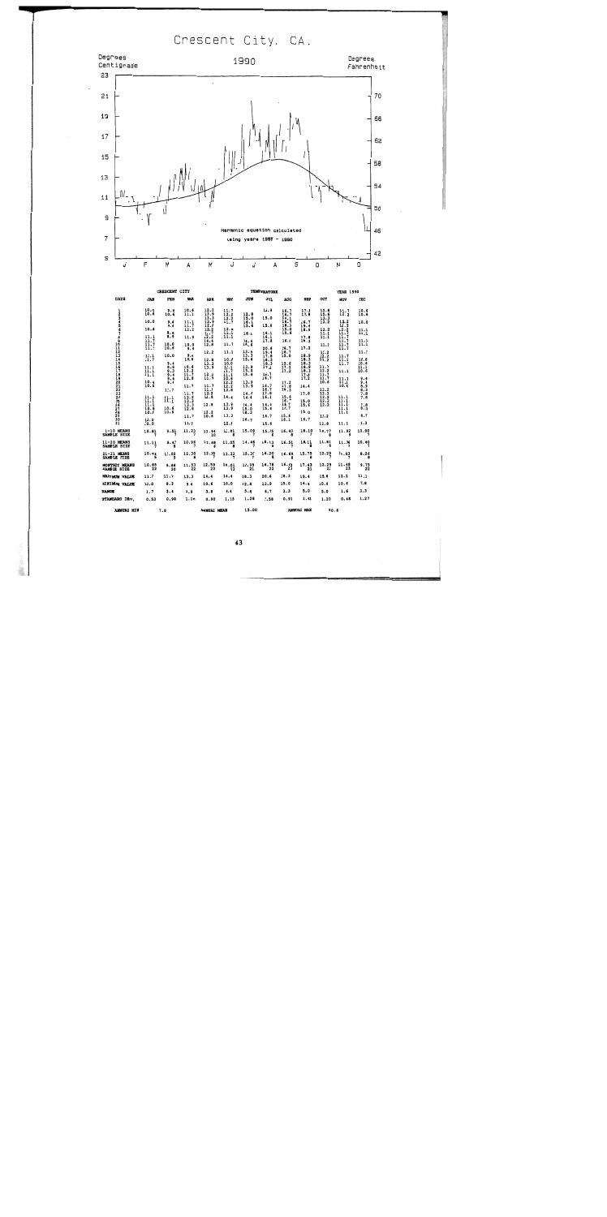# Crescent City, CA.

1990

Degrees Centigrade | Degrees Fahrenheit

Harmonic equation calculated using years 1987 – 1990

| | CRESCENT CITY | | | | | TEMPERATURE | | | | | YEAR 1990 | |
|---|---|---|---|---|---|---|---|---|---|---|---|---|
| DAYS | JAN | FEB | MAR | APR | MAY | JUN | JUL | AUG | SEP | OCT | NOV | DEC |
| 1-10 MEANS SAMPLE SIZE | 10.61 | 9.51 | 11.23 | 12.94 | 11.81 | 15.09 | 15.75 | 16.40 | 18.10 | 14.77 | 11.92 | 10.00 |
| 11-20 MEANS SAMPLE SIZE | 11.11 | 8.47 | 10.96 | 11.88 | 11.05 | 14.46 | 18.13 | 16.51 | 18.11 | 11.81 | 11.36 | 10.40 |
| 21-31 MEANS SAMPLE SIZE | 10.94 | 11.02 | 12.30 | 12.90 | 13.33 | 15.37 | 16.30 | 16.69 | 15.75 | 12.29 | 11.03 | 8.26 |
| MONTHLY MEANS SAMPLE SIZE | 10.85 / 23 | 9.66 / 20 | 11.53 / 22 | 12.59 / 23 | 12.01 / 21 | 14.95 / 21 | 16.74 / 23 | 16.51 / 23 | 17.43 / 21 | 13.29 / 21 | 11.46 / 23 | 9.75 / 22 |
| MAXIMUM VALUE | 11.7 | 11.7 | 13.3 | 14.4 | 14.4 | 18.3 | 20.6 | 18.3 | 19.4 | 15.6 | 12.2 | 11.1 |
| MINIMUM VALUE | 10.0 | 8.3 | 9.4 | 10.6 | 10.0 | 12.8 | 13.9 | 15.0 | 14.4 | 10.6 | 10.6 | 7.8 |
| RANGE | 1.7 | 3.4 | 3.9 | 3.8 | 4.4 | 5.4 | 6.7 | 3.3 | 5.0 | 5.0 | 1.6 | 3.3 |
| STANDARD DEV. | 0.53 | 0.90 | 1.14 | 0.90 | 1.15 | 1.26 | 1.58 | 0.91 | 1.41 | 1.20 | 0.46 | 1.27 |

ANNUAL MIN 7.8 | ANNUAL MEAN 13.00 | ANNUAL MAX 20.6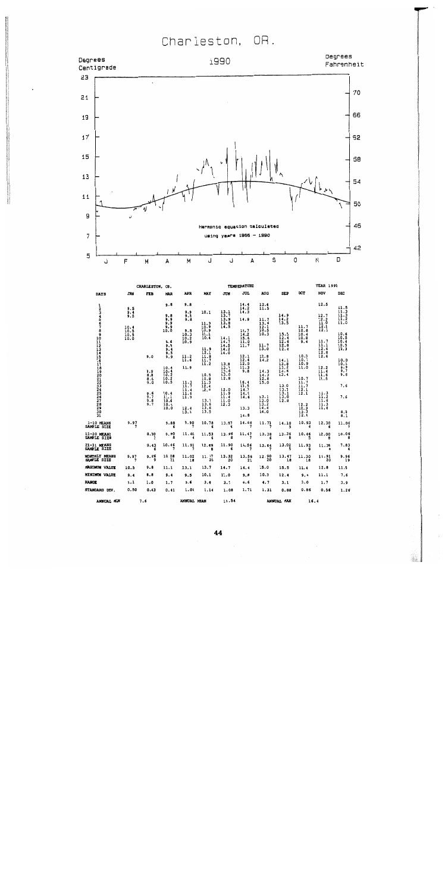# Charleston, OR.

1990

Degrees Centigrade | Degrees Fahrenheit

Harmonic equation calculated using years 1966 - 1990

| CHARLESTON, OR. | | | | | | TEMPERATURE | | | | YEAR 1990 | | |
|---|---|---|---|---|---|---|---|---|---|---|---|---|
| DAYS | JAN | FEB | MAR | APR | MAY | JUN | JUL | AUG | SEP | OCT | NOV | DEC |
| 1 | | | 9.8 | 9.8 | | | 14.4 | 12.4 | | | 12.5 | 11.5 |
| 2 | 9.5 | | | | | 13.1 | 14.2 | 11.5 | | | | 11.3 |
| 3 | 9.4 | | | 9.9 | 10.1 | 13.7 | 14.3 | | | | | 11.3 |
| 4 | 9.5 | | 9.8 | 9.5 | | | | | 14.9 | | 12.7 | 11.2 |
| 5 | | | 9.9 | 9.8 | | 13.9 | 14.9 | | 14.2 | | 12.2 | 11.0 |
| 6 | | | 9.9 | | 11.3 | 13.8 | | 11.7 | 13.5 | | 11.0 | |
| 7 | 10.4 | | 9.9 | | 10.9 | 14.5 | | 13.4 | | 11.7 | 12.1 | |
| 8 | 10.5 | | 10.0 | 9.5 | 10.9 | | 14.7 | 12.1 | | 10.8 | 12.1 | |
| 9 | 10.5 | | | 10.2 | 11.1 | | 14.2 | 10.5 | 15.5 | 10.4 | | 10.6 |
| 10 | 10.0 | | | 10.2 | 10.4 | 14.1 | 15.6 | 10.3 | 12.4 | 10.8 | | 10.5 |
| 11 | | | 9.6 | 10.9 | 11.9 | 14.7 | 11.0 | | 12.6 | 9.4 | 11.7 | 10.4 |
| 12 | | 9.0 | 9.5 | 11.2 | 12.1 | 14.5 | 11.7 | | 12.8 | | 11.1 | 10.5 |
| 13 | | | 9.4 | 11.6 | 11.8 | 14.2 | | 11.7 | 12.4 | | 12.6 | 10.3 |
| 14 | | | 9.5 | | 11.7 | 14.0 | 12.1 | 13.0 | | | 12.8 | |
| 15 | | | 9.9 | 11.9 | 11.2 | | 12.4 | | | 10.3 | 12.6 | |
| 16 | | | | | | | 12.0 | 13.8 | 14.1 | 10.1 | | 10.0 |
| 17 | | | | | | 13.8 | 11.3 | 14.2 | 13.8 | 10.9 | 12.2 | 10.1 |
| 18 | | | 10.4 | | | 13.1 | 9.8 | | 13.7 | 11.0 | 11.4 | 9.9 |
| 19 | | | 10.4 | | | 13.6 | | 14.3 | 14.6 | | 11.6 | 9.7 |
| 20 | | 7.9 | 10.2 | | 10.5 | 13.0 | | 14.3 | 13.4 | | 11.5 | 9.6 |
| 21 | | 8.8 | 10.2 | 11.3 | 10.8 | 12.8 | | 12.8 | | 10.7 | | |
| 22 | | 8.6 | 10.5 | 11.7 | 11.3 | | 16.4 | 15.0 | | 11.7 | | 7.6 |
| 23 | | 9.0 | | 11.4 | 12.4 | | 15.5 | | 13.0 | 11.7 | 11.3 | |
| 24 | | | | 11.6 | 12.6 | 12.0 | 14.7 | | 13.1 | 12.1 | 11.2 | |
| 25 | | 9.6 | 10.4 | 11.9 | | 11.9 | 14.5 | 13.1 | 13.1 | 12.1 | 11.6 | 7.6 |
| 26 | | 9.7 | 11.1 | | 13.1 | 11.4 | 14.6 | 13.0 | 13.0 | | 11.3 | |
| 27 | | 9.8 | 10.6 | | 13.6 | 11.0 | | 13.2 | 12.8 | | 11.4 | |
| 28 | | 9.7 | 10.4 | | 13.6 | 12.3 | | 14.4 | | 12.2 | | |
| 29 | | | 10.0 | 12.4 | 13.5 | | 13.3 | 14.0 | | 12.3 | | |
| 30 | | | | 13.1 | | | | | | 12.3 | | 8.2 |
| 31 | | | | | | | 14.8 | | | 12.4 | | 8.1 |
| 1-10 MEANS | 9.97 | | 9.88 | 9.90 | 10.78 | 13.97 | 14.64 | 11.71 | 14.10 | 10.93 | 12.30 | 11.06 |
| SAMPLE SIZE | 7 | | 6 | 7 | 6 | 6 | 7 | 7 | 5 | 4 | 6 | 7 |
| 11-20 MEANS | | 8.30 | 9.90 | 11.46 | 11.53 | 13.96 | 11.47 | 13.38 | 13.36 | 10.46 | 12.00 | 10.06 |
| SAMPLE SIZE | | 2 | 8 | 4 | 6 | 8 | 7 | 6 | 8 | 5 | 8 | 8 |
| 21-31 MEANS | | 9.43 | 10.46 | 11.91 | 12.69 | 11.90 | 14.56 | 13.64 | 13.02 | 11.93 | 11.36 | 7.83 |
| SAMPLE SIZE | | 6 | 7 | 7 | 8 | 6 | 7 | 7 | 5 | 9 | 6 | 4 |
| MONTHLY MEANS | 9.97 | 9.26 | 10.08 | 11.02 | 11.77 | 13.32 | 13.56 | 12.90 | 13.47 | 11.30 | 11.91 | 9.96 |
| SAMPLE SIZE | 7 | 9 | 21 | 18 | 20 | 20 | 21 | 20 | 18 | 18 | 20 | 19 |
| MAXIMUM VALUE | 10.5 | 9.8 | 11.1 | 13.1 | 13.7 | 14.7 | 16.4 | 15.0 | 15.5 | 12.4 | 12.8 | 11.5 |
| MINIMUM VALUE | 9.4 | 8.8 | 9.4 | 9.5 | 10.1 | 11.0 | 9.8 | 10.3 | 12.4 | 9.4 | 11.1 | 7.6 |
| RANGE | 1.1 | 1.0 | 1.7 | 3.6 | 3.6 | 3.7 | 6.6 | 4.7 | 3.1 | 3.0 | 1.7 | 3.9 |
| STANDARD DEV. | 0.50 | 0.43 | 0.41 | 1.04 | 1.14 | 1.08 | 1.71 | 1.31 | 0.88 | 0.86 | 0.56 | 1.26 |

ANNUAL MIN 7.6 | ANNUAL MEAN 11.54 | ANNUAL MAX 16.4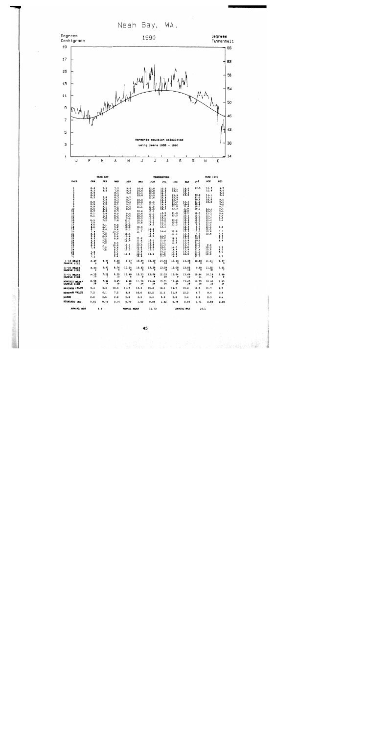# Neah Bay, WA.

Degrees Centigrade

1990

Degrees Fahrenheit

19
17
15
13
11
9
7
5
3
1

66
62
58
54
50
46
42
38
34

Harmonic equation calculated using years 1988 - 1990

J F M A M J J A S O N D

NEAH BAY — TEMPERATURE — YEAR 1990

| DAYS | JAN | FEB | MAR | APR | MAY | JUN | JUL | AUG | SEP | OCT | NOV | DEC |
|---|---|---|---|---|---|---|---|---|---|---|---|---|
| 1-10 MEANS / SAMPLE SIZE | 8.67 / 9 | 7.91 / 8 | 8.08 / 10 | 9.37 / 9 | 10.94 / 9 | 13.30 / 10 | 14.46 / 10 | 13.16 / 8 | 14.38 / 8 | 10.88 / 9 | 11.11 / 8 | 9.47 / 9 |
| 11-20 MEANS / SAMPLE SIZE | 8.34 / 9 | 6.93 / 7 | 8.76 / 9 | 10.24 / 8 | 10.62 / 7 | 13.38 / 9 | 13.09 / 8 | 12.08 / 6 | 12.02 / 10 | 9.80 / 9 | 11.30 / 10 | 7.91 / 7 |
| 21-31 MEANS / SAMPLE SIZE | 8.15 / 10 | 7.29 / 7 | 9.29 / 10 | 10.40 / 8 | 12.23 / 9 | 12.86 / 8 | 13.33 / 10 | 13.84 / 6 | 13.09 / 10 | 10.84 / 11 | 10.18 / 10 | 5.90 / 8 |
| MONTHLY MEANS / SAMPLE SIZE | 8.38 / 28 | 7.36 / 24 | 9.65 / 29 | 9.98 / 25 | 11.29 / 26 | 13.44 / 24 | 13.31 / 28 | 13.40 / 24 | 13.65 / 28 | 10.55 / 28 | 10.93 / 28 | 7.83 / 24 |
| MAXIMUM VALUE | 9.4 | 9.6 | 10.0 | 11.7 | 13.3 | 15.6 | 16.1 | 14.7 | 15.6 | 12.5 | 11.7 | 9.7 |
| MINIMUM VALUE | 7.2 | 6.1 | 7.2 | 8.8 | 10.0 | 12.2 | 11.1 | 11.9 | 12.2 | 9.7 | 9.4 | 3.3 |
| RANGE | 2.2 | 3.5 | 2.8 | 2.9 | 3.3 | 3.4 | 5.0 | 2.8 | 3.4 | 2.8 | 2.3 | 6.4 |
| STANDARD DEV. | 0.51 | 0.72 | 0.74 | 0.78 | 1.00 | 0.84 | 1.42 | 0.75 | 0.94 | 0.71 | 0.59 | 2.00 |

ANNUAL MIN 3.3 ANNUAL MEAN 10.73 ANNUAL MAX 16.1